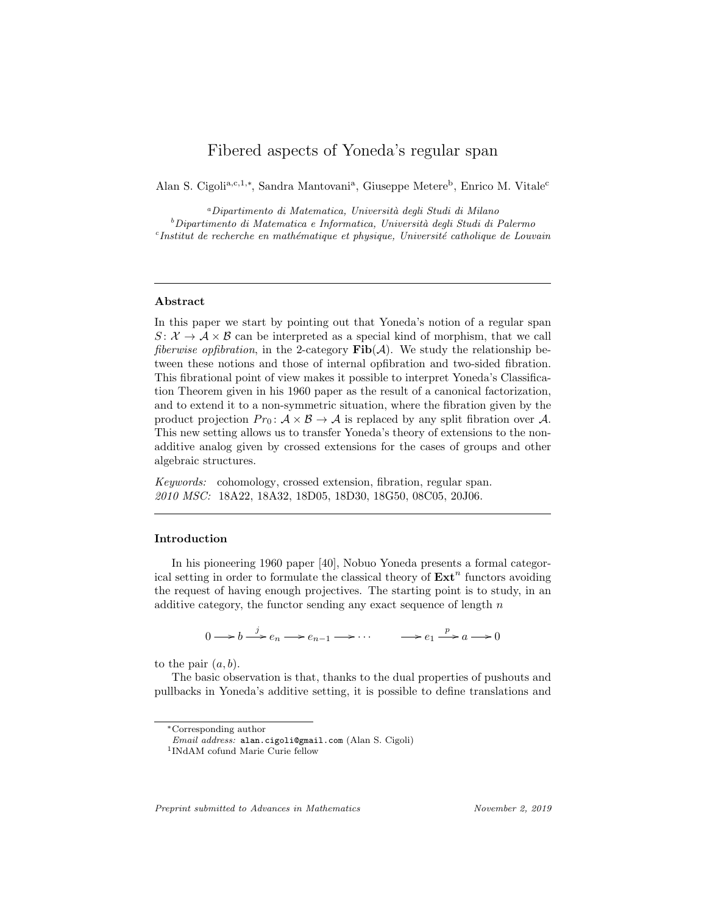# Fibered aspects of Yoneda's regular span

Alan S. Cigoli[a,c,1,*], Sandra Mantovani[a], Giuseppe Metere[b], Enrico M. Vitale[c]

[a]*Dipartimento di Matematica, Università degli Studi di Milano*
[b]*Dipartimento di Matematica e Informatica, Università degli Studi di Palermo*
[c]*Institut de recherche en mathématique et physique, Université catholique de Louvain*

---

### Abstract

In this paper we start by pointing out that Yoneda's notion of a regular span $S\colon \mathcal{X} \to \mathcal{A} \times \mathcal{B}$ can be interpreted as a special kind of morphism, that we call *fiberwise opfibration*, in the 2-category $\mathbf{Fib}(\mathcal{A})$. We study the relationship between these notions and those of internal opfibration and two-sided fibration. This fibrational point of view makes it possible to interpret Yoneda's Classification Theorem given in his 1960 paper as the result of a canonical factorization, and to extend it to a non-symmetric situation, where the fibration given by the product projection $Pr_0\colon \mathcal{A} \times \mathcal{B} \to \mathcal{A}$ is replaced by any split fibration over $\mathcal{A}$. This new setting allows us to transfer Yoneda's theory of extensions to the non-additive analog given by crossed extensions for the cases of groups and other algebraic structures.

*Keywords:* cohomology, crossed extension, fibration, regular span.
*2010 MSC:* 18A22, 18A32, 18D05, 18D30, 18G50, 08C05, 20J06.

---

### Introduction

In his pioneering 1960 paper [40], Nobuo Yoneda presents a formal categorical setting in order to formulate the classical theory of $\mathbf{Ext}^n$ functors avoiding the request of having enough projectives. The starting point is to study, in an additive category, the functor sending any exact sequence of length $n$

$$0 \longrightarrow b \xrightarrow{j} e_n \longrightarrow e_{n-1} \longrightarrow \cdots \qquad \longrightarrow e_1 \xrightarrow{p} a \longrightarrow 0$$

to the pair $(a, b)$.

The basic observation is that, thanks to the dual properties of pushouts and pullbacks in Yoneda's additive setting, it is possible to define translations and

---

*Corresponding author
*Email address:* alan.cigoli@gmail.com (Alan S. Cigoli)
[1]INdAM cofund Marie Curie fellow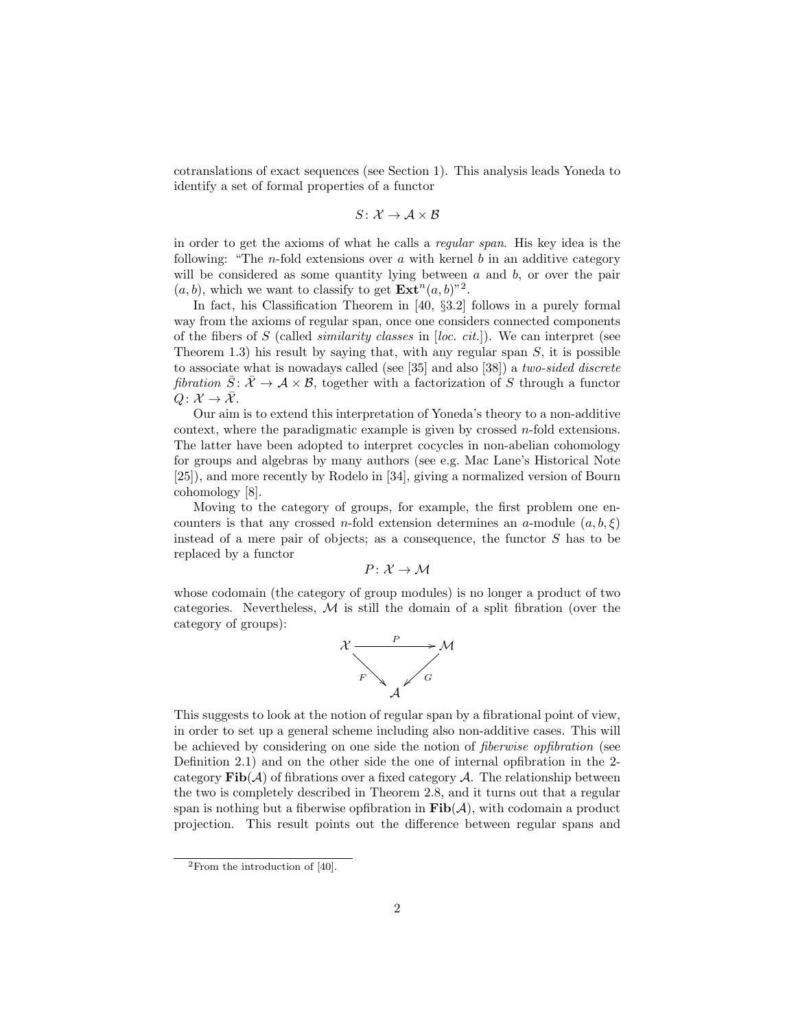cotranslations of exact sequences (see Section 1). This analysis leads Yoneda to identify a set of formal properties of a functor

$$S \colon \mathcal{X} \to \mathcal{A} \times \mathcal{B}$$

in order to get the axioms of what he calls a *regular span*. His key idea is the following: "The $n$-fold extensions over $a$ with kernel $b$ in an additive category will be considered as some quantity lying between $a$ and $b$, or over the pair $(a, b)$, which we want to classify to get $\mathbf{Ext}^n(a, b)$"[2].

In fact, his Classification Theorem in [40, §3.2] follows in a purely formal way from the axioms of regular span, once one considers connected components of the fibers of $S$ (called *similarity classes* in [*loc. cit.*]). We can interpret (see Theorem 1.3) his result by saying that, with any regular span $S$, it is possible to associate what is nowadays called (see [35] and also [38]) a *two-sided discrete fibration* $\bar{S} \colon \bar{\mathcal{X}} \to \mathcal{A} \times \mathcal{B}$, together with a factorization of $S$ through a functor $Q \colon \mathcal{X} \to \bar{\mathcal{X}}$.

Our aim is to extend this interpretation of Yoneda's theory to a non-additive context, where the paradigmatic example is given by crossed $n$-fold extensions. The latter have been adopted to interpret cocycles in non-abelian cohomology for groups and algebras by many authors (see e.g. Mac Lane's Historical Note [25]), and more recently by Rodelo in [34], giving a normalized version of Bourn cohomology [8].

Moving to the category of groups, for example, the first problem one encounters is that any crossed $n$-fold extension determines an $a$-module $(a, b, \xi)$ instead of a mere pair of objects; as a consequence, the functor $S$ has to be replaced by a functor

$$P \colon \mathcal{X} \to \mathcal{M}$$

whose codomain (the category of group modules) is no longer a product of two categories. Nevertheless, $\mathcal{M}$ is still the domain of a split fibration (over the category of groups):

$$\begin{array}{ccc} \mathcal{X} & \xrightarrow{P} & \mathcal{M} \\ & {\scriptstyle F}\searrow \quad \swarrow{\scriptstyle G} & \\ & \mathcal{A} & \end{array}$$

This suggests to look at the notion of regular span by a fibrational point of view, in order to set up a general scheme including also non-additive cases. This will be achieved by considering on one side the notion of *fiberwise opfibration* (see Definition 2.1) and on the other side the one of internal opfibration in the 2-category $\mathbf{Fib}(\mathcal{A})$ of fibrations over a fixed category $\mathcal{A}$. The relationship between the two is completely described in Theorem 2.8, and it turns out that a regular span is nothing but a fiberwise opfibration in $\mathbf{Fib}(\mathcal{A})$, with codomain a product projection. This result points out the difference between regular spans and

[2] From the introduction of [40].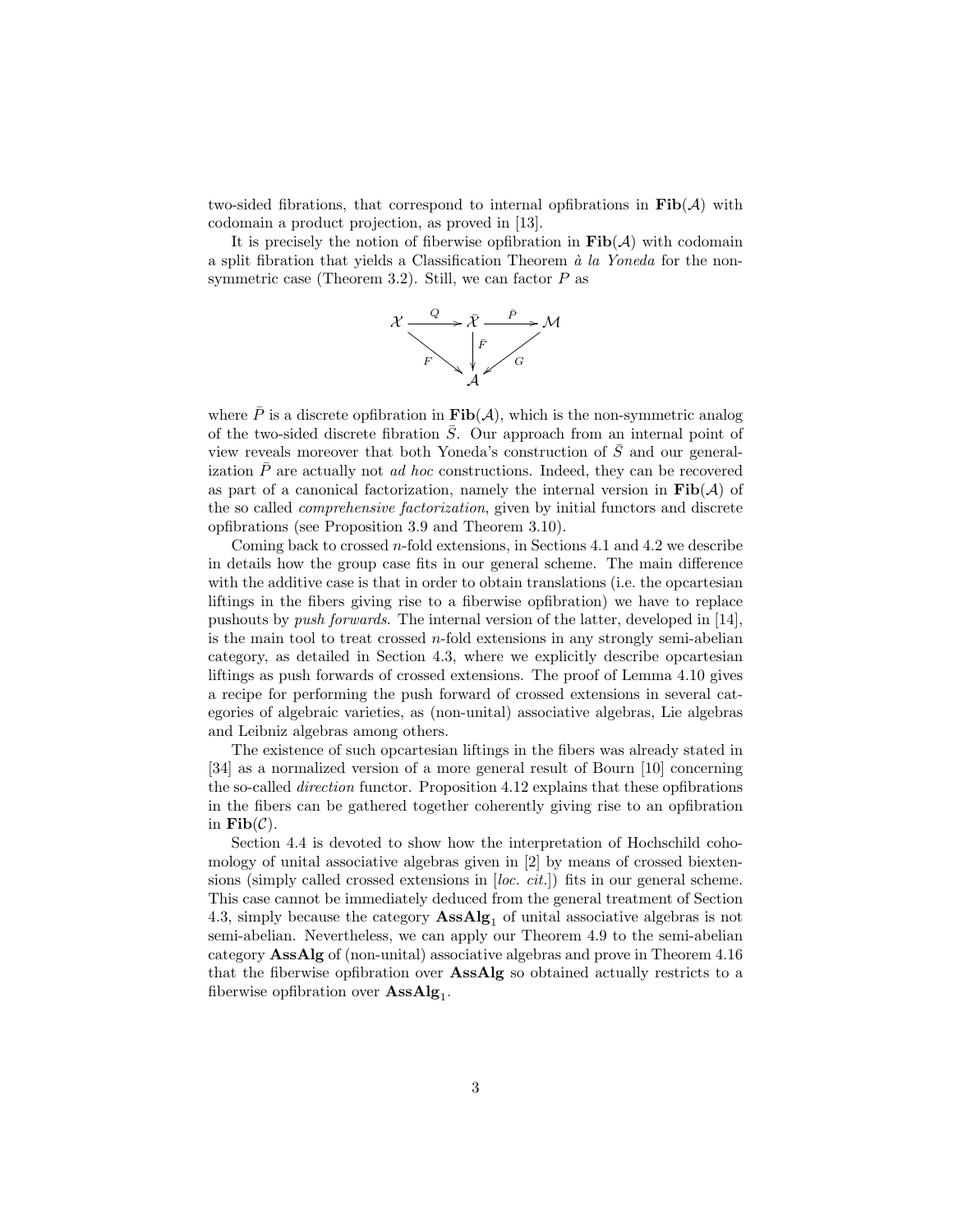two-sided fibrations, that correspond to internal opfibrations in $\mathbf{Fib}(\mathcal{A})$ with codomain a product projection, as proved in [13].

It is precisely the notion of fiberwise opfibration in $\mathbf{Fib}(\mathcal{A})$ with codomain a split fibration that yields a Classification Theorem *à la Yoneda* for the non-symmetric case (Theorem 3.2). Still, we can factor $P$ as

$$\begin{array}{ccccc} \mathcal{X} & \xrightarrow{Q} & \bar{\mathcal{X}} & \xrightarrow{\bar{P}} & \mathcal{M} \\ & {\scriptstyle F}\searrow & \downarrow{\scriptstyle \bar{F}} & \swarrow{\scriptstyle G} & \\ & & \mathcal{A} & & \end{array}$$

where $\bar{P}$ is a discrete opfibration in $\mathbf{Fib}(\mathcal{A})$, which is the non-symmetric analog of the two-sided discrete fibration $\bar{S}$. Our approach from an internal point of view reveals moreover that both Yoneda's construction of $\bar{S}$ and our generalization $\bar{P}$ are actually not *ad hoc* constructions. Indeed, they can be recovered as part of a canonical factorization, namely the internal version in $\mathbf{Fib}(\mathcal{A})$ of the so called *comprehensive factorization*, given by initial functors and discrete opfibrations (see Proposition 3.9 and Theorem 3.10).

Coming back to crossed $n$-fold extensions, in Sections 4.1 and 4.2 we describe in details how the group case fits in our general scheme. The main difference with the additive case is that in order to obtain translations (i.e. the opcartesian liftings in the fibers giving rise to a fiberwise opfibration) we have to replace pushouts by *push forwards*. The internal version of the latter, developed in [14], is the main tool to treat crossed $n$-fold extensions in any strongly semi-abelian category, as detailed in Section 4.3, where we explicitly describe opcartesian liftings as push forwards of crossed extensions. The proof of Lemma 4.10 gives a recipe for performing the push forward of crossed extensions in several categories of algebraic varieties, as (non-unital) associative algebras, Lie algebras and Leibniz algebras among others.

The existence of such opcartesian liftings in the fibers was already stated in [34] as a normalized version of a more general result of Bourn [10] concerning the so-called *direction* functor. Proposition 4.12 explains that these opfibrations in the fibers can be gathered together coherently giving rise to an opfibration in $\mathbf{Fib}(\mathcal{C})$.

Section 4.4 is devoted to show how the interpretation of Hochschild cohomology of unital associative algebras given in [2] by means of crossed biextensions (simply called crossed extensions in [*loc. cit.*]) fits in our general scheme. This case cannot be immediately deduced from the general treatment of Section 4.3, simply because the category $\mathbf{AssAlg_1}$ of unital associative algebras is not semi-abelian. Nevertheless, we can apply our Theorem 4.9 to the semi-abelian category $\mathbf{AssAlg}$ of (non-unital) associative algebras and prove in Theorem 4.16 that the fiberwise opfibration over $\mathbf{AssAlg}$ so obtained actually restricts to a fiberwise opfibration over $\mathbf{AssAlg_1}$.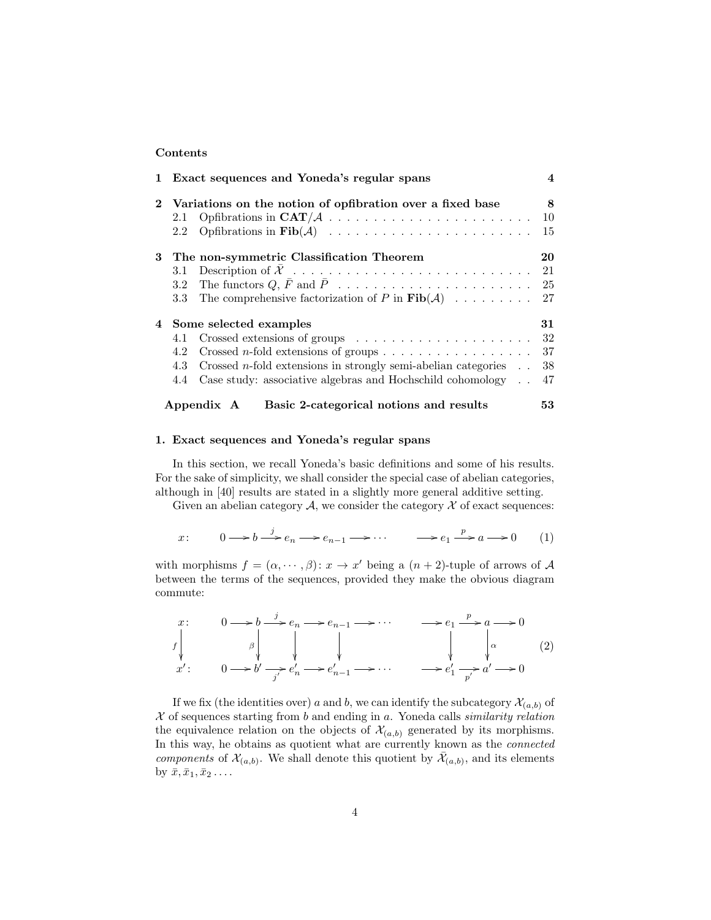**Contents**

| | | |
|---|---|---|
| **1** | **Exact sequences and Yoneda's regular spans** | **4** |
| **2** | **Variations on the notion of opfibration over a fixed base** | **8** |
| 2.1 | Opfibrations in $\mathbf{CAT}/\mathcal{A}$ | 10 |
| 2.2 | Opfibrations in $\mathbf{Fib}(\mathcal{A})$ | 15 |
| **3** | **The non-symmetric Classification Theorem** | **20** |
| 3.1 | Description of $\bar{\mathcal{X}}$ | 21 |
| 3.2 | The functors $Q$, $\bar{F}$ and $\bar{P}$ | 25 |
| 3.3 | The comprehensive factorization of $P$ in $\mathbf{Fib}(\mathcal{A})$ | 27 |
| **4** | **Some selected examples** | **31** |
| 4.1 | Crossed extensions of groups | 32 |
| 4.2 | Crossed $n$-fold extensions of groups | 37 |
| 4.3 | Crossed $n$-fold extensions in strongly semi-abelian categories | 38 |
| 4.4 | Case study: associative algebras and Hochschild cohomology | 47 |
| **Appendix A** | **Basic 2-categorical notions and results** | **53** |

## 1. Exact sequences and Yoneda's regular spans

In this section, we recall Yoneda's basic definitions and some of his results. For the sake of simplicity, we shall consider the special case of abelian categories, although in [40] results are stated in a slightly more general additive setting.

Given an abelian category $\mathcal{A}$, we consider the category $\mathcal{X}$ of exact sequences:

$$x\colon \qquad 0 \longrightarrow b \xrightarrow{\ j\ } e_n \longrightarrow e_{n-1} \longrightarrow \cdots \qquad \longrightarrow e_1 \xrightarrow{\ p\ } a \longrightarrow 0 \qquad (1)$$

with morphisms $f = (\alpha, \cdots, \beta)\colon x \to x'$ being a $(n+2)$-tuple of arrows of $\mathcal{A}$ between the terms of the sequences, provided they make the obvious diagram commute:

$$\begin{array}{ccccccccccccc}
x\colon & 0 \longrightarrow & b & \xrightarrow{\ j\ } & e_n & \longrightarrow & e_{n-1} & \longrightarrow \cdots & \longrightarrow & e_1 & \xrightarrow{\ p\ } & a & \longrightarrow 0 \\
{\scriptstyle f}\downarrow & & {\scriptstyle \beta}\downarrow & & \downarrow & & \downarrow & & & \downarrow & & \downarrow{\scriptstyle \alpha} & \\
x'\colon & 0 \longrightarrow & b' & \xrightarrow[j']{} & e'_n & \longrightarrow & e'_{n-1} & \longrightarrow \cdots & \longrightarrow & e'_1 & \xrightarrow[p']{} & a' & \longrightarrow 0
\end{array} \qquad (2)$$

If we fix (the identities over) $a$ and $b$, we can identify the subcategory $\mathcal{X}_{(a,b)}$ of $\mathcal{X}$ of sequences starting from $b$ and ending in $a$. Yoneda calls *similarity relation* the equivalence relation on the objects of $\mathcal{X}_{(a,b)}$ generated by its morphisms. In this way, he obtains as quotient what are currently known as the *connected components* of $\mathcal{X}_{(a,b)}$. We shall denote this quotient by $\bar{\mathcal{X}}_{(a,b)}$, and its elements by $\bar{x}, \bar{x}_1, \bar{x}_2 \ldots$.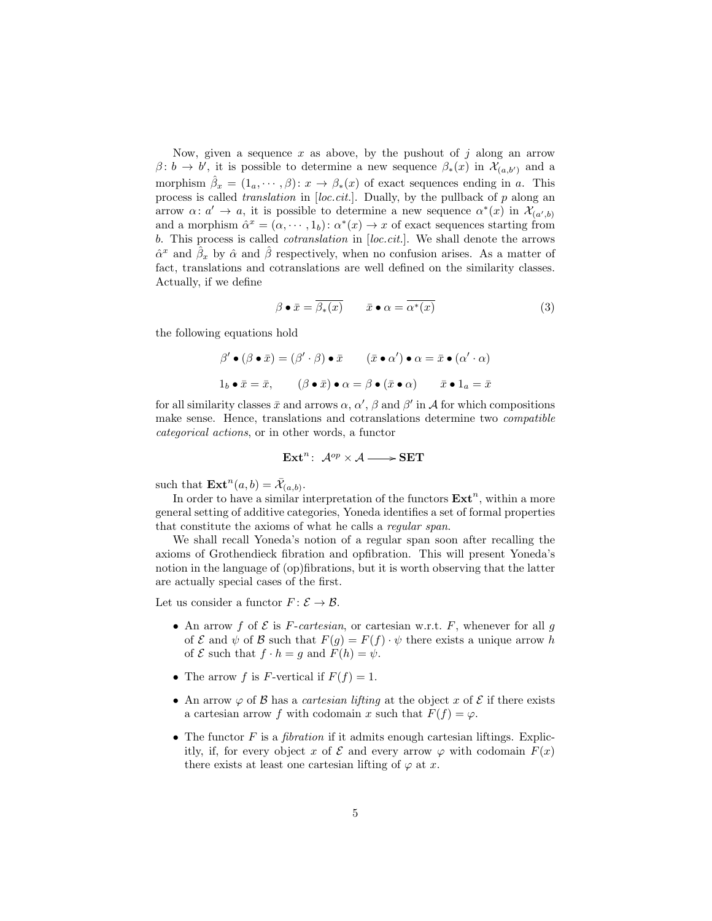Now, given a sequence $x$ as above, by the pushout of $j$ along an arrow $\beta\colon b \to b'$, it is possible to determine a new sequence $\beta_*(x)$ in $\mathcal{X}_{(a,b')}$ and a morphism $\hat{\beta}_x = (1_a, \cdots, \beta)\colon x \to \beta_*(x)$ of exact sequences ending in $a$. This process is called *translation* in [*loc.cit.*]. Dually, by the pullback of $p$ along an arrow $\alpha\colon a' \to a$, it is possible to determine a new sequence $\alpha^*(x)$ in $\mathcal{X}_{(a',b)}$ and a morphism $\hat{\alpha}^x = (\alpha, \cdots, 1_b)\colon \alpha^*(x) \to x$ of exact sequences starting from $b$. This process is called *cotranslation* in [*loc.cit.*]. We shall denote the arrows $\hat{\alpha}^x$ and $\hat{\beta}_x$ by $\hat{\alpha}$ and $\hat{\beta}$ respectively, when no confusion arises. As a matter of fact, translations and cotranslations are well defined on the similarity classes. Actually, if we define

$$\beta \bullet \bar{x} = \overline{\beta_*(x)} \qquad \bar{x} \bullet \alpha = \overline{\alpha^*(x)} \tag{3}$$

the following equations hold

$$\beta' \bullet (\beta \bullet \bar{x}) = (\beta' \cdot \beta) \bullet \bar{x} \qquad (\bar{x} \bullet \alpha') \bullet \alpha = \bar{x} \bullet (\alpha' \cdot \alpha)$$

$$1_b \bullet \bar{x} = \bar{x}, \qquad (\beta \bullet \bar{x}) \bullet \alpha = \beta \bullet (\bar{x} \bullet \alpha) \qquad \bar{x} \bullet 1_a = \bar{x}$$

for all similarity classes $\bar{x}$ and arrows $\alpha$, $\alpha'$, $\beta$ and $\beta'$ in $\mathcal{A}$ for which compositions make sense. Hence, translations and cotranslations determine two *compatible categorical actions*, or in other words, a functor

$$\mathbf{Ext}^n\colon\ \mathcal{A}^{op} \times \mathcal{A} \longrightarrow \mathbf{SET}$$

such that $\mathbf{Ext}^n(a,b) = \bar{\mathcal{X}}_{(a,b)}$.

In order to have a similar interpretation of the functors $\mathbf{Ext}^n$, within a more general setting of additive categories, Yoneda identifies a set of formal properties that constitute the axioms of what he calls a *regular span*.

We shall recall Yoneda's notion of a regular span soon after recalling the axioms of Grothendieck fibration and opfibration. This will present Yoneda's notion in the language of (op)fibrations, but it is worth observing that the latter are actually special cases of the first.

Let us consider a functor $F\colon \mathcal{E} \to \mathcal{B}$.

- An arrow $f$ of $\mathcal{E}$ is $F$-*cartesian*, or cartesian w.r.t. $F$, whenever for all $g$ of $\mathcal{E}$ and $\psi$ of $\mathcal{B}$ such that $F(g) = F(f) \cdot \psi$ there exists a unique arrow $h$ of $\mathcal{E}$ such that $f \cdot h = g$ and $F(h) = \psi$.
- The arrow $f$ is $F$-vertical if $F(f) = 1$.
- An arrow $\varphi$ of $\mathcal{B}$ has a *cartesian lifting* at the object $x$ of $\mathcal{E}$ if there exists a cartesian arrow $f$ with codomain $x$ such that $F(f) = \varphi$.
- The functor $F$ is a *fibration* if it admits enough cartesian liftings. Explicitly, if, for every object $x$ of $\mathcal{E}$ and every arrow $\varphi$ with codomain $F(x)$ there exists at least one cartesian lifting of $\varphi$ at $x$.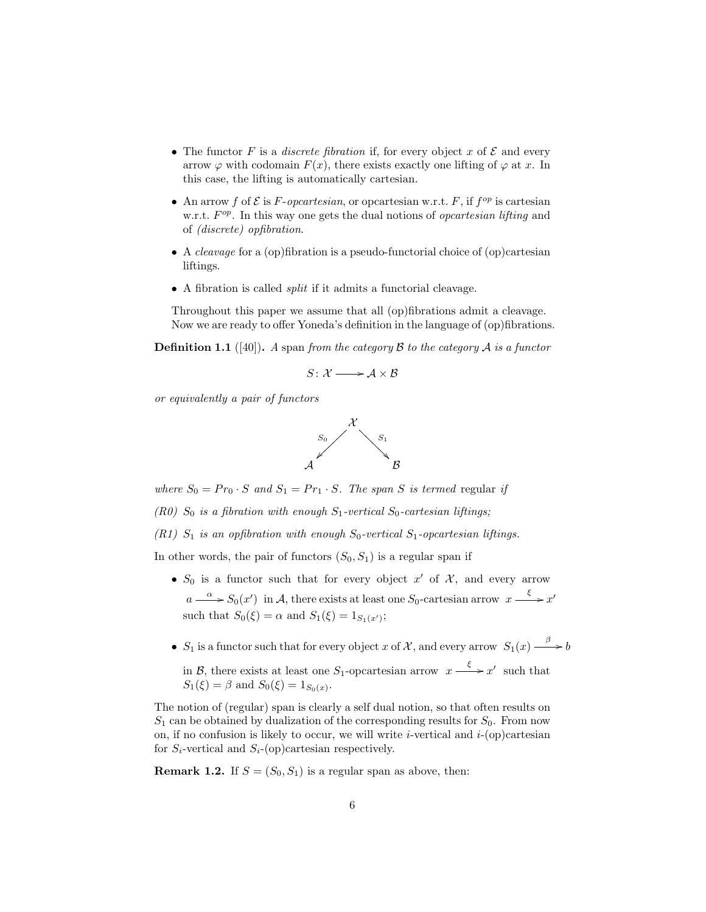- The functor $F$ is a *discrete fibration* if, for every object $x$ of $\mathcal{E}$ and every arrow $\varphi$ with codomain $F(x)$, there exists exactly one lifting of $\varphi$ at $x$. In this case, the lifting is automatically cartesian.

- An arrow $f$ of $\mathcal{E}$ is $F$-*opcartesian*, or opcartesian w.r.t. $F$, if $f^{op}$ is cartesian w.r.t. $F^{op}$. In this way one gets the dual notions of *opcartesian lifting* and of *(discrete) opfibration*.

- A *cleavage* for a (op)fibration is a pseudo-functorial choice of (op)cartesian liftings.

- A fibration is called *split* if it admits a functorial cleavage.

Throughout this paper we assume that all (op)fibrations admit a cleavage.
Now we are ready to offer Yoneda's definition in the language of (op)fibrations.

**Definition 1.1** ([40])**.** *A* span *from the category $\mathcal{B}$ to the category $\mathcal{A}$ is a functor*

$$S\colon \mathcal{X} \longrightarrow \mathcal{A} \times \mathcal{B}$$

*or equivalently a pair of functors*

$$\mathcal{A} \xleftarrow{\ S_0\ } \mathcal{X} \xrightarrow{\ S_1\ } \mathcal{B}$$

*where $S_0 = Pr_0 \cdot S$ and $S_1 = Pr_1 \cdot S$. The span $S$ is termed* regular *if*

*(R0) $S_0$ is a fibration with enough $S_1$-vertical $S_0$-cartesian liftings;*

*(R1) $S_1$ is an opfibration with enough $S_0$-vertical $S_1$-opcartesian liftings.*

In other words, the pair of functors $(S_0, S_1)$ is a regular span if

- $S_0$ is a functor such that for every object $x'$ of $\mathcal{X}$, and every arrow $a \xrightarrow{\ \alpha\ } S_0(x')$ in $\mathcal{A}$, there exists at least one $S_0$-cartesian arrow $x \xrightarrow{\ \xi\ } x'$ such that $S_0(\xi) = \alpha$ and $S_1(\xi) = 1_{S_1(x')}$;

- $S_1$ is a functor such that for every object $x$ of $\mathcal{X}$, and every arrow $S_1(x) \xrightarrow{\ \beta\ } b$ in $\mathcal{B}$, there exists at least one $S_1$-opcartesian arrow $x \xrightarrow{\ \xi\ } x'$ such that $S_1(\xi) = \beta$ and $S_0(\xi) = 1_{S_0(x)}$.

The notion of (regular) span is clearly a self dual notion, so that often results on $S_1$ can be obtained by dualization of the corresponding results for $S_0$. From now on, if no confusion is likely to occur, we will write $i$-vertical and $i$-(op)cartesian for $S_i$-vertical and $S_i$-(op)cartesian respectively.

**Remark 1.2.** If $S = (S_0, S_1)$ is a regular span as above, then: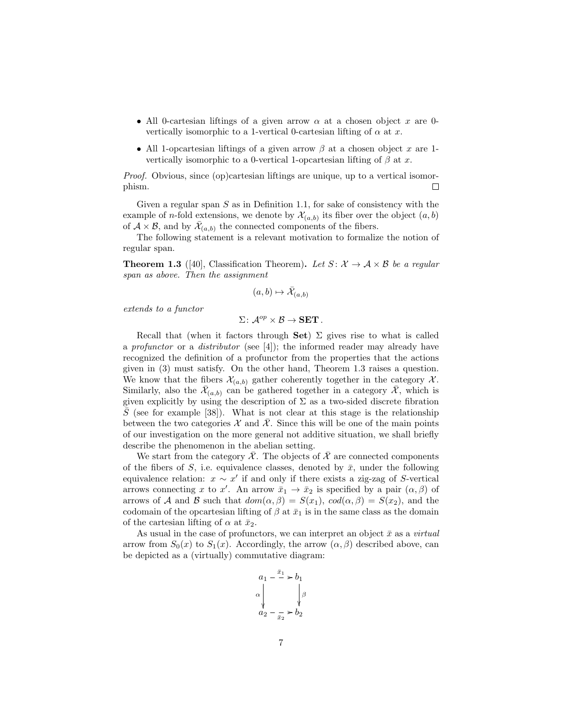- All 0-cartesian liftings of a given arrow $\alpha$ at a chosen object $x$ are 0-vertically isomorphic to a 1-vertical 0-cartesian lifting of $\alpha$ at $x$.
- All 1-opcartesian liftings of a given arrow $\beta$ at a chosen object $x$ are 1-vertically isomorphic to a 0-vertical 1-opcartesian lifting of $\beta$ at $x$.

*Proof.* Obvious, since (op)cartesian liftings are unique, up to a vertical isomorphism. □

Given a regular span $S$ as in Definition 1.1, for sake of consistency with the example of $n$-fold extensions, we denote by $\mathcal{X}_{(a,b)}$ its fiber over the object $(a, b)$ of $\mathcal{A} \times \mathcal{B}$, and by $\bar{\mathcal{X}}_{(a,b)}$ the connected components of the fibers.

The following statement is a relevant motivation to formalize the notion of regular span.

**Theorem 1.3** ([40], Classification Theorem)**.** *Let $S\colon \mathcal{X} \to \mathcal{A} \times \mathcal{B}$ be a regular span as above. Then the assignment*

$$(a, b) \mapsto \bar{\mathcal{X}}_{(a,b)}$$

*extends to a functor*

$$\Sigma\colon \mathcal{A}^{op} \times \mathcal{B} \to \mathbf{SET}\,.$$

Recall that (when it factors through **Set**) $\Sigma$ gives rise to what is called a *profunctor* or a *distributor* (see [4]); the informed reader may already have recognized the definition of a profunctor from the properties that the actions given in (3) must satisfy. On the other hand, Theorem 1.3 raises a question. We know that the fibers $\mathcal{X}_{(a,b)}$ gather coherently together in the category $\mathcal{X}$. Similarly, also the $\bar{\mathcal{X}}_{(a,b)}$ can be gathered together in a category $\bar{\mathcal{X}}$, which is given explicitly by using the description of $\Sigma$ as a two-sided discrete fibration $\bar{S}$ (see for example [38]). What is not clear at this stage is the relationship between the two categories $\mathcal{X}$ and $\bar{\mathcal{X}}$. Since this will be one of the main points of our investigation on the more general not additive situation, we shall briefly describe the phenomenon in the abelian setting.

We start from the category $\bar{\mathcal{X}}$. The objects of $\bar{\mathcal{X}}$ are connected components of the fibers of $S$, i.e. equivalence classes, denoted by $\bar{x}$, under the following equivalence relation: $x \sim x'$ if and only if there exists a zig-zag of $S$-vertical arrows connecting $x$ to $x'$. An arrow $\bar{x}_1 \to \bar{x}_2$ is specified by a pair $(\alpha, \beta)$ of arrows of $\mathcal{A}$ and $\mathcal{B}$ such that $dom(\alpha, \beta) = S(x_1)$, $cod(\alpha, \beta) = S(x_2)$, and the codomain of the opcartesian lifting of $\beta$ at $\bar{x}_1$ is in the same class as the domain of the cartesian lifting of $\alpha$ at $\bar{x}_2$.

As usual in the case of profunctors, we can interpret an object $\bar{x}$ as a *virtual* arrow from $S_0(x)$ to $S_1(x)$. Accordingly, the arrow $(\alpha, \beta)$ described above, can be depicted as a (virtually) commutative diagram:

$$\begin{array}{ccc} a_1 & \overset{\bar{x}_1}{\dashrightarrow} & b_1 \\ {\scriptstyle\alpha}\downarrow & & \downarrow{\scriptstyle\beta} \\ a_2 & \underset{\bar{x}_2}{\dashrightarrow} & b_2 \end{array}$$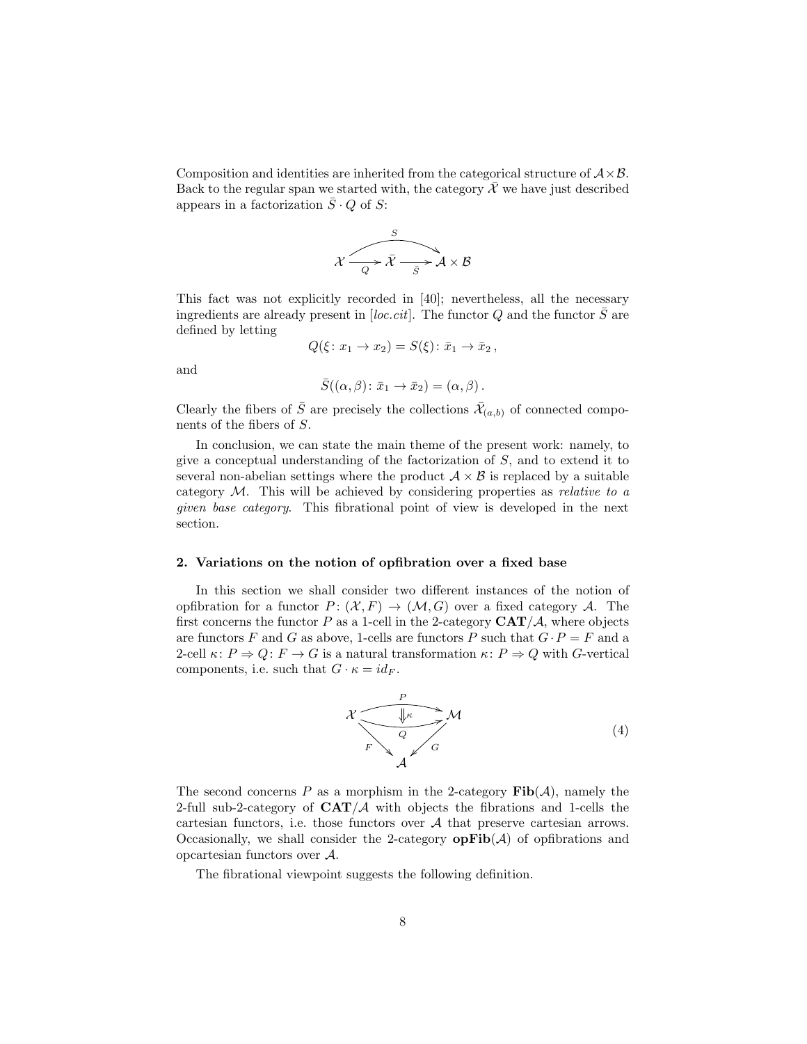Composition and identities are inherited from the categorical structure of $\mathcal{A}\times\mathcal{B}$. Back to the regular span we started with, the category $\bar{\mathcal{X}}$ we have just described appears in a factorization $\bar{S}\cdot Q$ of $S$:

$$\mathcal{X} \xrightarrow{Q} \bar{\mathcal{X}} \xrightarrow{\bar{S}} \mathcal{A}\times\mathcal{B}, \qquad S = \bar{S}\cdot Q$$

This fact was not explicitly recorded in [40]; nevertheless, all the necessary ingredients are already present in [*loc.cit*]. The functor $Q$ and the functor $\bar{S}$ are defined by letting

$$Q(\xi\colon x_1 \to x_2) = S(\xi)\colon \bar{x}_1 \to \bar{x}_2\,,$$

and

$$\bar{S}((\alpha,\beta)\colon \bar{x}_1 \to \bar{x}_2) = (\alpha,\beta)\,.$$

Clearly the fibers of $\bar{S}$ are precisely the collections $\bar{\mathcal{X}}_{(a,b)}$ of connected components of the fibers of $S$.

In conclusion, we can state the main theme of the present work: namely, to give a conceptual understanding of the factorization of $S$, and to extend it to several non-abelian settings where the product $\mathcal{A}\times\mathcal{B}$ is replaced by a suitable category $\mathcal{M}$. This will be achieved by considering properties as *relative to a given base category*. This fibrational point of view is developed in the next section.

## 2. Variations on the notion of opfibration over a fixed base

In this section we shall consider two different instances of the notion of opfibration for a functor $P\colon(\mathcal{X},F)\to(\mathcal{M},G)$ over a fixed category $\mathcal{A}$. The first concerns the functor $P$ as a 1-cell in the 2-category $\mathbf{CAT}/\mathcal{A}$, where objects are functors $F$ and $G$ as above, 1-cells are functors $P$ such that $G\cdot P = F$ and a 2-cell $\kappa\colon P\Rightarrow Q\colon F\to G$ is a natural transformation $\kappa\colon P\Rightarrow Q$ with $G$-vertical components, i.e. such that $G\cdot\kappa = id_F$.

$$\begin{array}{ccc} \mathcal{X} & \overset{P}{\underset{Q}{\rightrightarrows}}\ (\Downarrow\kappa) & \mathcal{M} \\ & {\scriptstyle F}\searrow \quad \swarrow{\scriptstyle G} & \\ & \mathcal{A} & \end{array} \tag{4}$$

The second concerns $P$ as a morphism in the 2-category $\mathbf{Fib}(\mathcal{A})$, namely the 2-full sub-2-category of $\mathbf{CAT}/\mathcal{A}$ with objects the fibrations and 1-cells the cartesian functors, i.e. those functors over $\mathcal{A}$ that preserve cartesian arrows. Occasionally, we shall consider the 2-category $\mathbf{opFib}(\mathcal{A})$ of opfibrations and opcartesian functors over $\mathcal{A}$.

The fibrational viewpoint suggests the following definition.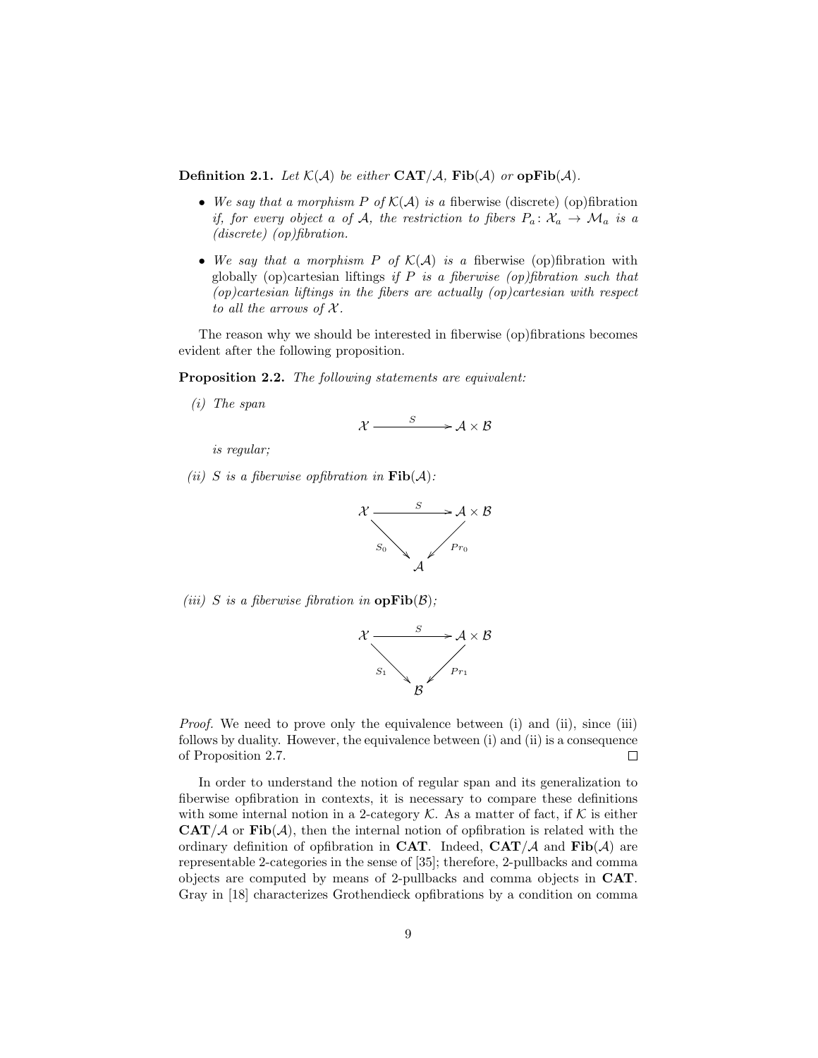**Definition 2.1.** *Let $\mathcal{K}(\mathcal{A})$ be either $\mathbf{CAT}/\mathcal{A}$, $\mathbf{Fib}(\mathcal{A})$ or $\mathbf{opFib}(\mathcal{A})$.*

- *We say that a morphism $P$ of $\mathcal{K}(\mathcal{A})$ is a* fiberwise (discrete) (op)fibration *if, for every object $a$ of $\mathcal{A}$, the restriction to fibers $P_a \colon \mathcal{X}_a \to \mathcal{M}_a$ is a (discrete) (op)fibration.*
- *We say that a morphism $P$ of $\mathcal{K}(\mathcal{A})$ is a* fiberwise (op)fibration with globally (op)cartesian liftings *if $P$ is a fiberwise (op)fibration such that (op)cartesian liftings in the fibers are actually (op)cartesian with respect to all the arrows of $\mathcal{X}$.*

The reason why we should be interested in fiberwise (op)fibrations becomes evident after the following proposition.

**Proposition 2.2.** *The following statements are equivalent:*

*(i) The span*

$$\mathcal{X} \xrightarrow{\quad S \quad} \mathcal{A} \times \mathcal{B}$$

*is regular;*

*(ii) $S$ is a fiberwise opfibration in $\mathbf{Fib}(\mathcal{A})$:*

$$\begin{array}{ccc} \mathcal{X} & \xrightarrow{\quad S \quad} & \mathcal{A} \times \mathcal{B} \\ & {}_{S_0}\searrow \quad \swarrow_{Pr_0} & \\ & \mathcal{A} & \end{array}$$

*(iii) $S$ is a fiberwise fibration in $\mathbf{opFib}(\mathcal{B})$;*

$$\begin{array}{ccc} \mathcal{X} & \xrightarrow{\quad S \quad} & \mathcal{A} \times \mathcal{B} \\ & {}_{S_1}\searrow \quad \swarrow_{Pr_1} & \\ & \mathcal{B} & \end{array}$$

*Proof.* We need to prove only the equivalence between (i) and (ii), since (iii) follows by duality. However, the equivalence between (i) and (ii) is a consequence of Proposition 2.7. □

In order to understand the notion of regular span and its generalization to fiberwise opfibration in contexts, it is necessary to compare these definitions with some internal notion in a 2-category $\mathcal{K}$. As a matter of fact, if $\mathcal{K}$ is either $\mathbf{CAT}/\mathcal{A}$ or $\mathbf{Fib}(\mathcal{A})$, then the internal notion of opfibration is related with the ordinary definition of opfibration in $\mathbf{CAT}$. Indeed, $\mathbf{CAT}/\mathcal{A}$ and $\mathbf{Fib}(\mathcal{A})$ are representable 2-categories in the sense of [35]; therefore, 2-pullbacks and comma objects are computed by means of 2-pullbacks and comma objects in $\mathbf{CAT}$. Gray in [18] characterizes Grothendieck opfibrations by a condition on comma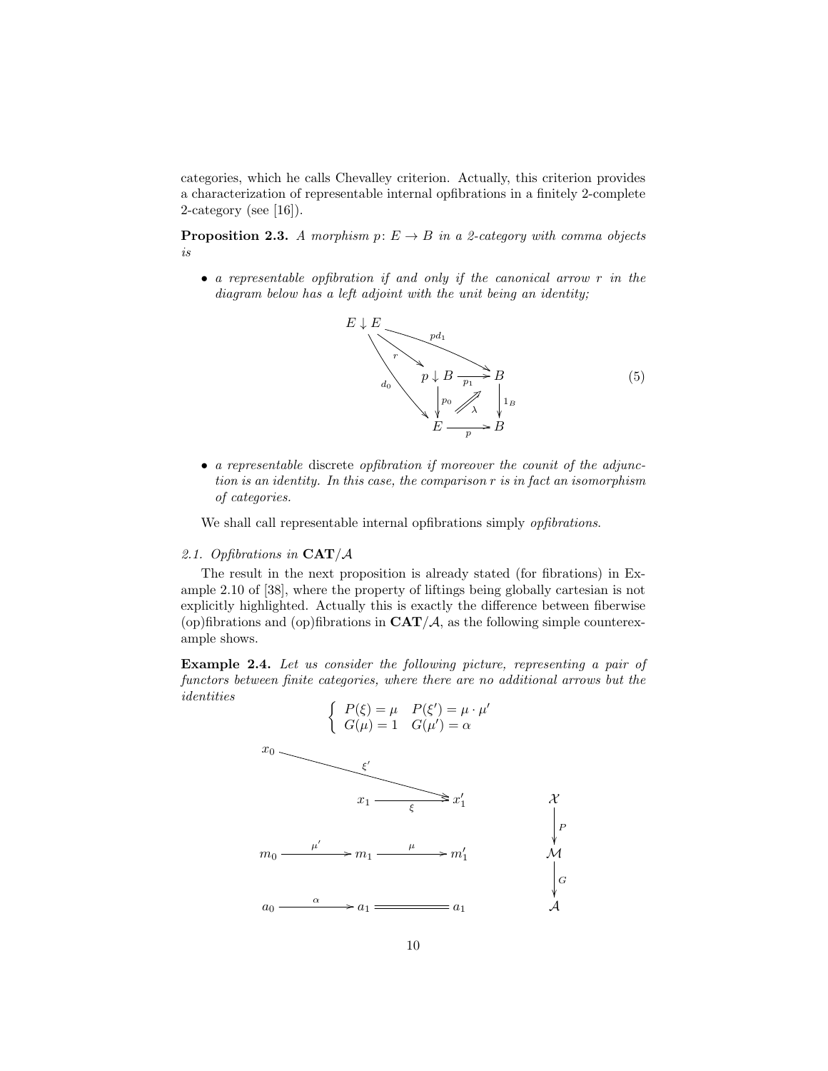categories, which he calls Chevalley criterion. Actually, this criterion provides a characterization of representable internal opfibrations in a finitely 2-complete 2-category (see [16]).

**Proposition 2.3.** *A morphism $p\colon E \to B$ in a 2-category with comma objects is*

- *a representable opfibration if and only if the canonical arrow $r$ in the diagram below has a left adjoint with the unit being an identity;*

$$\begin{array}{ccccc} E\downarrow E & & & & \\ & \overset{r}{\searrow} & & \overset{pd_1}{\longrightarrow} & \\ & & p\downarrow B & \xrightarrow{p_1} & B \\ & {\scriptstyle d_0}\searrow & \downarrow{\scriptstyle p_0} & \overset{\lambda}{\nearrow} & \downarrow{\scriptstyle 1_B} \\ & & E & \xrightarrow{p} & B \end{array} \tag{5}$$

- *a representable* discrete *opfibration if moreover the counit of the adjunction is an identity. In this case, the comparison $r$ is in fact an isomorphism of categories.*

We shall call representable internal opfibrations simply *opfibrations*.

### *2.1. Opfibrations in* $\mathbf{CAT}/\mathcal{A}$

The result in the next proposition is already stated (for fibrations) in Example 2.10 of [38], where the property of liftings being globally cartesian is not explicitly highlighted. Actually this is exactly the difference between fiberwise (op)fibrations and (op)fibrations in $\mathbf{CAT}/\mathcal{A}$, as the following simple counterexample shows.

**Example 2.4.** *Let us consider the following picture, representing a pair of functors between finite categories, where there are no additional arrows but the identities*

$$\begin{cases} P(\xi) = \mu & P(\xi') = \mu \cdot \mu' \\ G(\mu) = 1 & G(\mu') = \alpha \end{cases}$$

$$\begin{array}{ccccccc} x_0 & & \xrightarrow{\quad\quad\xi'\quad\quad} & & x_1' & & \\ & & x_1 & \xrightarrow{\xi} & x_1' & & \mathcal{X} \\ & & & & & & \downarrow{\scriptstyle P} \\ m_0 & \xrightarrow{\mu'} & m_1 & \xrightarrow{\mu} & m_1' & & \mathcal{M} \\ & & & & & & \downarrow{\scriptstyle G} \\ a_0 & \xrightarrow{\alpha} & a_1 & = & a_1 & & \mathcal{A} \end{array}$$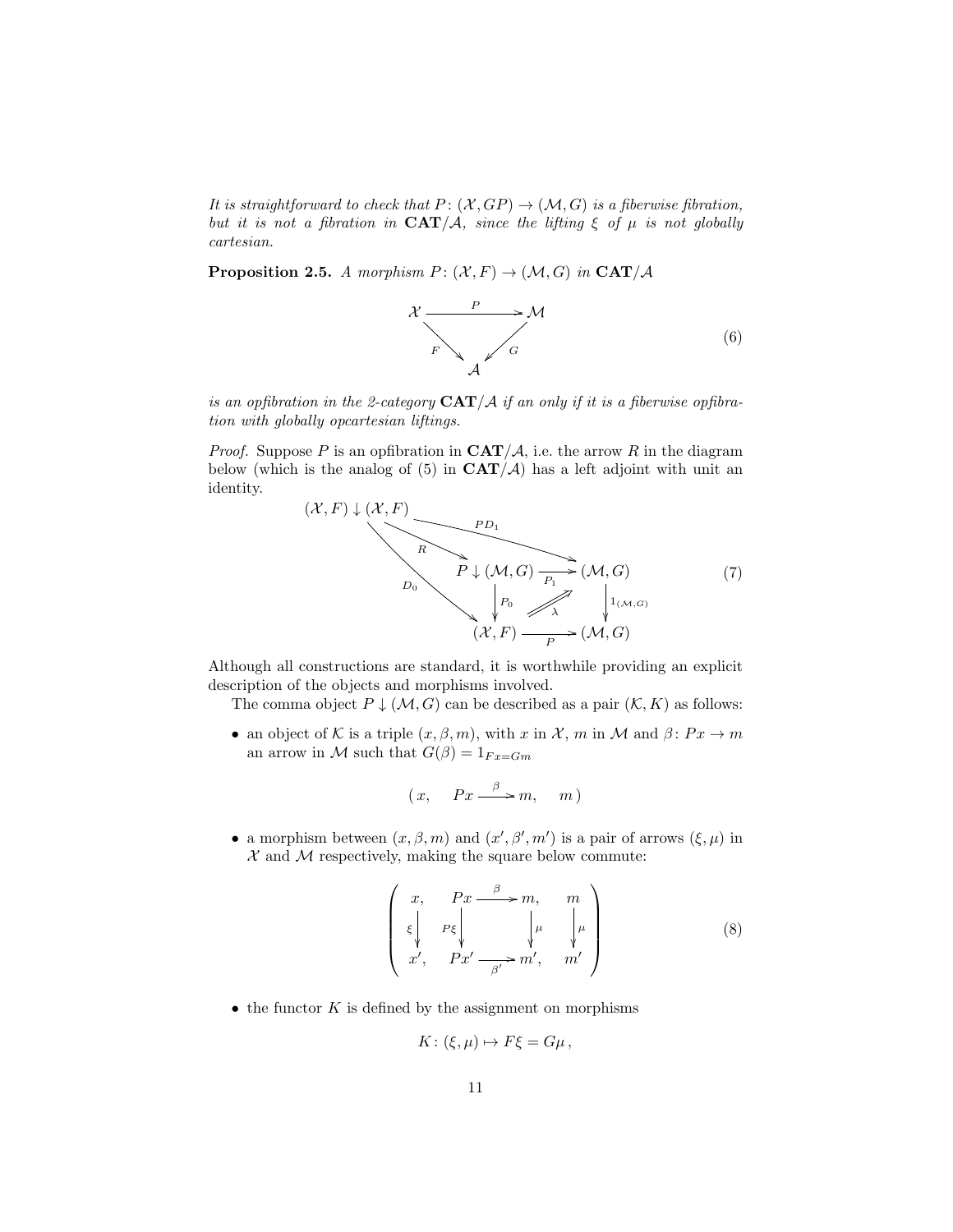*It is straightforward to check that $P\colon (\mathcal{X}, GP) \to (\mathcal{M}, G)$ is a fiberwise fibration, but it is not a fibration in $\mathbf{CAT}/\mathcal{A}$, since the lifting $\xi$ of $\mu$ is not globally cartesian.*

**Proposition 2.5.** *A morphism $P\colon (\mathcal{X}, F) \to (\mathcal{M}, G)$ in $\mathbf{CAT}/\mathcal{A}$*

$$\begin{array}{ccc} \mathcal{X} & \xrightarrow{\quad P \quad} & \mathcal{M} \\ & {\scriptstyle F}\searrow \quad \swarrow{\scriptstyle G} & \\ & \mathcal{A} & \end{array} \tag{6}$$

*is an opfibration in the 2-category $\mathbf{CAT}/\mathcal{A}$ if an only if it is a fiberwise opfibration with globally opcartesian liftings.*

*Proof.* Suppose $P$ is an opfibration in $\mathbf{CAT}/\mathcal{A}$, i.e. the arrow $R$ in the diagram below (which is the analog of (5) in $\mathbf{CAT}/\mathcal{A}$) has a left adjoint with unit an identity.

$$\begin{array}{ccc} (\mathcal{X},F)\downarrow(\mathcal{X},F) & \xrightarrow{\quad PD_1 \quad} & (\mathcal{M},G) \\ {\scriptstyle R}\searrow & & \\ & P\downarrow(\mathcal{M},G) \xrightarrow{\;P_1\;} (\mathcal{M},G) & \\ {\scriptstyle D_0}\searrow & \downarrow{\scriptstyle P_0} \quad \overset{\lambda}{\Rightarrow} \quad \downarrow{\scriptstyle 1_{(\mathcal{M},G)}} & \\ & (\mathcal{X},F) \xrightarrow{\quad P \quad} (\mathcal{M},G) & \end{array} \tag{7}$$

Although all constructions are standard, it is worthwhile providing an explicit description of the objects and morphisms involved.

The comma object $P \downarrow (\mathcal{M}, G)$ can be described as a pair $(\mathcal{K}, K)$ as follows:

- an object of $\mathcal{K}$ is a triple $(x, \beta, m)$, with $x$ in $\mathcal{X}$, $m$ in $\mathcal{M}$ and $\beta\colon Px \to m$ an arrow in $\mathcal{M}$ such that $G(\beta) = 1_{Fx=Gm}$

$$(\,x, \quad Px \xrightarrow{\;\beta\;} m, \quad m\,)$$

- a morphism between $(x, \beta, m)$ and $(x', \beta', m')$ is a pair of arrows $(\xi, \mu)$ in $\mathcal{X}$ and $\mathcal{M}$ respectively, making the square below commute:

$$\left(\begin{array}{cccc} x, & Px \xrightarrow{\;\beta\;} & m, & m \\ \downarrow{\scriptstyle \xi} & \downarrow{\scriptstyle P\xi} & \downarrow{\scriptstyle \mu} & \downarrow{\scriptstyle \mu} \\ x', & Px' \xrightarrow[\;\beta'\;]{} & m', & m' \end{array}\right) \tag{8}$$

- the functor $K$ is defined by the assignment on morphisms

$$K\colon (\xi, \mu) \mapsto F\xi = G\mu\,,$$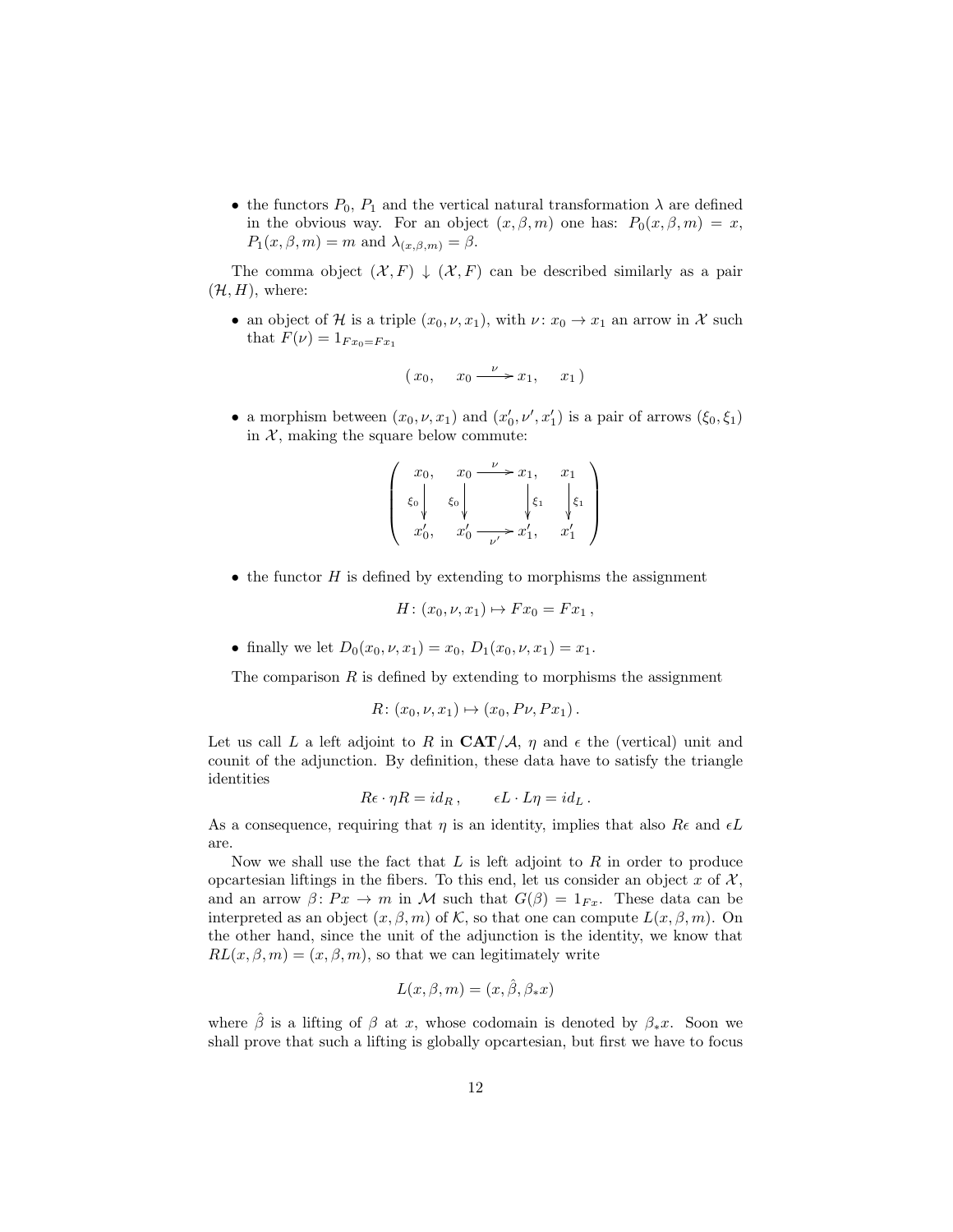- the functors $P_0$, $P_1$ and the vertical natural transformation $\lambda$ are defined in the obvious way. For an object $(x, \beta, m)$ one has: $P_0(x, \beta, m) = x$, $P_1(x, \beta, m) = m$ and $\lambda_{(x,\beta,m)} = \beta$.

The comma object $(\mathcal{X}, F) \downarrow (\mathcal{X}, F)$ can be described similarly as a pair $(\mathcal{H}, H)$, where:

- an object of $\mathcal{H}$ is a triple $(x_0, \nu, x_1)$, with $\nu \colon x_0 \to x_1$ an arrow in $\mathcal{X}$ such that $F(\nu) = 1_{Fx_0 = Fx_1}$

$$( \, x_0, \quad x_0 \xrightarrow{\nu} x_1, \quad x_1 \, )$$

- a morphism between $(x_0, \nu, x_1)$ and $(x_0', \nu', x_1')$ is a pair of arrows $(\xi_0, \xi_1)$ in $\mathcal{X}$, making the square below commute:

$$\left( \begin{array}{cccc} x_0, & x_0 \xrightarrow{\nu} x_1, & & x_1 \\ \downarrow \xi_0 & \downarrow \xi_0 & \downarrow \xi_1 & \downarrow \xi_1 \\ x_0', & x_0' \xrightarrow[\nu']{} x_1', & & x_1' \end{array} \right)$$

- the functor $H$ is defined by extending to morphisms the assignment

$$H \colon (x_0, \nu, x_1) \mapsto Fx_0 = Fx_1 \,,$$

- finally we let $D_0(x_0, \nu, x_1) = x_0$, $D_1(x_0, \nu, x_1) = x_1$.

The comparison $R$ is defined by extending to morphisms the assignment

$$R \colon (x_0, \nu, x_1) \mapsto (x_0, P\nu, Px_1) \,.$$

Let us call $L$ a left adjoint to $R$ in $\mathbf{CAT}/\mathcal{A}$, $\eta$ and $\epsilon$ the (vertical) unit and counit of the adjunction. By definition, these data have to satisfy the triangle identities

$$R\epsilon \cdot \eta R = id_R \,, \qquad \epsilon L \cdot L\eta = id_L \,.$$

As a consequence, requiring that $\eta$ is an identity, implies that also $R\epsilon$ and $\epsilon L$ are.

Now we shall use the fact that $L$ is left adjoint to $R$ in order to produce opcartesian liftings in the fibers. To this end, let us consider an object $x$ of $\mathcal{X}$, and an arrow $\beta \colon Px \to m$ in $\mathcal{M}$ such that $G(\beta) = 1_{Fx}$. These data can be interpreted as an object $(x, \beta, m)$ of $\mathcal{K}$, so that one can compute $L(x, \beta, m)$. On the other hand, since the unit of the adjunction is the identity, we know that $RL(x, \beta, m) = (x, \beta, m)$, so that we can legitimately write

$$L(x, \beta, m) = (x, \hat{\beta}, \beta_* x)$$

where $\hat{\beta}$ is a lifting of $\beta$ at $x$, whose codomain is denoted by $\beta_* x$. Soon we shall prove that such a lifting is globally opcartesian, but first we have to focus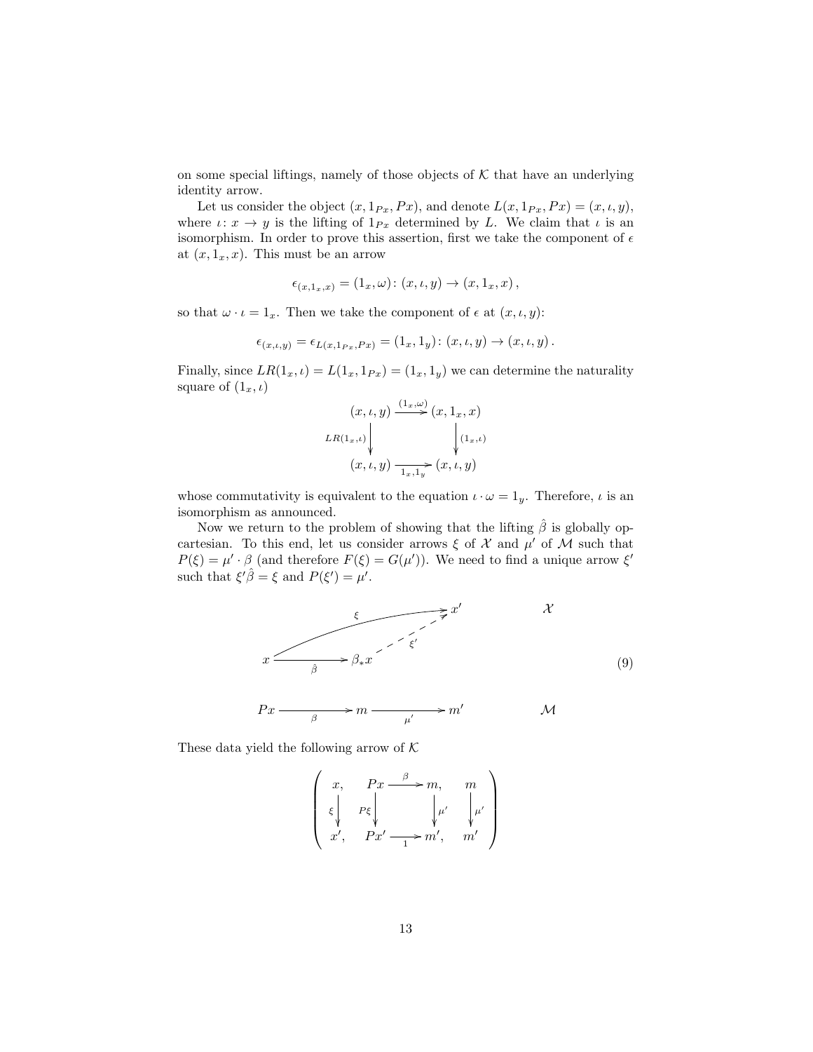on some special liftings, namely of those objects of $\mathcal{K}$ that have an underlying identity arrow.

Let us consider the object $(x, 1_{Px}, Px)$, and denote $L(x, 1_{Px}, Px) = (x, \iota, y)$, where $\iota\colon x \to y$ is the lifting of $1_{Px}$ determined by $L$. We claim that $\iota$ is an isomorphism. In order to prove this assertion, first we take the component of $\epsilon$ at $(x, 1_x, x)$. This must be an arrow

$$\epsilon_{(x,1_x,x)} = (1_x, \omega)\colon (x, \iota, y) \to (x, 1_x, x)\,,$$

so that $\omega \cdot \iota = 1_x$. Then we take the component of $\epsilon$ at $(x, \iota, y)$:

$$\epsilon_{(x,\iota,y)} = \epsilon_{L(x,1_{Px},Px)} = (1_x, 1_y)\colon (x, \iota, y) \to (x, \iota, y)\,.$$

Finally, since $LR(1_x, \iota) = L(1_x, 1_{Px}) = (1_x, 1_y)$ we can determine the naturality square of $(1_x, \iota)$

$$\begin{array}{ccc}
(x,\iota,y) & \xrightarrow{(1_x,\omega)} & (x,1_x,x) \\
{\scriptstyle LR(1_x,\iota)}\downarrow & & \downarrow{\scriptstyle (1_x,\iota)} \\
(x,\iota,y) & \xrightarrow[1_x,1_y]{} & (x,\iota,y)
\end{array}$$

whose commutativity is equivalent to the equation $\iota \cdot \omega = 1_y$. Therefore, $\iota$ is an isomorphism as announced.

Now we return to the problem of showing that the lifting $\hat{\beta}$ is globally opcartesian. To this end, let us consider arrows $\xi$ of $\mathcal{X}$ and $\mu'$ of $\mathcal{M}$ such that $P(\xi) = \mu' \cdot \beta$ (and therefore $F(\xi) = G(\mu')$). We need to find a unique arrow $\xi'$ such that $\xi'\hat{\beta} = \xi$ and $P(\xi') = \mu'$.

$$\begin{array}{ccccl}
 & & & & x' \qquad\qquad \mathcal{X} \\
x & \xrightarrow[\hat{\beta}]{} & \beta_* x & \overset{\xi'}{\dashrightarrow} & \text{(with } \xi\colon x \to x'\text{)} \\
 & & & & \\
Px & \xrightarrow[\beta]{} & m & \xrightarrow[\mu']{} & m' \qquad\qquad \mathcal{M}
\end{array} \tag{9}$$

These data yield the following arrow of $\mathcal{K}$

$$\left(\begin{array}{cccc}
x, & Px \xrightarrow{\ \beta\ } m, & & m \\
{\scriptstyle \xi}\downarrow & {\scriptstyle P\xi}\downarrow \qquad \downarrow{\scriptstyle \mu'} & & \downarrow{\scriptstyle \mu'} \\
x', & Px' \xrightarrow[\ 1\ ]{} m', & & m'
\end{array}\right)$$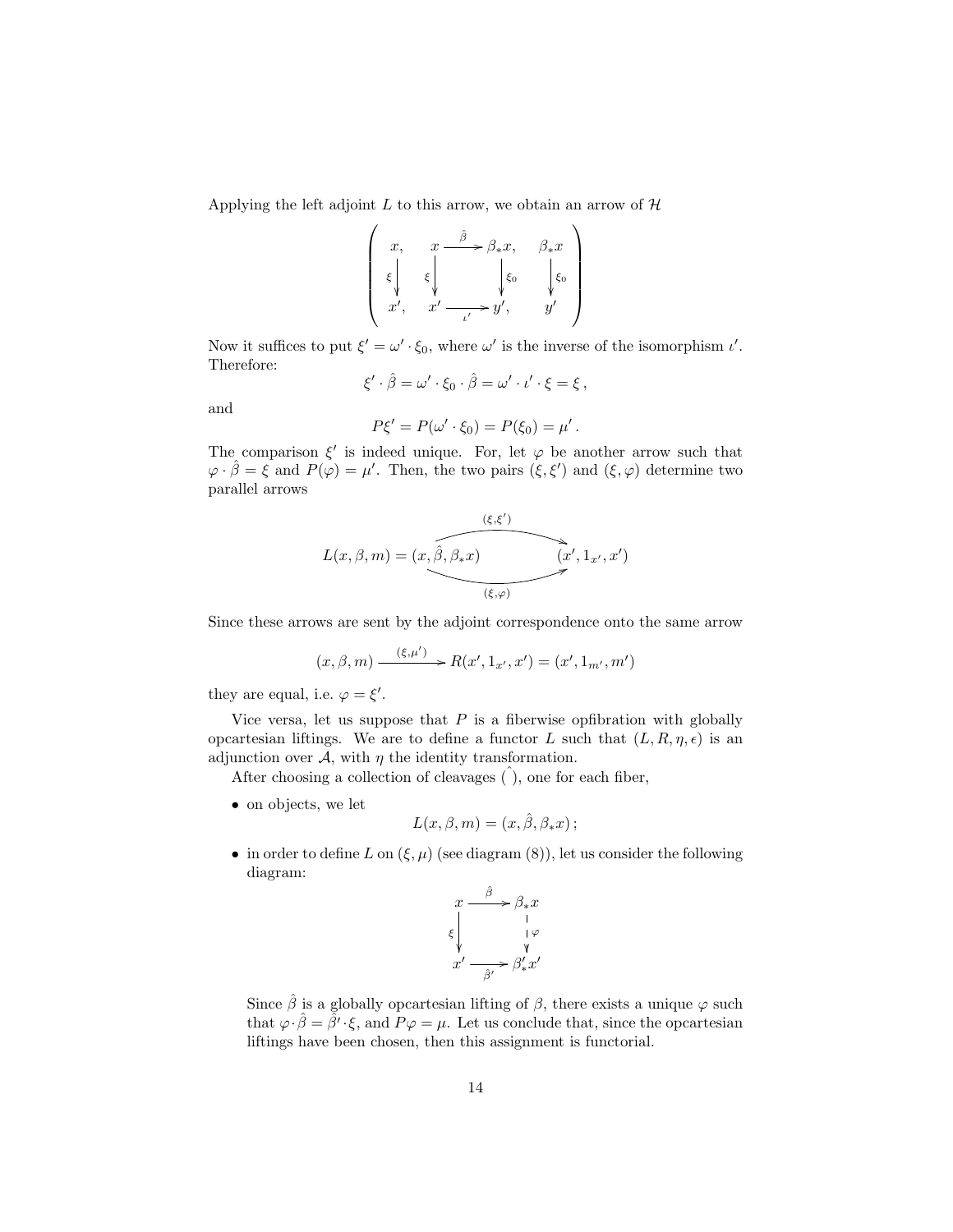Applying the left adjoint $L$ to this arrow, we obtain an arrow of $\mathcal{H}$

$$
\left(\begin{array}{cccc}
x, & x \xrightarrow{\hat{\beta}} \beta_* x, & & \beta_* x \\
\xi \downarrow & \xi \downarrow & \downarrow \xi_0 & \downarrow \xi_0 \\
x', & x' \xrightarrow[\iota']{} y', & & y'
\end{array}\right)
$$

Now it suffices to put $\xi' = \omega' \cdot \xi_0$, where $\omega'$ is the inverse of the isomorphism $\iota'$. Therefore:

$$
\xi' \cdot \hat{\beta} = \omega' \cdot \xi_0 \cdot \hat{\beta} = \omega' \cdot \iota' \cdot \xi = \xi \,,
$$

and

$$
P\xi' = P(\omega' \cdot \xi_0) = P(\xi_0) = \mu' \,.
$$

The comparison $\xi'$ is indeed unique. For, let $\varphi$ be another arrow such that $\varphi \cdot \hat{\beta} = \xi$ and $P(\varphi) = \mu'$. Then, the two pairs $(\xi, \xi')$ and $(\xi, \varphi)$ determine two parallel arrows

$$
L(x, \beta, m) = (x, \hat{\beta}, \beta_* x) \underset{(\xi,\varphi)}{\overset{(\xi,\xi')}{\rightrightarrows}} (x', 1_{x'}, x')
$$

Since these arrows are sent by the adjoint correspondence onto the same arrow

$$
(x, \beta, m) \xrightarrow{(\xi, \mu')} R(x', 1_{x'}, x') = (x', 1_{m'}, m')
$$

they are equal, i.e. $\varphi = \xi'$.

Vice versa, let us suppose that $P$ is a fiberwise opfibration with globally opcartesian liftings. We are to define a functor $L$ such that $(L, R, \eta, \epsilon)$ is an adjunction over $\mathcal{A}$, with $\eta$ the identity transformation.

After choosing a collection of cleavages $\hat{(\ )}$, one for each fiber,

- on objects, we let
$$
L(x, \beta, m) = (x, \hat{\beta}, \beta_* x) \,;
$$
- in order to define $L$ on $(\xi, \mu)$ (see diagram (8)), let us consider the following diagram:
$$
\begin{array}{ccc}
x & \xrightarrow{\hat{\beta}} & \beta_* x \\
\xi \downarrow & & \downarrow \varphi \\
x' & \xrightarrow[\hat{\beta}']{} & \beta'_* x'
\end{array}
$$
Since $\hat{\beta}$ is a globally opcartesian lifting of $\beta$, there exists a unique $\varphi$ such that $\varphi \cdot \hat{\beta} = \hat{\beta}' \cdot \xi$, and $P\varphi = \mu$. Let us conclude that, since the opcartesian liftings have been chosen, then this assignment is functorial.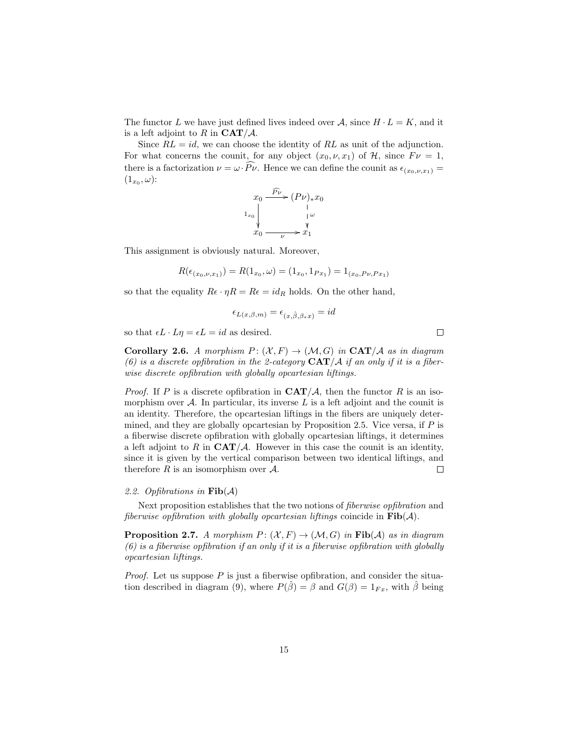The functor $L$ we have just defined lives indeed over $\mathcal{A}$, since $H \cdot L = K$, and it is a left adjoint to $R$ in $\mathbf{CAT}/\mathcal{A}$.

Since $RL = id$, we can choose the identity of $RL$ as unit of the adjunction. For what concerns the counit, for any object $(x_0, \nu, x_1)$ of $\mathcal{H}$, since $F\nu = 1$, there is a factorization $\nu = \omega \cdot \widehat{P\nu}$. Hence we can define the counit as $\epsilon_{(x_0,\nu,x_1)} = (1_{x_0}, \omega)$:

$$\begin{array}{ccc} x_0 & \xrightarrow{\widehat{P\nu}} & (P\nu)_* x_0 \\ {\scriptstyle 1_{x_0}} \downarrow & & \downarrow {\scriptstyle \omega} \\ x_0 & \xrightarrow[\nu]{} & x_1 \end{array}$$

This assignment is obviously natural. Moreover,

$$R(\epsilon_{(x_0,\nu,x_1)}) = R(1_{x_0}, \omega) = (1_{x_0}, 1_{Px_1}) = 1_{(x_0, P\nu, Px_1)}$$

so that the equality $R\epsilon \cdot \eta R = R\epsilon = id_R$ holds. On the other hand,

$$\epsilon_{L(x,\beta,m)} = \epsilon_{(x,\hat{\beta},\beta_* x)} = id$$

so that $\epsilon L \cdot L\eta = \epsilon L = id$ as desired. $\square$

**Corollary 2.6.** *A morphism $P\colon (\mathcal{X}, F) \to (\mathcal{M}, G)$ in $\mathbf{CAT}/\mathcal{A}$ as in diagram (6) is a discrete opfibration in the 2-category $\mathbf{CAT}/\mathcal{A}$ if an only if it is a fiberwise discrete opfibration with globally opcartesian liftings.*

*Proof.* If $P$ is a discrete opfibration in $\mathbf{CAT}/\mathcal{A}$, then the functor $R$ is an isomorphism over $\mathcal{A}$. In particular, its inverse $L$ is a left adjoint and the counit is an identity. Therefore, the opcartesian liftings in the fibers are uniquely determined, and they are globally opcartesian by Proposition 2.5. Vice versa, if $P$ is a fiberwise discrete opfibration with globally opcartesian liftings, it determines a left adjoint to $R$ in $\mathbf{CAT}/\mathcal{A}$. However in this case the counit is an identity, since it is given by the vertical comparison between two identical liftings, and therefore $R$ is an isomorphism over $\mathcal{A}$. $\square$

### *2.2. Opfibrations in* $\mathbf{Fib}(\mathcal{A})$

Next proposition establishes that the two notions of *fiberwise opfibration* and *fiberwise opfibration with globally opcartesian liftings* coincide in $\mathbf{Fib}(\mathcal{A})$.

**Proposition 2.7.** *A morphism $P\colon (\mathcal{X}, F) \to (\mathcal{M}, G)$ in $\mathbf{Fib}(\mathcal{A})$ as in diagram (6) is a fiberwise opfibration if an only if it is a fiberwise opfibration with globally opcartesian liftings.*

*Proof.* Let us suppose $P$ is just a fiberwise opfibration, and consider the situation described in diagram (9), where $P(\hat{\beta}) = \beta$ and $G(\beta) = 1_{Fx}$, with $\hat{\beta}$ being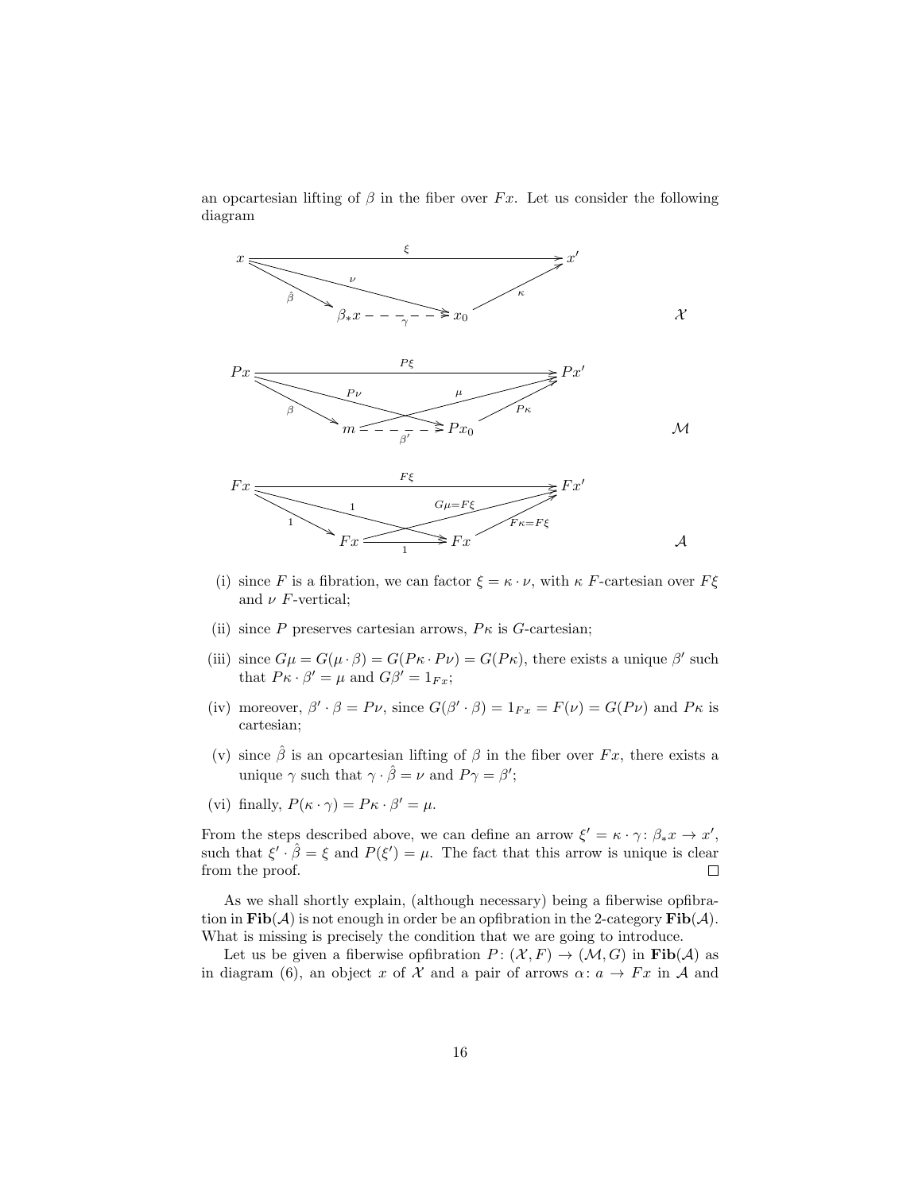an opcartesian lifting of $\beta$ in the fiber over $Fx$. Let us consider the following diagram

$$
\begin{array}{ccccccc}
x & & & \xrightarrow{\quad\xi\quad} & & & x' \\
& \searrow^{\hat{\beta}} & & \searrow^{\nu} & & \nearrow_{\kappa} & \\
& & \beta_* x & \overset{\gamma}{\dashrightarrow} & x_0 & & 
\end{array}
\qquad \mathcal{X}
$$

$$
\begin{array}{ccccccc}
Px & & & \xrightarrow{\quad P\xi\quad} & & & Px' \\
& \searrow^{\beta} & & \searrow^{P\nu} \quad \nearrow^{\mu} & & \nearrow_{P\kappa} & \\
& & m & \overset{\beta'}{\dashrightarrow} & Px_0 & & 
\end{array}
\qquad \mathcal{M}
$$

$$
\begin{array}{ccccccc}
Fx & & & \xrightarrow{\quad F\xi\quad} & & & Fx' \\
& \searrow^{1} & & \searrow^{1} \quad \nearrow^{G\mu = F\xi} & & \nearrow_{F\kappa = F\xi} & \\
& & Fx & \xrightarrow[1]{} & Fx & & 
\end{array}
\qquad \mathcal{A}
$$

(i) since $F$ is a fibration, we can factor $\xi = \kappa \cdot \nu$, with $\kappa$ $F$-cartesian over $F\xi$ and $\nu$ $F$-vertical;

(ii) since $P$ preserves cartesian arrows, $P\kappa$ is $G$-cartesian;

(iii) since $G\mu = G(\mu \cdot \beta) = G(P\kappa \cdot P\nu) = G(P\kappa)$, there exists a unique $\beta'$ such that $P\kappa \cdot \beta' = \mu$ and $G\beta' = 1_{Fx}$;

(iv) moreover, $\beta' \cdot \beta = P\nu$, since $G(\beta' \cdot \beta) = 1_{Fx} = F(\nu) = G(P\nu)$ and $P\kappa$ is cartesian;

(v) since $\hat{\beta}$ is an opcartesian lifting of $\beta$ in the fiber over $Fx$, there exists a unique $\gamma$ such that $\gamma \cdot \hat{\beta} = \nu$ and $P\gamma = \beta'$;

(vi) finally, $P(\kappa \cdot \gamma) = P\kappa \cdot \beta' = \mu$.

From the steps described above, we can define an arrow $\xi' = \kappa \cdot \gamma \colon \beta_* x \to x'$, such that $\xi' \cdot \hat{\beta} = \xi$ and $P(\xi') = \mu$. The fact that this arrow is unique is clear from the proof. $\square$

As we shall shortly explain, (although necessary) being a fiberwise opfibration in $\mathbf{Fib}(\mathcal{A})$ is not enough in order be an opfibration in the 2-category $\mathbf{Fib}(\mathcal{A})$. What is missing is precisely the condition that we are going to introduce.

Let us be given a fiberwise opfibration $P \colon (\mathcal{X}, F) \to (\mathcal{M}, G)$ in $\mathbf{Fib}(\mathcal{A})$ as in diagram (6), an object $x$ of $\mathcal{X}$ and a pair of arrows $\alpha \colon a \to Fx$ in $\mathcal{A}$ and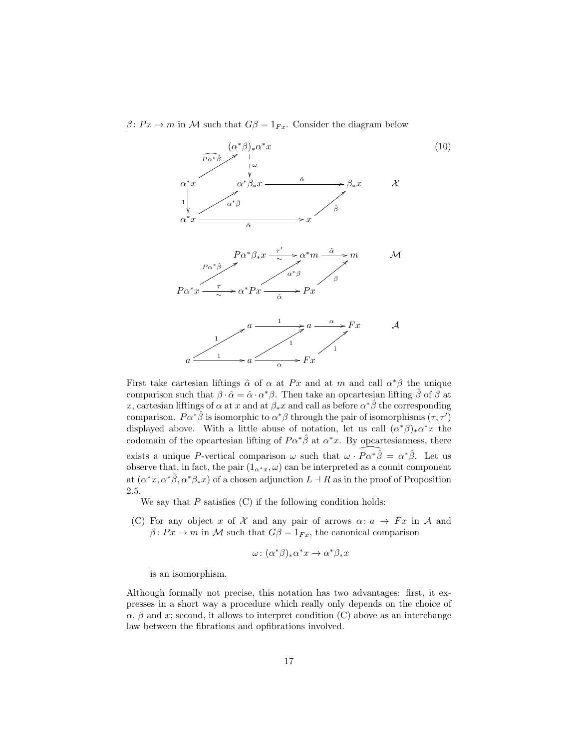$\beta\colon Px \to m$ in $\mathcal{M}$ such that $G\beta = 1_{Fx}$. Consider the diagram below

$$
\begin{array}{ccccccc}
 & & (\alpha^*\beta)_*\alpha^*x & & & & \\
 & \overset{\widehat{P\alpha^*\hat\beta}}{\nearrow} & \Big\downarrow{\scriptstyle \omega} & & & & \\
\alpha^*x & & \alpha^*\beta_*x & \xrightarrow{\hat\alpha} & \beta_*x & & \mathcal{X} \\
\Big\downarrow{\scriptstyle 1} & \overset{\alpha^*\hat\beta}{\nearrow} & & & \overset{\hat\beta}{\nearrow} & & \\
\alpha^*x & & \xrightarrow[\hat\alpha]{} & & x & & \\
 & & & & & & \\
 & & P\alpha^*\beta_*x & \xrightarrow[\sim]{\tau'} & \alpha^*m & \xrightarrow{\hat\alpha} m & \mathcal{M} \\
 & \overset{P\alpha^*\hat\beta}{\nearrow} & & \overset{\alpha^*\beta}{\nearrow} & & \overset{\beta}{\nearrow} & \\
P\alpha^*x & \xrightarrow[\sim]{\tau} & \alpha^*Px & \xrightarrow[\hat\alpha]{} & Px & & \\
 & & & & & & \\
 & & a & \xrightarrow{1} & a & \xrightarrow{\alpha} Fx & \mathcal{A} \\
 & \overset{1}{\nearrow} & & \overset{1}{\nearrow} & & \overset{1}{\nearrow} & \\
a & \xrightarrow{1} & a & \xrightarrow[\alpha]{} & Fx & &
\end{array}
\tag{10}
$$

First take cartesian liftings $\hat\alpha$ of $\alpha$ at $Px$ and at $m$ and call $\alpha^*\beta$ the unique comparison such that $\beta \cdot \hat\alpha = \hat\alpha \cdot \alpha^*\beta$. Then take an opcartesian lifting $\hat\beta$ of $\beta$ at $x$, cartesian liftings of $\alpha$ at $x$ and at $\beta_*x$ and call as before $\alpha^*\hat\beta$ the corresponding comparison. $P\alpha^*\hat\beta$ is isomorphic to $\alpha^*\beta$ through the pair of isomorphisms $(\tau, \tau')$ displayed above. With a little abuse of notation, let us call $(\alpha^*\beta)_*\alpha^*x$ the codomain of the opcartesian lifting of $P\alpha^*\hat\beta$ at $\alpha^*x$. By opcartesianness, there exists a unique $P$-vertical comparison $\omega$ such that $\omega \cdot \widehat{P\alpha^*\hat\beta} = \alpha^*\hat\beta$. Let us observe that, in fact, the pair $(1_{\alpha^*x}, \omega)$ can be interpreted as a counit component at $(\alpha^*x, \alpha^*\hat\beta, \alpha^*\beta_*x)$ of a chosen adjunction $L \dashv R$ as in the proof of Proposition 2.5.

We say that $P$ satisfies (C) if the following condition holds:

(C) For any object $x$ of $\mathcal{X}$ and any pair of arrows $\alpha\colon a \to Fx$ in $\mathcal{A}$ and $\beta\colon Px \to m$ in $\mathcal{M}$ such that $G\beta = 1_{Fx}$, the canonical comparison

$$\omega\colon (\alpha^*\beta)_*\alpha^*x \to \alpha^*\beta_*x$$

is an isomorphism.

Although formally not precise, this notation has two advantages: first, it expresses in a short way a procedure which really only depends on the choice of $\alpha$, $\beta$ and $x$; second, it allows to interpret condition (C) above as an interchange law between the fibrations and opfibrations involved.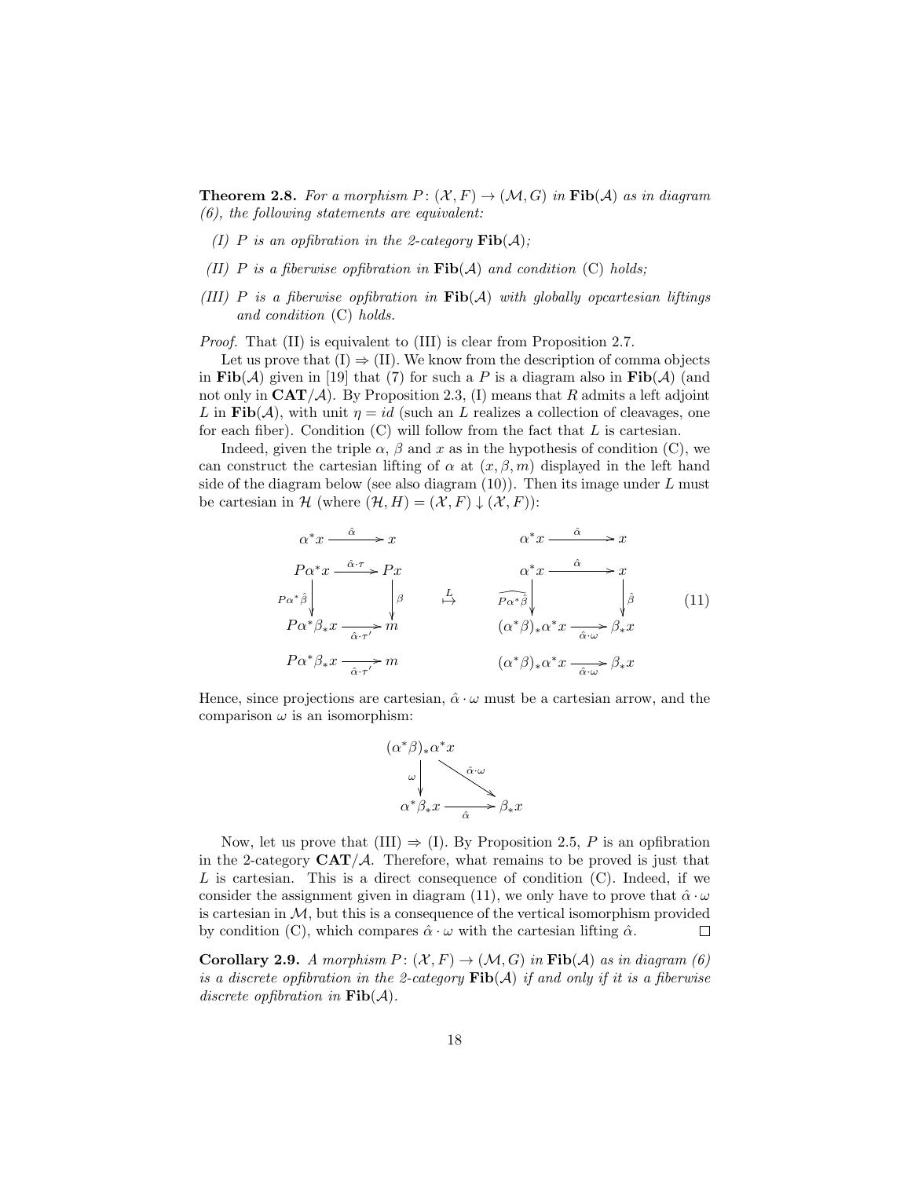**Theorem 2.8.** *For a morphism $P\colon (\mathcal{X}, F) \to (\mathcal{M}, G)$ in $\mathbf{Fib}(\mathcal{A})$ as in diagram (6), the following statements are equivalent:*

*(I) $P$ is an opfibration in the 2-category $\mathbf{Fib}(\mathcal{A})$;*

*(II) $P$ is a fiberwise opfibration in $\mathbf{Fib}(\mathcal{A})$ and condition* (C) *holds;*

*(III) $P$ is a fiberwise opfibration in $\mathbf{Fib}(\mathcal{A})$ with globally opcartesian liftings and condition* (C) *holds.*

*Proof.* That (II) is equivalent to (III) is clear from Proposition 2.7.

Let us prove that (I) $\Rightarrow$ (II). We know from the description of comma objects in $\mathbf{Fib}(\mathcal{A})$ given in [19] that (7) for such a $P$ is a diagram also in $\mathbf{Fib}(\mathcal{A})$ (and not only in $\mathbf{CAT}/\mathcal{A}$). By Proposition 2.3, (I) means that $R$ admits a left adjoint $L$ in $\mathbf{Fib}(\mathcal{A})$, with unit $\eta = id$ (such an $L$ realizes a collection of cleavages, one for each fiber). Condition (C) will follow from the fact that $L$ is cartesian.

Indeed, given the triple $\alpha$, $\beta$ and $x$ as in the hypothesis of condition (C), we can construct the cartesian lifting of $\alpha$ at $(x, \beta, m)$ displayed in the left hand side of the diagram below (see also diagram (10)). Then its image under $L$ must be cartesian in $\mathcal{H}$ (where $(\mathcal{H}, H) = (\mathcal{X}, F) \downarrow (\mathcal{X}, F)$):

$$
\begin{array}{ccc}
\begin{array}{ccc}
\alpha^* x & \xrightarrow{\hat{\alpha}} & x \\
P\alpha^* x & \xrightarrow{\hat{\alpha}\cdot\tau} & Px \\
{\scriptstyle P\alpha^*\hat{\beta}}\downarrow & & \downarrow{\scriptstyle \beta} \\
P\alpha^*\beta_* x & \xrightarrow[\hat{\alpha}\cdot\tau']{} & m \\
P\alpha^*\beta_* x & \xrightarrow[\hat{\alpha}\cdot\tau']{} & m
\end{array}
& \overset{L}{\mapsto} &
\begin{array}{ccc}
\alpha^* x & \xrightarrow{\hat{\alpha}} & x \\
\alpha^* x & \xrightarrow{\hat{\alpha}} & x \\
{\scriptstyle \widehat{P\alpha^*\hat{\beta}}}\downarrow & & \downarrow{\scriptstyle \hat{\beta}} \\
(\alpha^*\beta)_*\alpha^* x & \xrightarrow[\hat{\alpha}\cdot\omega]{} & \beta_* x \\
(\alpha^*\beta)_*\alpha^* x & \xrightarrow[\hat{\alpha}\cdot\omega]{} & \beta_* x
\end{array}
\end{array}
\qquad (11)
$$

Hence, since projections are cartesian, $\hat{\alpha}\cdot\omega$ must be a cartesian arrow, and the comparison $\omega$ is an isomorphism:

$$
\begin{array}{ccc}
(\alpha^*\beta)_*\alpha^* x & & \\
{\scriptstyle \omega}\downarrow & \searrow^{\hat{\alpha}\cdot\omega} & \\
\alpha^*\beta_* x & \xrightarrow[\hat{\alpha}]{} & \beta_* x
\end{array}
$$

Now, let us prove that (III) $\Rightarrow$ (I). By Proposition 2.5, $P$ is an opfibration in the 2-category $\mathbf{CAT}/\mathcal{A}$. Therefore, what remains to be proved is just that $L$ is cartesian. This is a direct consequence of condition (C). Indeed, if we consider the assignment given in diagram (11), we only have to prove that $\hat{\alpha}\cdot\omega$ is cartesian in $\mathcal{M}$, but this is a consequence of the vertical isomorphism provided by condition (C), which compares $\hat{\alpha}\cdot\omega$ with the cartesian lifting $\hat{\alpha}$. $\square$

**Corollary 2.9.** *A morphism $P\colon (\mathcal{X}, F) \to (\mathcal{M}, G)$ in $\mathbf{Fib}(\mathcal{A})$ as in diagram (6) is a discrete opfibration in the 2-category $\mathbf{Fib}(\mathcal{A})$ if and only if it is a fiberwise discrete opfibration in $\mathbf{Fib}(\mathcal{A})$.*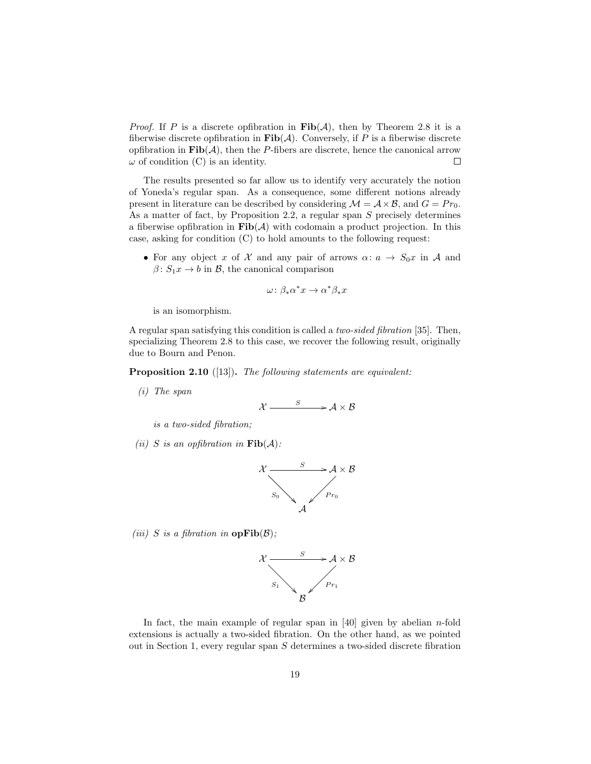*Proof.* If $P$ is a discrete opfibration in $\mathbf{Fib}(\mathcal{A})$, then by Theorem 2.8 it is a fiberwise discrete opfibration in $\mathbf{Fib}(\mathcal{A})$. Conversely, if $P$ is a fiberwise discrete opfibration in $\mathbf{Fib}(\mathcal{A})$, then the $P$-fibers are discrete, hence the canonical arrow $\omega$ of condition (C) is an identity. □

The results presented so far allow us to identify very accurately the notion of Yoneda's regular span. As a consequence, some different notions already present in literature can be described by considering $\mathcal{M} = \mathcal{A} \times \mathcal{B}$, and $G = Pr_0$. As a matter of fact, by Proposition 2.2, a regular span $S$ precisely determines a fiberwise opfibration in $\mathbf{Fib}(\mathcal{A})$ with codomain a product projection. In this case, asking for condition (C) to hold amounts to the following request:

- For any object $x$ of $\mathcal{X}$ and any pair of arrows $\alpha\colon a \to S_0 x$ in $\mathcal{A}$ and $\beta\colon S_1 x \to b$ in $\mathcal{B}$, the canonical comparison

$$\omega\colon \beta_* \alpha^* x \to \alpha^* \beta_* x$$

is an isomorphism.

A regular span satisfying this condition is called a *two-sided fibration* [35]. Then, specializing Theorem 2.8 to this case, we recover the following result, originally due to Bourn and Penon.

**Proposition 2.10** ([13])**.** *The following statements are equivalent:*

*(i) The span*

$$\mathcal{X} \xrightarrow{\quad S \quad} \mathcal{A} \times \mathcal{B}$$

*is a two-sided fibration;*

*(ii) $S$ is an opfibration in $\mathbf{Fib}(\mathcal{A})$:*

$$\begin{array}{ccc} \mathcal{X} & \xrightarrow{\quad S \quad} & \mathcal{A} \times \mathcal{B} \\ & {}_{S_0}\searrow \quad \swarrow_{Pr_0} & \\ & \mathcal{A} & \end{array}$$

*(iii) $S$ is a fibration in $\mathbf{opFib}(\mathcal{B})$;*

$$\begin{array}{ccc} \mathcal{X} & \xrightarrow{\quad S \quad} & \mathcal{A} \times \mathcal{B} \\ & {}_{S_1}\searrow \quad \swarrow_{Pr_1} & \\ & \mathcal{B} & \end{array}$$

In fact, the main example of regular span in [40] given by abelian $n$-fold extensions is actually a two-sided fibration. On the other hand, as we pointed out in Section 1, every regular span $S$ determines a two-sided discrete fibration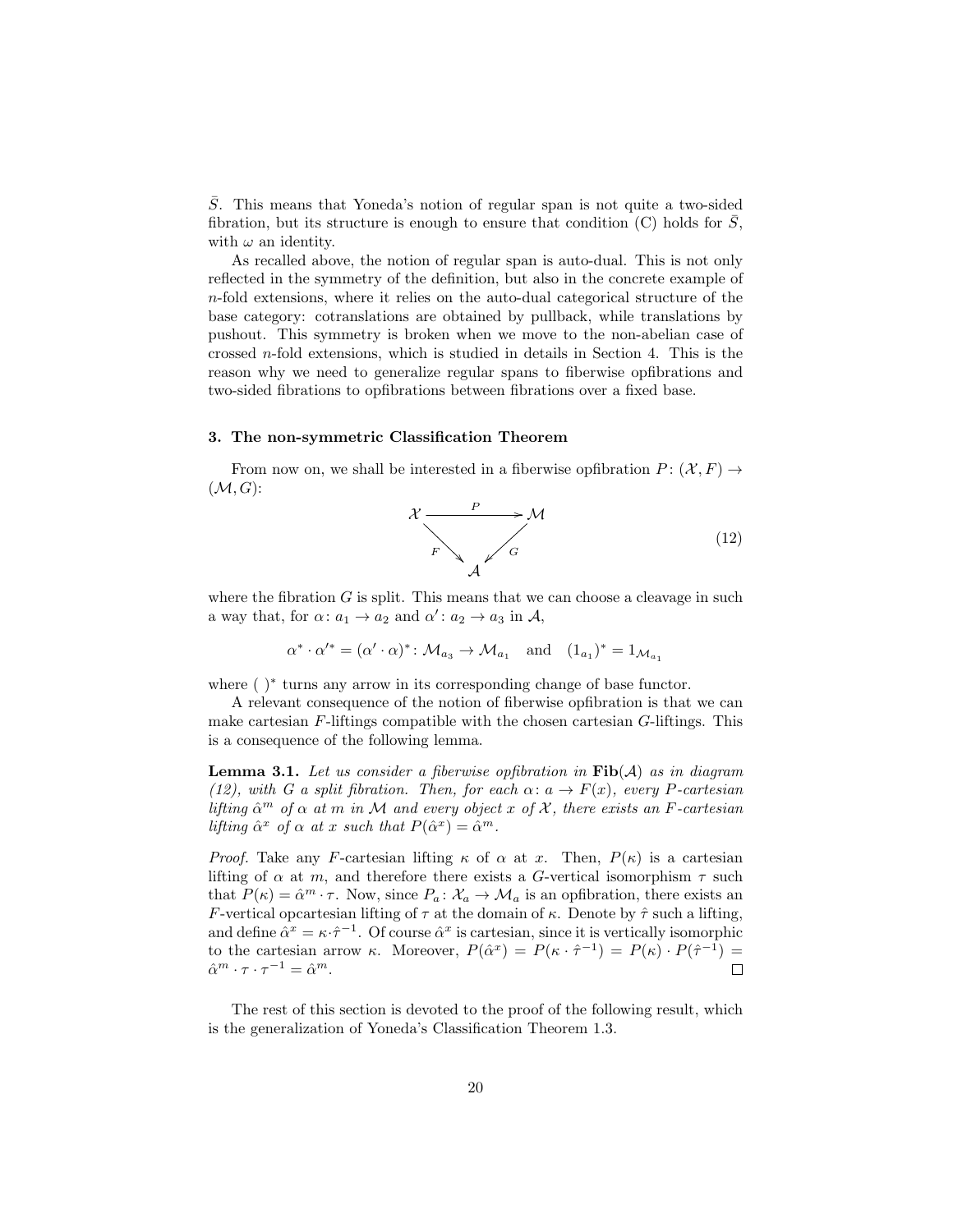$\bar{S}$. This means that Yoneda's notion of regular span is not quite a two-sided fibration, but its structure is enough to ensure that condition (C) holds for $\bar{S}$, with $\omega$ an identity.

As recalled above, the notion of regular span is auto-dual. This is not only reflected in the symmetry of the definition, but also in the concrete example of $n$-fold extensions, where it relies on the auto-dual categorical structure of the base category: cotranslations are obtained by pullback, while translations by pushout. This symmetry is broken when we move to the non-abelian case of crossed $n$-fold extensions, which is studied in details in Section 4. This is the reason why we need to generalize regular spans to fiberwise opfibrations and two-sided fibrations to opfibrations between fibrations over a fixed base.

### 3. The non-symmetric Classification Theorem

From now on, we shall be interested in a fiberwise opfibration $P\colon (\mathcal{X}, F) \to (\mathcal{M}, G)$:

$$\begin{array}{ccc} \mathcal{X} & \xrightarrow{P} & \mathcal{M} \\ & {\scriptstyle F}\searrow \quad \swarrow{\scriptstyle G} & \\ & \mathcal{A} & \end{array} \tag{12}$$

where the fibration $G$ is split. This means that we can choose a cleavage in such a way that, for $\alpha\colon a_1 \to a_2$ and $\alpha'\colon a_2 \to a_3$ in $\mathcal{A}$,

$$\alpha^* \cdot \alpha'^* = (\alpha' \cdot \alpha)^* \colon \mathcal{M}_{a_3} \to \mathcal{M}_{a_1} \quad \text{and} \quad (1_{a_1})^* = 1_{\mathcal{M}_{a_1}}$$

where $(\ )^*$ turns any arrow in its corresponding change of base functor.

A relevant consequence of the notion of fiberwise opfibration is that we can make cartesian $F$-liftings compatible with the chosen cartesian $G$-liftings. This is a consequence of the following lemma.

**Lemma 3.1.** *Let us consider a fiberwise opfibration in* $\mathbf{Fib}(\mathcal{A})$ *as in diagram (12), with $G$ a split fibration. Then, for each* $\alpha\colon a \to F(x)$*, every $P$-cartesian lifting* $\hat{\alpha}^m$ *of* $\alpha$ *at* $m$ *in* $\mathcal{M}$ *and every object* $x$ *of* $\mathcal{X}$*, there exists an $F$-cartesian lifting* $\hat{\alpha}^x$ *of* $\alpha$ *at* $x$ *such that* $P(\hat{\alpha}^x) = \hat{\alpha}^m$.

*Proof.* Take any $F$-cartesian lifting $\kappa$ of $\alpha$ at $x$. Then, $P(\kappa)$ is a cartesian lifting of $\alpha$ at $m$, and therefore there exists a $G$-vertical isomorphism $\tau$ such that $P(\kappa) = \hat{\alpha}^m \cdot \tau$. Now, since $P_a\colon \mathcal{X}_a \to \mathcal{M}_a$ is an opfibration, there exists an $F$-vertical opcartesian lifting of $\tau$ at the domain of $\kappa$. Denote by $\hat{\tau}$ such a lifting, and define $\hat{\alpha}^x = \kappa \cdot \hat{\tau}^{-1}$. Of course $\hat{\alpha}^x$ is cartesian, since it is vertically isomorphic to the cartesian arrow $\kappa$. Moreover, $P(\hat{\alpha}^x) = P(\kappa \cdot \hat{\tau}^{-1}) = P(\kappa) \cdot P(\hat{\tau}^{-1}) = \hat{\alpha}^m \cdot \tau \cdot \tau^{-1} = \hat{\alpha}^m$. $\square$

The rest of this section is devoted to the proof of the following result, which is the generalization of Yoneda's Classification Theorem 1.3.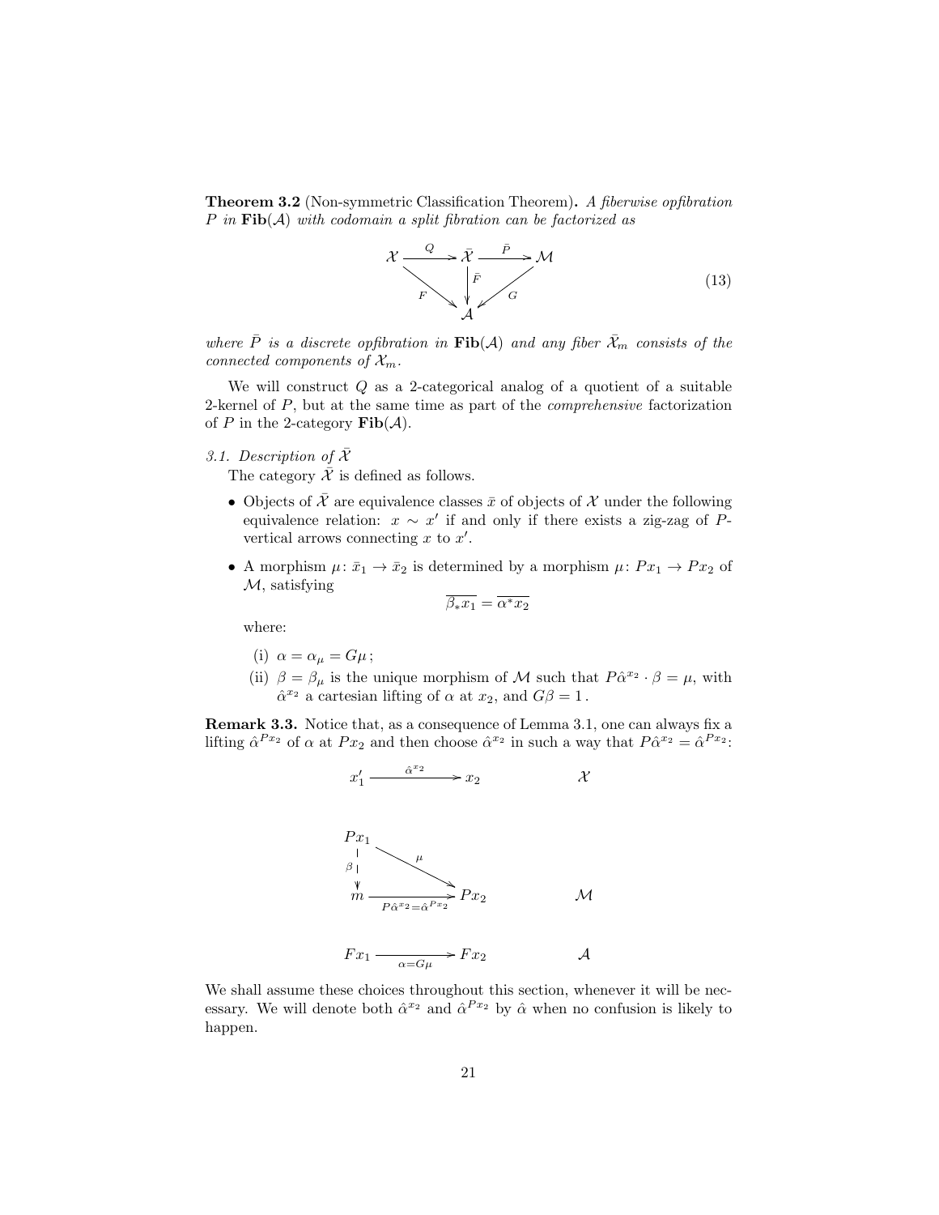**Theorem 3.2** (Non-symmetric Classification Theorem)**.** *A fiberwise opfibration $P$ in $\mathbf{Fib}(\mathcal{A})$ with codomain a split fibration can be factorized as*

$$\begin{array}{ccccc} \mathcal{X} & \xrightarrow{Q} & \bar{\mathcal{X}} & \xrightarrow{\bar{P}} & \mathcal{M} \\ & {\scriptstyle F}\searrow & \downarrow{\scriptstyle \bar{F}} & \swarrow{\scriptstyle G} & \\ & & \mathcal{A} & & \end{array} \tag{13}$$

*where $\bar{P}$ is a discrete opfibration in $\mathbf{Fib}(\mathcal{A})$ and any fiber $\bar{\mathcal{X}}_m$ consists of the connected components of $\mathcal{X}_m$.*

We will construct $Q$ as a 2-categorical analog of a quotient of a suitable 2-kernel of $P$, but at the same time as part of the *comprehensive* factorization of $P$ in the 2-category $\mathbf{Fib}(\mathcal{A})$.

*3.1. Description of $\bar{\mathcal{X}}$*

The category $\bar{\mathcal{X}}$ is defined as follows.

- Objects of $\bar{\mathcal{X}}$ are equivalence classes $\bar{x}$ of objects of $\mathcal{X}$ under the following equivalence relation: $x \sim x'$ if and only if there exists a zig-zag of $P$-vertical arrows connecting $x$ to $x'$.
- A morphism $\mu\colon \bar{x}_1 \to \bar{x}_2$ is determined by a morphism $\mu\colon Px_1 \to Px_2$ of $\mathcal{M}$, satisfying
$$\overline{\beta_* x_1} = \overline{\alpha^* x_2}$$
where:
  - (i) $\alpha = \alpha_\mu = G\mu\,$;
  - (ii) $\beta = \beta_\mu$ is the unique morphism of $\mathcal{M}$ such that $P\hat{\alpha}^{x_2} \cdot \beta = \mu$, with $\hat{\alpha}^{x_2}$ a cartesian lifting of $\alpha$ at $x_2$, and $G\beta = 1\,$.

**Remark 3.3.** Notice that, as a consequence of Lemma 3.1, one can always fix a lifting $\hat{\alpha}^{Px_2}$ of $\alpha$ at $Px_2$ and then choose $\hat{\alpha}^{x_2}$ in such a way that $P\hat{\alpha}^{x_2} = \hat{\alpha}^{Px_2}$:

$$x_1' \xrightarrow{\hat{\alpha}^{x_2}} x_2 \qquad\qquad \mathcal{X}$$

$$\begin{array}{ccc} Px_1 & & \\ {\scriptstyle\beta}\downarrow & \searrow^{\mu} & \\ m & \xrightarrow[P\hat{\alpha}^{x_2} = \hat{\alpha}^{Px_2}]{} & Px_2 \end{array} \qquad\qquad \mathcal{M}$$

$$Fx_1 \xrightarrow[\alpha = G\mu]{} Fx_2 \qquad\qquad \mathcal{A}$$

We shall assume these choices throughout this section, whenever it will be necessary. We will denote both $\hat{\alpha}^{x_2}$ and $\hat{\alpha}^{Px_2}$ by $\hat{\alpha}$ when no confusion is likely to happen.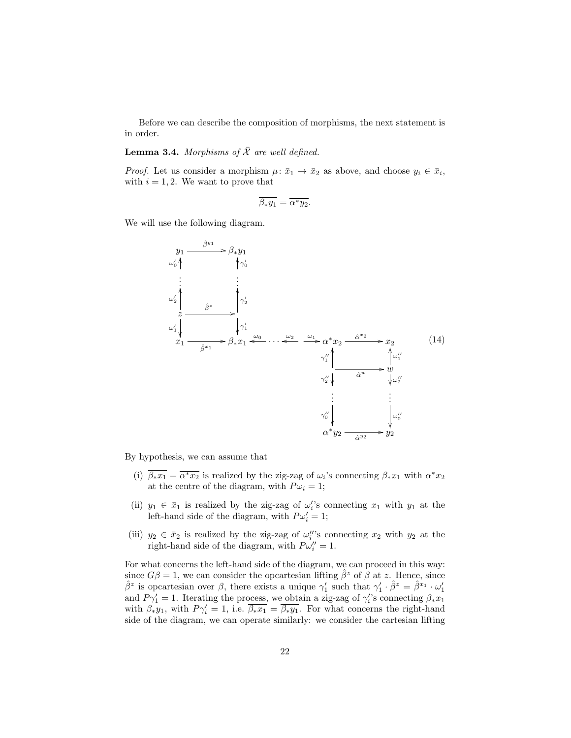Before we can describe the composition of morphisms, the next statement is in order.

**Lemma 3.4.** *Morphisms of $\bar{\mathcal{X}}$ are well defined.*

*Proof.* Let us consider a morphism $\mu\colon \bar{x}_1 \to \bar{x}_2$ as above, and choose $y_i \in \bar{x}_i$, with $i = 1, 2$. We want to prove that

$$\overline{\beta_* y_1} = \overline{\alpha^* y_2}.$$

We will use the following diagram.

$$\begin{array}{ccccccccc}
y_1 & \xrightarrow{\hat{\beta}^{y_1}} & \beta_* y_1 & & & & & & \\
\omega_0' \uparrow & & \uparrow \gamma_0' & & & & & & \\
\vdots & & \vdots & & & & & & \\
\omega_2' \uparrow & & \uparrow \gamma_2' & & & & & & \\
z & \xrightarrow{\hat{\beta}^{z}} & \cdot & & & & & & \\
\omega_1' \downarrow & & \downarrow \gamma_1' & & & & & & \\
x_1 & \xrightarrow[\hat{\beta}^{x_1}]{} & \beta_* x_1 & \xleftarrow{\omega_0} \cdots \xleftarrow{\omega_2} & \xrightarrow{\omega_1} & \alpha^* x_2 & \xrightarrow{\hat{\alpha}^{x_2}} & x_2 & \quad (14)\\
& & & & & \gamma_1'' \uparrow & & \uparrow \omega_1'' & \\
& & & & & \cdot & \xrightarrow[\hat{\alpha}^{w}]{} & w & \\
& & & & & \gamma_2'' \downarrow & & \downarrow \omega_2'' & \\
& & & & & \vdots & & \vdots & \\
& & & & & \gamma_0'' \downarrow & & \downarrow \omega_0'' & \\
& & & & & \alpha^* y_2 & \xrightarrow[\hat{\alpha}^{y_2}]{} & y_2 &
\end{array}$$

By hypothesis, we can assume that

(i) $\overline{\beta_* x_1} = \overline{\alpha^* x_2}$ is realized by the zig-zag of $\omega_i$'s connecting $\beta_* x_1$ with $\alpha^* x_2$ at the centre of the diagram, with $P\omega_i = 1$;

(ii) $y_1 \in \bar{x}_1$ is realized by the zig-zag of $\omega_i'$'s connecting $x_1$ with $y_1$ at the left-hand side of the diagram, with $P\omega_i' = 1$;

(iii) $y_2 \in \bar{x}_2$ is realized by the zig-zag of $\omega_i''$'s connecting $x_2$ with $y_2$ at the right-hand side of the diagram, with $P\omega_i'' = 1$.

For what concerns the left-hand side of the diagram, we can proceed in this way: since $G\beta = 1$, we can consider the opcartesian lifting $\hat{\beta}^z$ of $\beta$ at $z$. Hence, since $\hat{\beta}^z$ is opcartesian over $\beta$, there exists a unique $\gamma_1'$ such that $\gamma_1' \cdot \hat{\beta}^z = \hat{\beta}^{x_1} \cdot \omega_1'$ and $P\gamma_1' = 1$. Iterating the process, we obtain a zig-zag of $\gamma_i'$'s connecting $\beta_* x_1$ with $\beta_* y_1$, with $P\gamma_i' = 1$, i.e. $\overline{\beta_* x_1} = \overline{\beta_* y_1}$. For what concerns the right-hand side of the diagram, we can operate similarly: we consider the cartesian lifting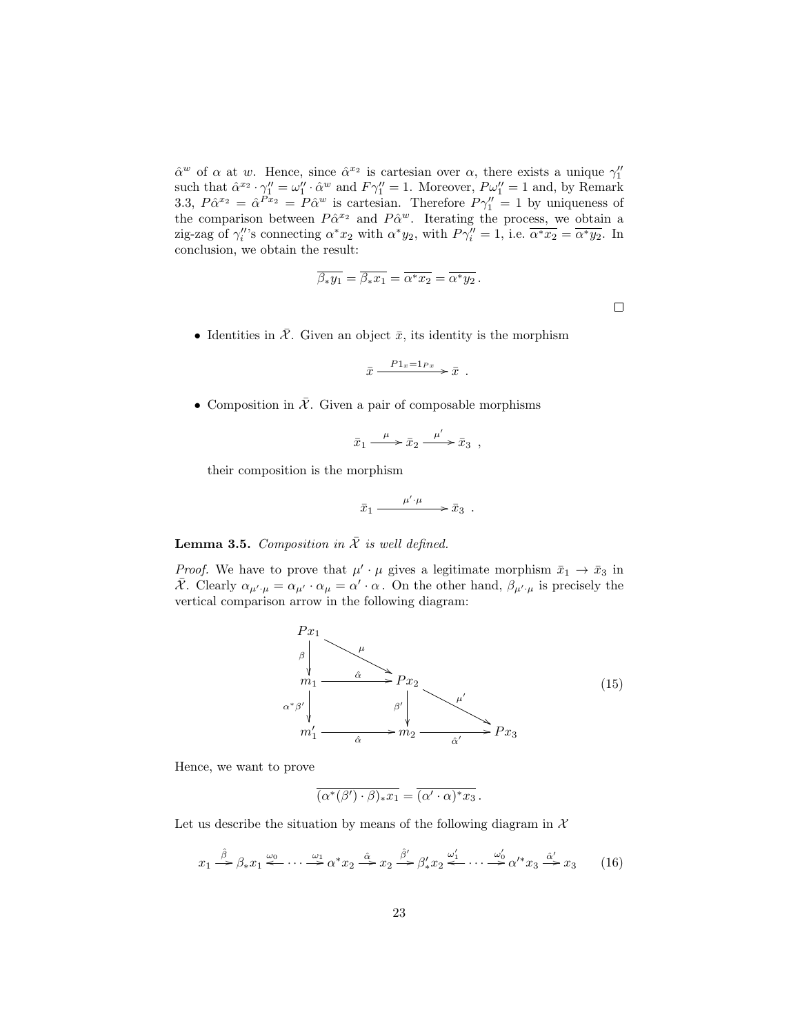$\hat{\alpha}^w$ of $\alpha$ at $w$. Hence, since $\hat{\alpha}^{x_2}$ is cartesian over $\alpha$, there exists a unique $\gamma_1''$ such that $\hat{\alpha}^{x_2} \cdot \gamma_1'' = \omega_1'' \cdot \hat{\alpha}^w$ and $F\gamma_1'' = 1$. Moreover, $P\omega_1'' = 1$ and, by Remark 3.3, $P\hat{\alpha}^{x_2} = \hat{\alpha}^{Px_2} = P\hat{\alpha}^w$ is cartesian. Therefore $P\gamma_1'' = 1$ by uniqueness of the comparison between $P\hat{\alpha}^{x_2}$ and $P\hat{\alpha}^w$. Iterating the process, we obtain a zig-zag of $\gamma_i''$'s connecting $\alpha^* x_2$ with $\alpha^* y_2$, with $P\gamma_i'' = 1$, i.e. $\overline{\alpha^* x_2} = \overline{\alpha^* y_2}$. In conclusion, we obtain the result:

$$\overline{\beta_* y_1} = \overline{\beta_* x_1} = \overline{\alpha^* x_2} = \overline{\alpha^* y_2}\,.$$

□

- Identities in $\bar{\mathcal{X}}$. Given an object $\bar{x}$, its identity is the morphism

$$\bar{x} \xrightarrow{P1_x = 1_{Px}} \bar{x}\ \ .$$

- Composition in $\bar{\mathcal{X}}$. Given a pair of composable morphisms

$$\bar{x}_1 \xrightarrow{\mu} \bar{x}_2 \xrightarrow{\mu'} \bar{x}_3\ \ ,$$

  their composition is the morphism

$$\bar{x}_1 \xrightarrow{\mu' \cdot \mu} \bar{x}_3\ \ .$$

**Lemma 3.5.** *Composition in $\bar{\mathcal{X}}$ is well defined.*

*Proof.* We have to prove that $\mu' \cdot \mu$ gives a legitimate morphism $\bar{x}_1 \to \bar{x}_3$ in $\bar{\mathcal{X}}$. Clearly $\alpha_{\mu' \cdot \mu} = \alpha_{\mu'} \cdot \alpha_\mu = \alpha' \cdot \alpha$. On the other hand, $\beta_{\mu' \cdot \mu}$ is precisely the vertical comparison arrow in the following diagram:

$$\begin{array}{ccccc}
Px_1 & & & & \\
\downarrow{\scriptstyle \beta} & \searrow^{\mu} & & & \\
m_1 & \xrightarrow{\hat{\alpha}} & Px_2 & & \\
\downarrow{\scriptstyle \alpha^*\beta'} & & \downarrow{\scriptstyle \beta'} & \searrow^{\mu'} & \\
m_1' & \xrightarrow[\hat{\alpha}]{} & m_2 & \xrightarrow[\hat{\alpha}']{} & Px_3
\end{array} \qquad (15)$$

Hence, we want to prove

$$\overline{(\alpha^*(\beta') \cdot \beta)_* x_1} = \overline{(\alpha' \cdot \alpha)^* x_3}\,.$$

Let us describe the situation by means of the following diagram in $\mathcal{X}$

$$x_1 \xrightarrow{\hat{\beta}} \beta_* x_1 \xleftarrow{\omega_0} \cdots \xrightarrow{\omega_1} \alpha^* x_2 \xrightarrow{\hat{\alpha}} x_2 \xrightarrow{\hat{\beta}'} \beta'_* x_2 \xleftarrow{\omega_1'} \cdots \xrightarrow{\omega_0'} \alpha'^* x_3 \xrightarrow{\hat{\alpha}'} x_3 \qquad (16)$$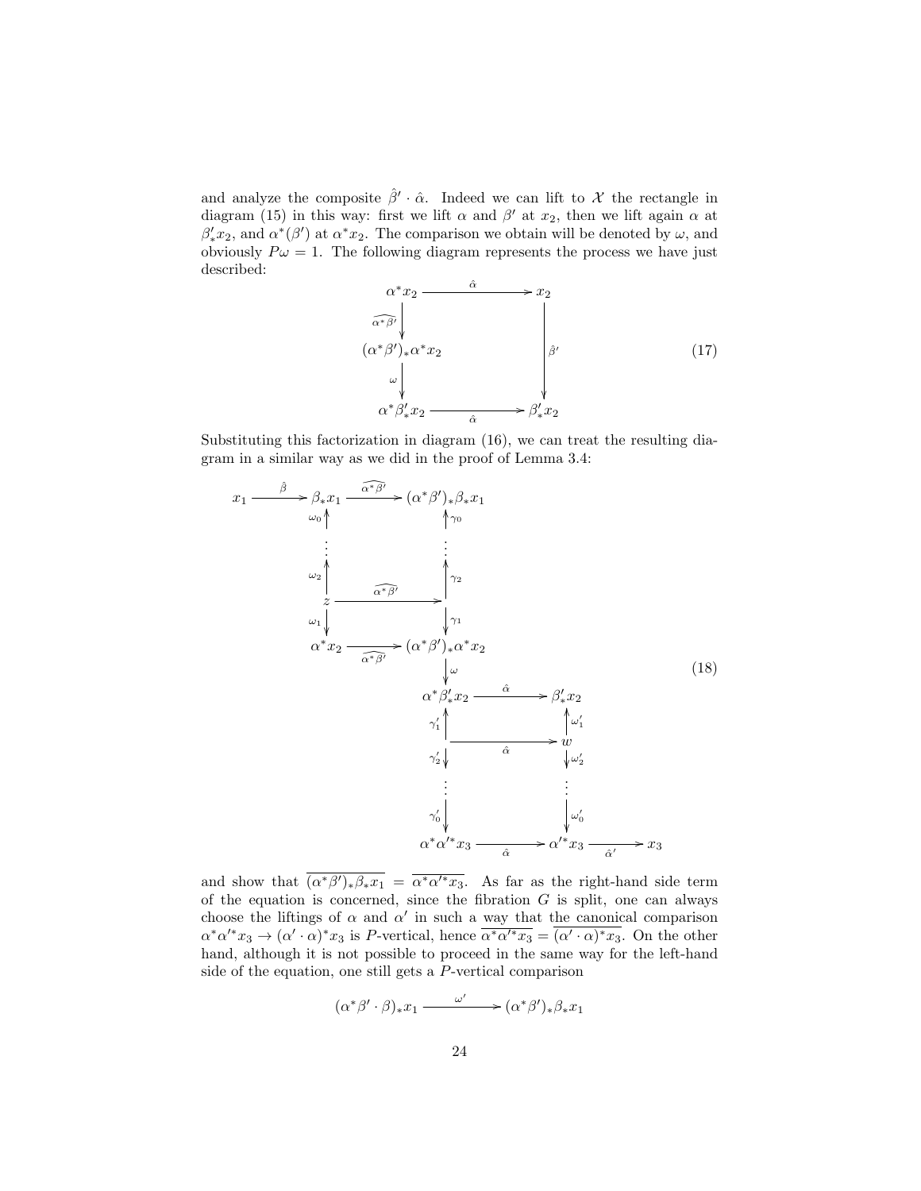and analyze the composite $\hat{\beta}' \cdot \hat{\alpha}$. Indeed we can lift to $\mathcal{X}$ the rectangle in diagram (15) in this way: first we lift $\alpha$ and $\beta'$ at $x_2$, then we lift again $\alpha$ at $\beta'_* x_2$, and $\alpha^*(\beta')$ at $\alpha^* x_2$. The comparison we obtain will be denoted by $\omega$, and obviously $P\omega = 1$. The following diagram represents the process we have just described:

$$
\begin{array}{ccc}
\alpha^* x_2 & \xrightarrow{\hat{\alpha}} & x_2 \\
\downarrow{\scriptstyle \widehat{\alpha^*\beta'}} & & \\
(\alpha^*\beta')_* \alpha^* x_2 & & \downarrow{\scriptstyle \hat{\beta}'} \\
\downarrow{\scriptstyle \omega} & & \\
\alpha^* \beta'_* x_2 & \xrightarrow[\hat{\alpha}]{} & \beta'_* x_2
\end{array}
\tag{17}
$$

Substituting this factorization in diagram (16), we can treat the resulting diagram in a similar way as we did in the proof of Lemma 3.4:

$$
\begin{array}{ccccccc}
x_1 & \xrightarrow{\hat{\beta}} & \beta_* x_1 & \xrightarrow{\widehat{\alpha^*\beta'}} & (\alpha^*\beta')_* \beta_* x_1 & & \\
 & & \uparrow{\scriptstyle \omega_0} & & \uparrow{\scriptstyle \gamma_0} & & \\
 & & \vdots & & \vdots & & \\
 & & \uparrow{\scriptstyle \omega_2} & & \uparrow{\scriptstyle \gamma_2} & & \\
 & & z & \xrightarrow{\widehat{\alpha^*\beta'}} & \cdot & & \\
 & & \downarrow{\scriptstyle \omega_1} & & \downarrow{\scriptstyle \gamma_1} & & \\
 & & \alpha^* x_2 & \xrightarrow[\widehat{\alpha^*\beta'}]{} & (\alpha^*\beta')_* \alpha^* x_2 & & \\
 & & & & \downarrow{\scriptstyle \omega} & & \\
 & & & & \alpha^* \beta'_* x_2 & \xrightarrow{\hat{\alpha}} & \beta'_* x_2 \\
 & & & & \uparrow{\scriptstyle \gamma'_1} & & \uparrow{\scriptstyle \omega'_1} \\
 & & & & \cdot & \xrightarrow{\hat{\alpha}} & w \\
 & & & & \downarrow{\scriptstyle \gamma'_2} & & \downarrow{\scriptstyle \omega'_2} \\
 & & & & \vdots & & \vdots \\
 & & & & \downarrow{\scriptstyle \gamma'_0} & & \downarrow{\scriptstyle \omega'_0} \\
 & & & & \alpha^* \alpha'^* x_3 & \xrightarrow[\hat{\alpha}]{} & \alpha'^* x_3 \xrightarrow[\hat{\alpha}']{} x_3
\end{array}
\tag{18}
$$

and show that $\overline{(\alpha^*\beta')_* \beta_* x_1} = \overline{\alpha^* \alpha'^* x_3}$. As far as the right-hand side term of the equation is concerned, since the fibration $G$ is split, one can always choose the liftings of $\alpha$ and $\alpha'$ in such a way that the canonical comparison $\alpha^* \alpha'^* x_3 \to (\alpha' \cdot \alpha)^* x_3$ is $P$-vertical, hence $\overline{\alpha^* \alpha'^* x_3} = \overline{(\alpha' \cdot \alpha)^* x_3}$. On the other hand, although it is not possible to proceed in the same way for the left-hand side of the equation, one still gets a $P$-vertical comparison

$$
(\alpha^*\beta' \cdot \beta)_* x_1 \xrightarrow{\omega'} (\alpha^*\beta')_* \beta_* x_1
$$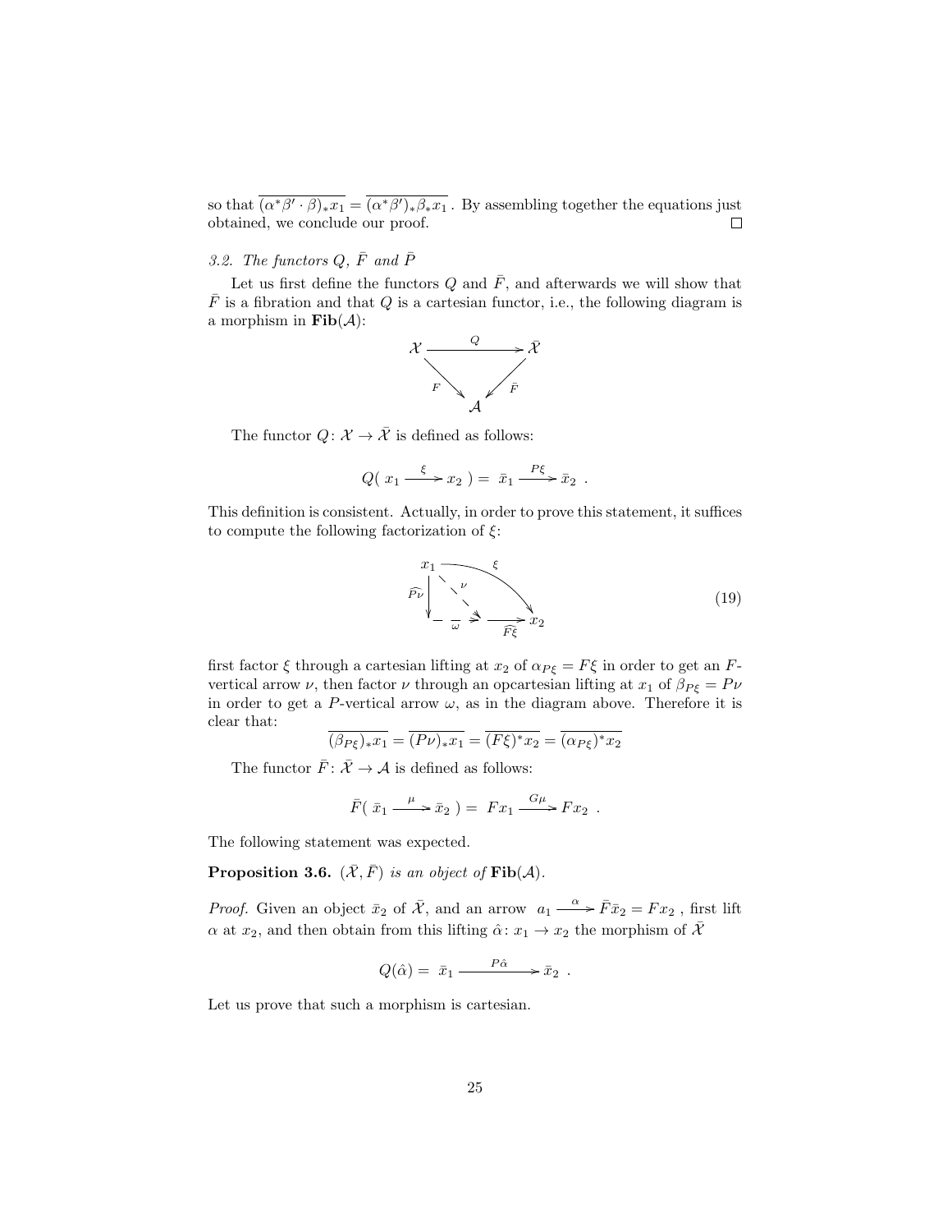so that $\overline{(\alpha^*\beta' \cdot \beta)_* x_1} = \overline{(\alpha^*\beta')_* \beta_* x_1}$ . By assembling together the equations just obtained, we conclude our proof. $\square$

### 3.2. The functors $Q$, $\bar{F}$ and $\bar{P}$

Let us first define the functors $Q$ and $\bar{F}$, and afterwards we will show that $\bar{F}$ is a fibration and that $Q$ is a cartesian functor, i.e., the following diagram is a morphism in $\mathbf{Fib}(\mathcal{A})$:

$$\begin{array}{ccc} \mathcal{X} & \xrightarrow{Q} & \bar{\mathcal{X}} \\ & {\scriptstyle F}\searrow \quad \swarrow{\scriptstyle \bar{F}} & \\ & \mathcal{A} & \end{array}$$

The functor $Q\colon \mathcal{X} \to \bar{\mathcal{X}}$ is defined as follows:

$$Q(\ x_1 \xrightarrow{\ \xi\ } x_2\ ) = \ \bar{x}_1 \xrightarrow{\ P\xi\ } \bar{x}_2\ .$$

This definition is consistent. Actually, in order to prove this statement, it suffices to compute the following factorization of $\xi$:

$$\begin{array}{ccc} x_1 & & \\ {\scriptstyle \widehat{P\nu}}\downarrow & \overset{\nu}{\searrow} & \overset{\xi}{\searrow} \\ \cdot & \xrightarrow[\omega]{} \cdot \xrightarrow[\widehat{F\xi}]{} & x_2 \end{array} \tag{19}$$

first factor $\xi$ through a cartesian lifting at $x_2$ of $\alpha_{P\xi} = F\xi$ in order to get an $F$-vertical arrow $\nu$, then factor $\nu$ through an opcartesian lifting at $x_1$ of $\beta_{P\xi} = P\nu$ in order to get a $P$-vertical arrow $\omega$, as in the diagram above. Therefore it is clear that:

$$\overline{(\beta_{P\xi})_* x_1} = \overline{(P\nu)_* x_1} = \overline{(F\xi)^* x_2} = \overline{(\alpha_{P\xi})^* x_2}$$

The functor $\bar{F}\colon \bar{\mathcal{X}} \to \mathcal{A}$ is defined as follows:

$$\bar{F}(\ \bar{x}_1 \xrightarrow{\ \mu\ } \bar{x}_2\ ) = \ Fx_1 \xrightarrow{\ G\mu\ } Fx_2\ .$$

The following statement was expected.

**Proposition 3.6.** *$(\bar{\mathcal{X}}, \bar{F})$ is an object of $\mathbf{Fib}(\mathcal{A})$.*

*Proof.* Given an object $\bar{x}_2$ of $\bar{\mathcal{X}}$, and an arrow $a_1 \xrightarrow{\ \alpha\ } \bar{F}\bar{x}_2 = Fx_2$ , first lift $\alpha$ at $x_2$, and then obtain from this lifting $\hat{\alpha}\colon x_1 \to x_2$ the morphism of $\bar{\mathcal{X}}$

$$Q(\hat{\alpha}) = \ \bar{x}_1 \xrightarrow{\ \ P\hat{\alpha}\ \ } \bar{x}_2\ .$$

Let us prove that such a morphism is cartesian.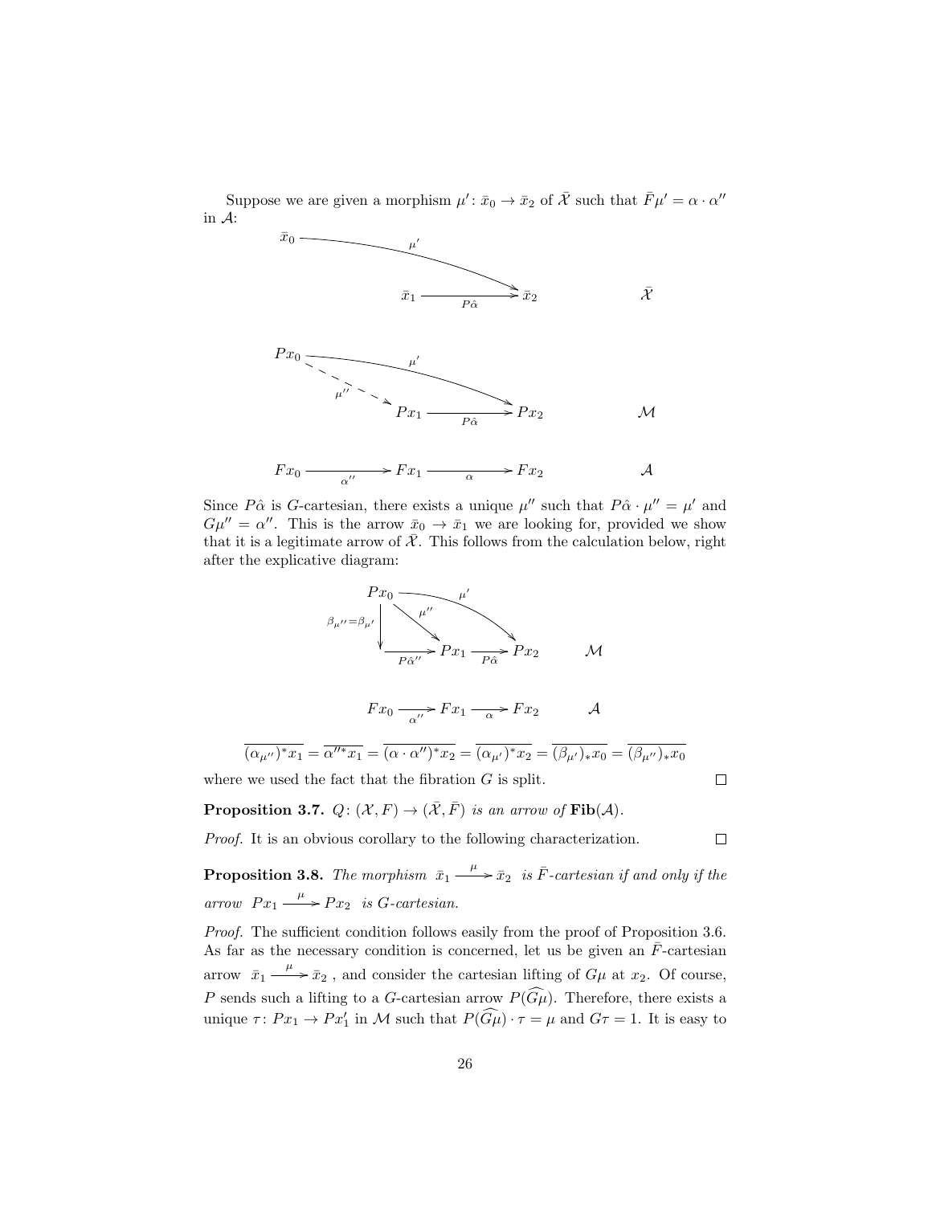Suppose we are given a morphism $\mu' \colon \bar{x}_0 \to \bar{x}_2$ of $\bar{\mathcal{X}}$ such that $\bar{F}\mu' = \alpha \cdot \alpha''$ in $\mathcal{A}$:

$$
\begin{array}{lllll}
\bar{x}_0 & & & & \\
& & \bar{x}_1 \xrightarrow{P\hat{\alpha}} \bar{x}_2 & & \bar{\mathcal{X}} \\
Px_0 & & & & \\
& & Px_1 \xrightarrow{P\hat{\alpha}} Px_2 & & \mathcal{M} \\
Fx_0 & \xrightarrow{\alpha''} & Fx_1 \xrightarrow{\alpha} Fx_2 & & \mathcal{A}
\end{array}
$$

(with $\mu' \colon \bar{x}_0 \to \bar{x}_2$, $\mu' \colon Px_0 \to Px_2$, and a dashed arrow $\mu'' \colon Px_0 \to Px_1$)

Since $P\hat{\alpha}$ is $G$-cartesian, there exists a unique $\mu''$ such that $P\hat{\alpha} \cdot \mu'' = \mu'$ and $G\mu'' = \alpha''$. This is the arrow $\bar{x}_0 \to \bar{x}_1$ we are looking for, provided we show that it is a legitimate arrow of $\bar{\mathcal{X}}$. This follows from the calculation below, right after the explicative diagram:

$$
\begin{array}{lll}
Px_0 \xrightarrow{\mu''} Px_1, \quad Px_0 \xrightarrow{\mu'} Px_2, \quad Px_0 \xrightarrow{\beta_{\mu''}=\beta_{\mu'}} \cdot \xrightarrow{P\hat{\alpha}''} Px_1 \xrightarrow{P\hat{\alpha}} Px_2 & & \mathcal{M} \\
Fx_0 \xrightarrow{\alpha''} Fx_1 \xrightarrow{\alpha} Fx_2 & & \mathcal{A}
\end{array}
$$

$$
\overline{(\alpha_{\mu''})^* x_1} = \overline{\alpha''^* x_1} = \overline{(\alpha \cdot \alpha'')^* x_2} = \overline{(\alpha_{\mu'})^* x_2} = \overline{(\beta_{\mu'})_* x_0} = \overline{(\beta_{\mu''})_* x_0}
$$

where we used the fact that the fibration $G$ is split. □

**Proposition 3.7.** *$Q \colon (\mathcal{X}, F) \to (\bar{\mathcal{X}}, \bar{F})$ is an arrow of* $\mathbf{Fib}(\mathcal{A})$.

*Proof.* It is an obvious corollary to the following characterization. □

**Proposition 3.8.** *The morphism $\bar{x}_1 \xrightarrow{\mu} \bar{x}_2$ is $\bar{F}$-cartesian if and only if the arrow $Px_1 \xrightarrow{\mu} Px_2$ is $G$-cartesian.*

*Proof.* The sufficient condition follows easily from the proof of Proposition 3.6. As far as the necessary condition is concerned, let us be given an $\bar{F}$-cartesian arrow $\bar{x}_1 \xrightarrow{\mu} \bar{x}_2$, and consider the cartesian lifting of $G\mu$ at $x_2$. Of course, $P$ sends such a lifting to a $G$-cartesian arrow $P(\widehat{G\mu})$. Therefore, there exists a unique $\tau \colon Px_1 \to Px_1'$ in $\mathcal{M}$ such that $P(\widehat{G\mu}) \cdot \tau = \mu$ and $G\tau = 1$. It is easy to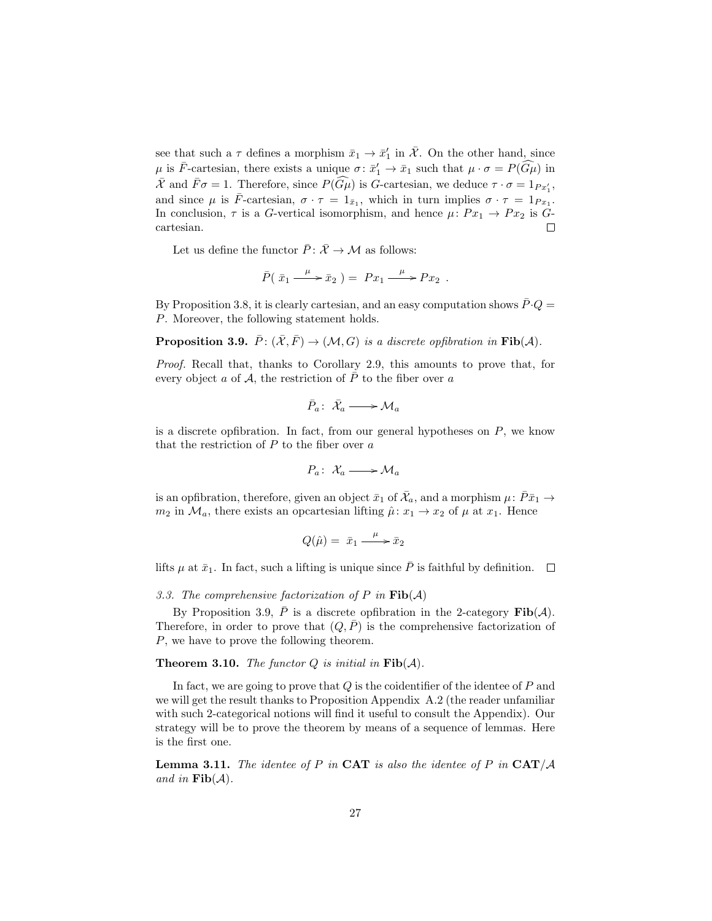see that such a $\tau$ defines a morphism $\bar{x}_1 \to \bar{x}'_1$ in $\bar{\mathcal{X}}$. On the other hand, since $\mu$ is $\bar{F}$-cartesian, there exists a unique $\sigma\colon \bar{x}'_1 \to \bar{x}_1$ such that $\mu \cdot \sigma = P(\widehat{G\mu})$ in $\bar{\mathcal{X}}$ and $\bar{F}\sigma = 1$. Therefore, since $P(\widehat{G\mu})$ is $G$-cartesian, we deduce $\tau \cdot \sigma = 1_{Px'_1}$, and since $\mu$ is $\bar{F}$-cartesian, $\sigma \cdot \tau = 1_{\bar{x}_1}$, which in turn implies $\sigma \cdot \tau = 1_{Px_1}$. In conclusion, $\tau$ is a $G$-vertical isomorphism, and hence $\mu\colon Px_1 \to Px_2$ is $G$-cartesian. □

Let us define the functor $\bar{P}\colon \bar{\mathcal{X}} \to \mathcal{M}$ as follows:

$$\bar{P}(\ \bar{x}_1 \xrightarrow{\ \mu\ } \bar{x}_2\ ) = \ Px_1 \xrightarrow{\ \mu\ } Px_2\ .$$

By Proposition 3.8, it is clearly cartesian, and an easy computation shows $\bar{P} \cdot Q = P$. Moreover, the following statement holds.

**Proposition 3.9.** *$\bar{P}\colon (\bar{\mathcal{X}}, \bar{F}) \to (\mathcal{M}, G)$ is a discrete opfibration in* $\mathbf{Fib}(\mathcal{A})$.

*Proof.* Recall that, thanks to Corollary 2.9, this amounts to prove that, for every object $a$ of $\mathcal{A}$, the restriction of $\bar{P}$ to the fiber over $a$

$$\bar{P}_a\colon\ \bar{\mathcal{X}}_a \longrightarrow \mathcal{M}_a$$

is a discrete opfibration. In fact, from our general hypotheses on $P$, we know that the restriction of $P$ to the fiber over $a$

$$P_a\colon\ \mathcal{X}_a \longrightarrow \mathcal{M}_a$$

is an opfibration, therefore, given an object $\bar{x}_1$ of $\bar{\mathcal{X}}_a$, and a morphism $\mu\colon \bar{P}\bar{x}_1 \to m_2$ in $\mathcal{M}_a$, there exists an opcartesian lifting $\hat{\mu}\colon x_1 \to x_2$ of $\mu$ at $x_1$. Hence

$$Q(\hat{\mu}) = \ \bar{x}_1 \xrightarrow{\ \mu\ } \bar{x}_2$$

lifts $\mu$ at $\bar{x}_1$. In fact, such a lifting is unique since $\bar{P}$ is faithful by definition. □

*3.3. The comprehensive factorization of $P$ in* $\mathbf{Fib}(\mathcal{A})$

By Proposition 3.9, $\bar{P}$ is a discrete opfibration in the 2-category $\mathbf{Fib}(\mathcal{A})$. Therefore, in order to prove that $(Q, \bar{P})$ is the comprehensive factorization of $P$, we have to prove the following theorem.

**Theorem 3.10.** *The functor $Q$ is initial in* $\mathbf{Fib}(\mathcal{A})$.

In fact, we are going to prove that $Q$ is the coidentifier of the identee of $P$ and we will get the result thanks to Proposition Appendix A.2 (the reader unfamiliar with such 2-categorical notions will find it useful to consult the Appendix). Our strategy will be to prove the theorem by means of a sequence of lemmas. Here is the first one.

**Lemma 3.11.** *The identee of $P$ in* $\mathbf{CAT}$ *is also the identee of $P$ in* $\mathbf{CAT}/\mathcal{A}$ *and in* $\mathbf{Fib}(\mathcal{A})$.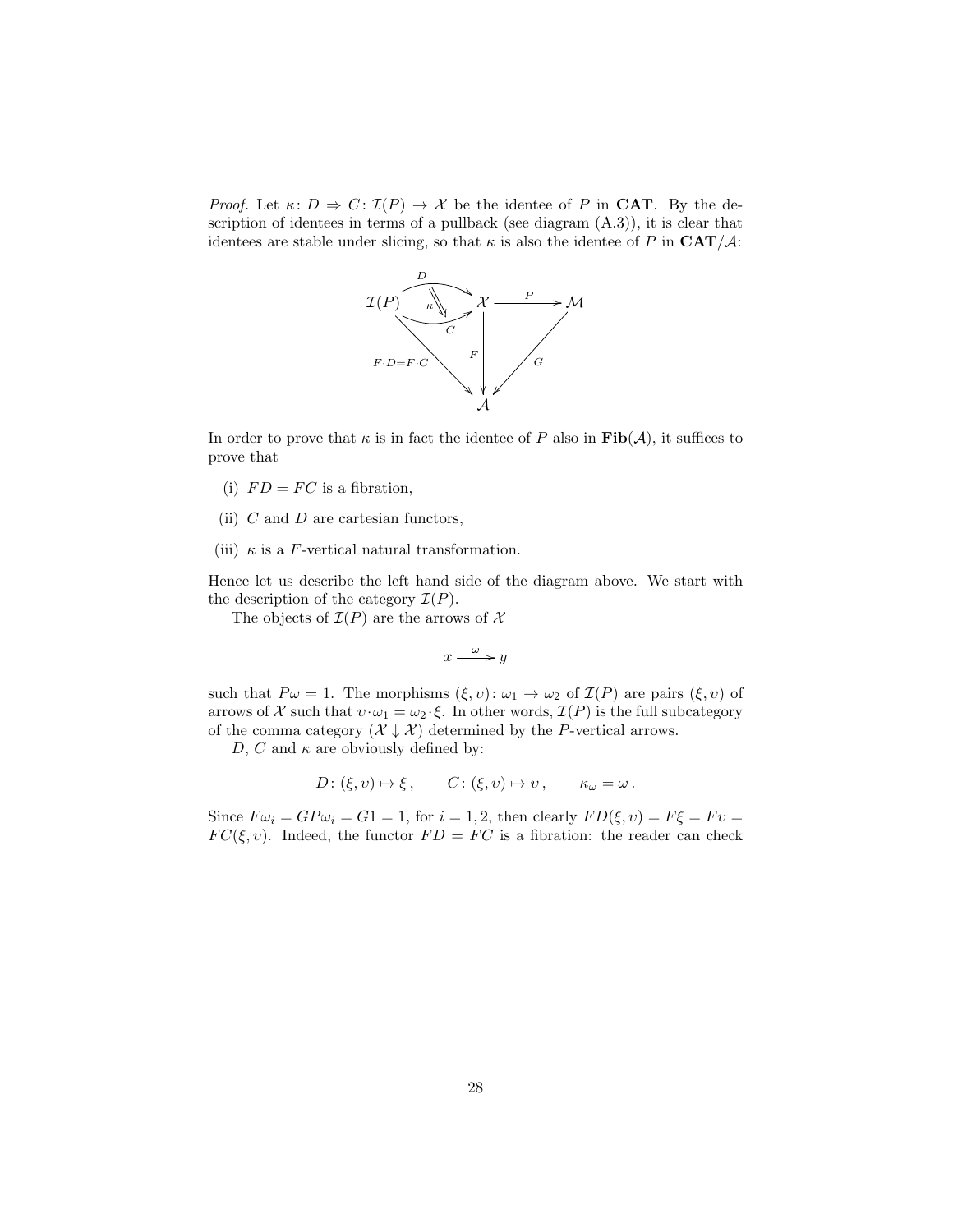*Proof.* Let $\kappa\colon D \Rightarrow C\colon \mathcal{I}(P) \to \mathcal{X}$ be the identee of $P$ in **CAT**. By the description of identees in terms of a pullback (see diagram (A.3)), it is clear that identees are stable under slicing, so that $\kappa$ is also the identee of $P$ in $\mathbf{CAT}/\mathcal{A}$:

$$
\begin{array}{ccccc}
\mathcal{I}(P) & \underset{C}{\overset{D}{\rightrightarrows}}\ (\kappa) & \mathcal{X} & \xrightarrow{\ P\ } & \mathcal{M} \\
 & {\scriptstyle F\cdot D = F\cdot C}\searrow & \downarrow{\scriptstyle F} & \swarrow{\scriptstyle G} & \\
 & & \mathcal{A} & &
\end{array}
$$

In order to prove that $\kappa$ is in fact the identee of $P$ also in $\mathbf{Fib}(\mathcal{A})$, it suffices to prove that

(i) $FD = FC$ is a fibration,

(ii) $C$ and $D$ are cartesian functors,

(iii) $\kappa$ is a $F$-vertical natural transformation.

Hence let us describe the left hand side of the diagram above. We start with the description of the category $\mathcal{I}(P)$.

The objects of $\mathcal{I}(P)$ are the arrows of $\mathcal{X}$

$$
x \xrightarrow{\ \omega\ } y
$$

such that $P\omega = 1$. The morphisms $(\xi, \upsilon)\colon \omega_1 \to \omega_2$ of $\mathcal{I}(P)$ are pairs $(\xi, \upsilon)$ of arrows of $\mathcal{X}$ such that $\upsilon\cdot\omega_1 = \omega_2\cdot\xi$. In other words, $\mathcal{I}(P)$ is the full subcategory of the comma category $(\mathcal{X} \downarrow \mathcal{X})$ determined by the $P$-vertical arrows.

$D$, $C$ and $\kappa$ are obviously defined by:

$$
D\colon (\xi, \upsilon) \mapsto \xi\,, \qquad C\colon (\xi, \upsilon) \mapsto \upsilon\,, \qquad \kappa_\omega = \omega\,.
$$

Since $F\omega_i = GP\omega_i = G1 = 1$, for $i = 1, 2$, then clearly $FD(\xi, \upsilon) = F\xi = F\upsilon = FC(\xi, \upsilon)$. Indeed, the functor $FD = FC$ is a fibration: the reader can check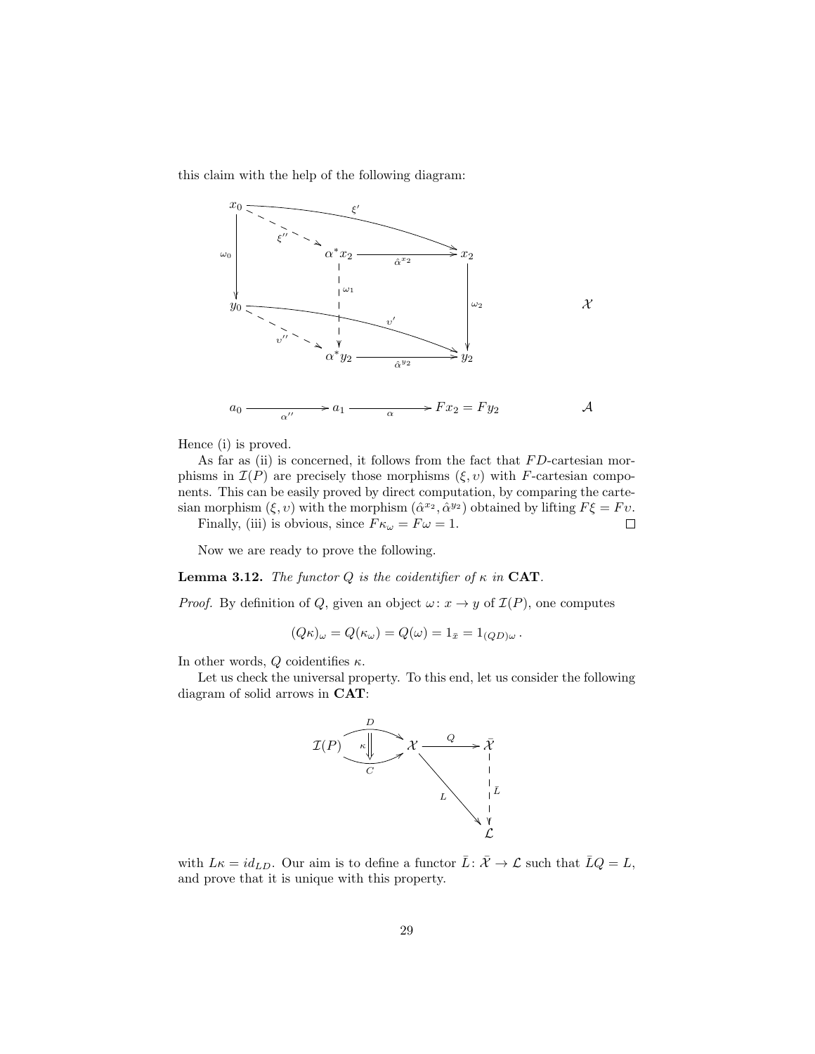this claim with the help of the following diagram:

$$
\begin{array}{ccccc}
x_0 & \xrightarrow{\xi'} & & & x_2 \\
\downarrow{\omega_0} & \overset{\xi''}{\dashrightarrow} & \alpha^* x_2 & \xrightarrow{\hat{\alpha}^{x_2}} & x_2 \\
& & \downarrow{\omega_1} & & \downarrow{\omega_2} \\
y_0 & \xrightarrow{\upsilon'} & & & y_2 \\
& \overset{\upsilon''}{\dashrightarrow} & \alpha^* y_2 & \xrightarrow{\hat{\alpha}^{y_2}} & y_2
\end{array}
\qquad \mathcal{X}
$$

$$
a_0 \xrightarrow{\alpha''} a_1 \xrightarrow{\alpha} Fx_2 = Fy_2 \qquad \mathcal{A}
$$

Hence (i) is proved.

As far as (ii) is concerned, it follows from the fact that $FD$-cartesian morphisms in $\mathcal{I}(P)$ are precisely those morphisms $(\xi, \upsilon)$ with $F$-cartesian components. This can be easily proved by direct computation, by comparing the cartesian morphism $(\xi, \upsilon)$ with the morphism $(\hat{\alpha}^{x_2}, \hat{\alpha}^{y_2})$ obtained by lifting $F\xi = F\upsilon$.

Finally, (iii) is obvious, since $F\kappa_\omega = F\omega = 1$. $\square$

Now we are ready to prove the following.

**Lemma 3.12.** *The functor $Q$ is the coidentifier of $\kappa$ in* **CAT**.

*Proof.* By definition of $Q$, given an object $\omega \colon x \to y$ of $\mathcal{I}(P)$, one computes

$$
(Q\kappa)_\omega = Q(\kappa_\omega) = Q(\omega) = 1_{\bar{x}} = 1_{(QD)\omega}\,.
$$

In other words, $Q$ coidentifies $\kappa$.

Let us check the universal property. To this end, let us consider the following diagram of solid arrows in **CAT**:

$$
\mathcal{I}(P) \underset{C}{\overset{D}{\rightrightarrows}}\!\!{\scriptstyle \kappa \Downarrow}\ \mathcal{X} \xrightarrow{Q} \bar{\mathcal{X}}, \qquad L \colon \mathcal{X} \to \mathcal{L}, \qquad \bar{L} \colon \bar{\mathcal{X}} \dashrightarrow \mathcal{L}
$$

with $L\kappa = id_{LD}$. Our aim is to define a functor $\bar{L} \colon \bar{\mathcal{X}} \to \mathcal{L}$ such that $\bar{L}Q = L$, and prove that it is unique with this property.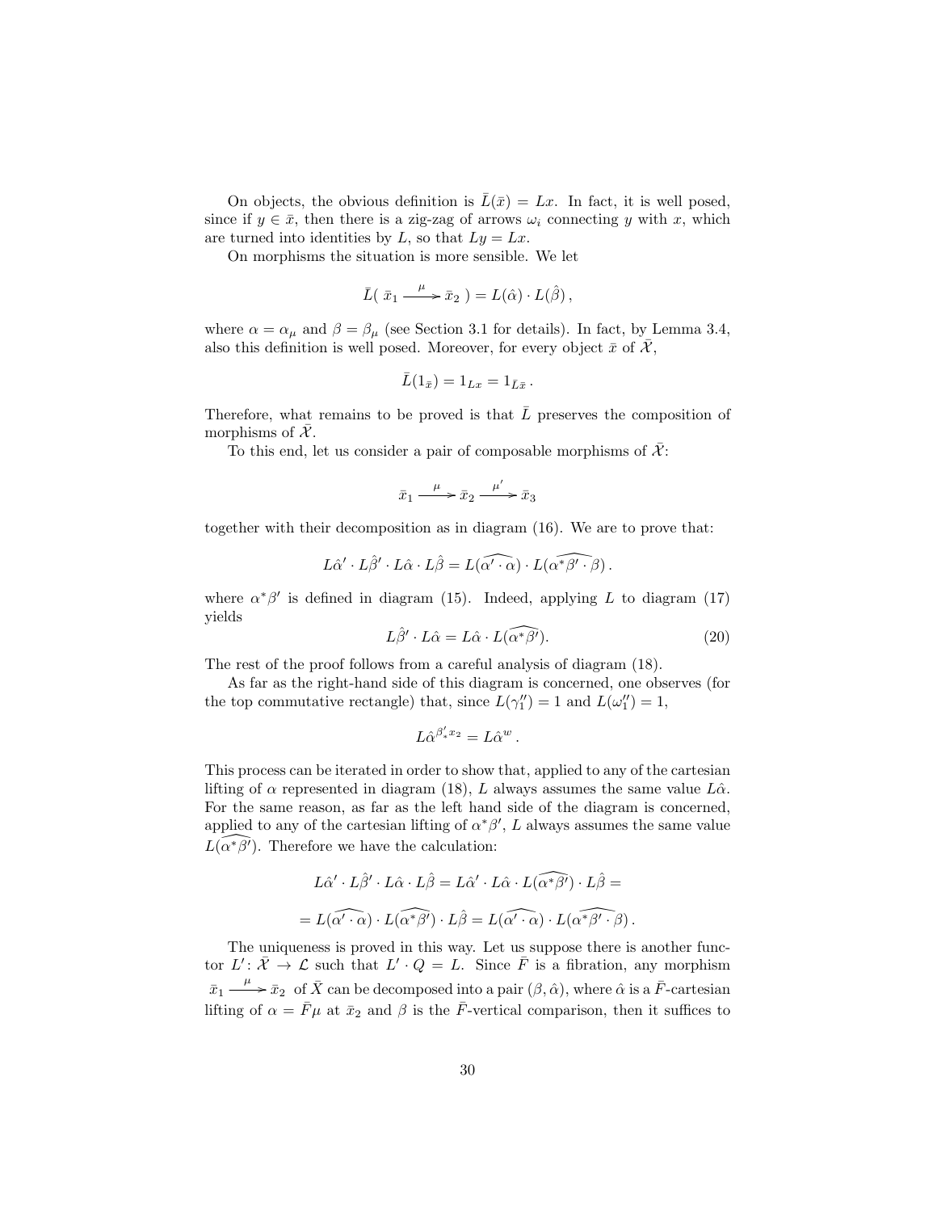On objects, the obvious definition is $\bar{L}(\bar{x}) = Lx$. In fact, it is well posed, since if $y \in \bar{x}$, then there is a zig-zag of arrows $\omega_i$ connecting $y$ with $x$, which are turned into identities by $L$, so that $Ly = Lx$.

On morphisms the situation is more sensible. We let

$$\bar{L}(\ \bar{x}_1 \xrightarrow{\ \mu\ } \bar{x}_2\ ) = L(\hat{\alpha}) \cdot L(\hat{\beta})\,,$$

where $\alpha = \alpha_\mu$ and $\beta = \beta_\mu$ (see Section 3.1 for details). In fact, by Lemma 3.4, also this definition is well posed. Moreover, for every object $\bar{x}$ of $\bar{\mathcal{X}}$,

$$\bar{L}(1_{\bar{x}}) = 1_{Lx} = 1_{\bar{L}\bar{x}}\,.$$

Therefore, what remains to be proved is that $\bar{L}$ preserves the composition of morphisms of $\bar{\mathcal{X}}$.

To this end, let us consider a pair of composable morphisms of $\bar{\mathcal{X}}$:

$$\bar{x}_1 \xrightarrow{\ \mu\ } \bar{x}_2 \xrightarrow{\ \mu'\ } \bar{x}_3$$

together with their decomposition as in diagram (16). We are to prove that:

$$L\hat{\alpha}' \cdot L\hat{\beta}' \cdot L\hat{\alpha} \cdot L\hat{\beta} = L(\widehat{\alpha' \cdot \alpha}) \cdot L(\widehat{\alpha^*\beta' \cdot \beta})\,.$$

where $\alpha^*\beta'$ is defined in diagram (15). Indeed, applying $L$ to diagram (17) yields

$$L\hat{\beta}' \cdot L\hat{\alpha} = L\hat{\alpha} \cdot L(\widehat{\alpha^*\beta'}). \tag{20}$$

The rest of the proof follows from a careful analysis of diagram (18).

As far as the right-hand side of this diagram is concerned, one observes (for the top commutative rectangle) that, since $L(\gamma_1'') = 1$ and $L(\omega_1'') = 1$,

$$L\hat{\alpha}^{\beta'_* x_2} = L\hat{\alpha}^{w}\,.$$

This process can be iterated in order to show that, applied to any of the cartesian lifting of $\alpha$ represented in diagram (18), $L$ always assumes the same value $L\hat{\alpha}$. For the same reason, as far as the left hand side of the diagram is concerned, applied to any of the cartesian lifting of $\alpha^*\beta'$, $L$ always assumes the same value $L(\widehat{\alpha^*\beta'})$. Therefore we have the calculation:

$$L\hat{\alpha}' \cdot L\hat{\beta}' \cdot L\hat{\alpha} \cdot L\hat{\beta} = L\hat{\alpha}' \cdot L\hat{\alpha} \cdot L(\widehat{\alpha^*\beta'}) \cdot L\hat{\beta} =$$

$$= L(\widehat{\alpha' \cdot \alpha}) \cdot L(\widehat{\alpha^*\beta'}) \cdot L\hat{\beta} = L(\widehat{\alpha' \cdot \alpha}) \cdot L(\widehat{\alpha^*\beta' \cdot \beta})\,.$$

The uniqueness is proved in this way. Let us suppose there is another functor $L' \colon \bar{\mathcal{X}} \to \mathcal{L}$ such that $L' \cdot Q = L$. Since $\bar{F}$ is a fibration, any morphism $\bar{x}_1 \xrightarrow{\ \mu\ } \bar{x}_2$ of $\bar{X}$ can be decomposed into a pair $(\beta, \hat{\alpha})$, where $\hat{\alpha}$ is a $\bar{F}$-cartesian lifting of $\alpha = \bar{F}\mu$ at $\bar{x}_2$ and $\beta$ is the $\bar{F}$-vertical comparison, then it suffices to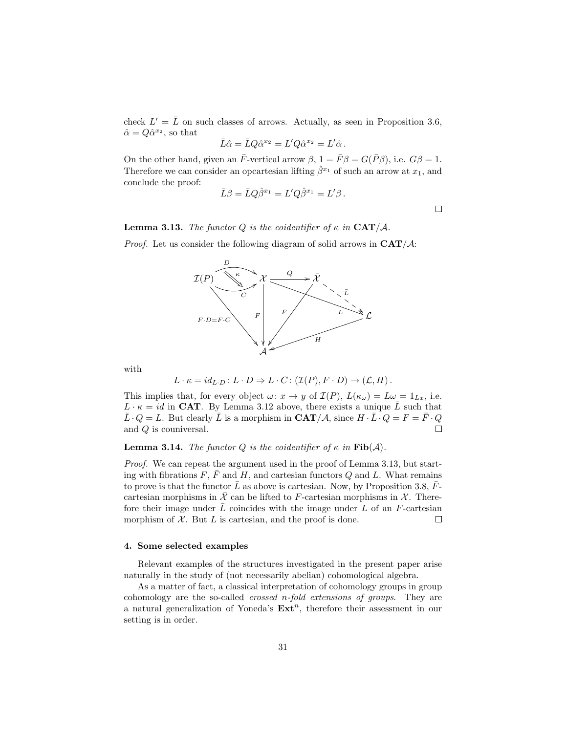check $L' = \bar{L}$ on such classes of arrows. Actually, as seen in Proposition 3.6, $\hat{\alpha} = Q\hat{\alpha}^{x_2}$, so that

$$\bar{L}\hat{\alpha} = \bar{L}Q\hat{\alpha}^{x_2} = L'Q\hat{\alpha}^{x_2} = L'\hat{\alpha}\,.$$

On the other hand, given an $\bar{F}$-vertical arrow $\beta$, $1 = \bar{F}\beta = G(\bar{P}\beta)$, i.e. $G\beta = 1$. Therefore we can consider an opcartesian lifting $\hat{\beta}^{x_1}$ of such an arrow at $x_1$, and conclude the proof:

$$\bar{L}\beta = \bar{L}Q\hat{\beta}^{x_1} = L'Q\hat{\beta}^{x_1} = L'\beta\,.$$

□

**Lemma 3.13.** *The functor $Q$ is the coidentifier of $\kappa$ in $\mathbf{CAT}/\mathcal{A}$.*

*Proof.* Let us consider the following diagram of solid arrows in $\mathbf{CAT}/\mathcal{A}$:

$$\begin{array}{c}
\mathcal{I}(P) \underset{C}{\overset{D}{\rightrightarrows}} \mathcal{X} \xrightarrow{Q} \bar{\mathcal{X}} \overset{\bar{L}}{\dashrightarrow} \mathcal{L} \\
\text{with } \kappa: D \Rightarrow C,\quad F\cdot D = F\cdot C: \mathcal{I}(P) \to \mathcal{A},\quad F: \mathcal{X} \to \mathcal{A},\quad \bar{F}: \bar{\mathcal{X}} \to \mathcal{A},\quad L: \mathcal{X} \to \mathcal{L},\quad H: \mathcal{L} \to \mathcal{A}
\end{array}$$

with

$$L \cdot \kappa = id_{L\cdot D} \colon L \cdot D \Rightarrow L \cdot C \colon (\mathcal{I}(P), F \cdot D) \to (\mathcal{L}, H)\,.$$

This implies that, for every object $\omega\colon x \to y$ of $\mathcal{I}(P)$, $L(\kappa_\omega) = L\omega = 1_{Lx}$, i.e. $L \cdot \kappa = id$ in $\mathbf{CAT}$. By Lemma 3.12 above, there exists a unique $\bar{L}$ such that $\bar{L} \cdot Q = L$. But clearly $\bar{L}$ is a morphism in $\mathbf{CAT}/\mathcal{A}$, since $H \cdot \bar{L} \cdot Q = F = \bar{F} \cdot Q$ and $Q$ is couniversal. □

**Lemma 3.14.** *The functor $Q$ is the coidentifier of $\kappa$ in $\mathbf{Fib}(\mathcal{A})$.*

*Proof.* We can repeat the argument used in the proof of Lemma 3.13, but starting with fibrations $F$, $\bar{F}$ and $H$, and cartesian functors $Q$ and $L$. What remains to prove is that the functor $\bar{L}$ as above is cartesian. Now, by Proposition 3.8, $\bar{F}$-cartesian morphisms in $\bar{\mathcal{X}}$ can be lifted to $F$-cartesian morphisms in $\mathcal{X}$. Therefore their image under $\bar{L}$ coincides with the image under $L$ of an $F$-cartesian morphism of $\mathcal{X}$. But $L$ is cartesian, and the proof is done. □

#### 4. Some selected examples

Relevant examples of the structures investigated in the present paper arise naturally in the study of (not necessarily abelian) cohomological algebra.

As a matter of fact, a classical interpretation of cohomology groups in group cohomology are the so-called *crossed $n$-fold extensions of groups*. They are a natural generalization of Yoneda's $\mathbf{Ext}^n$, therefore their assessment in our setting is in order.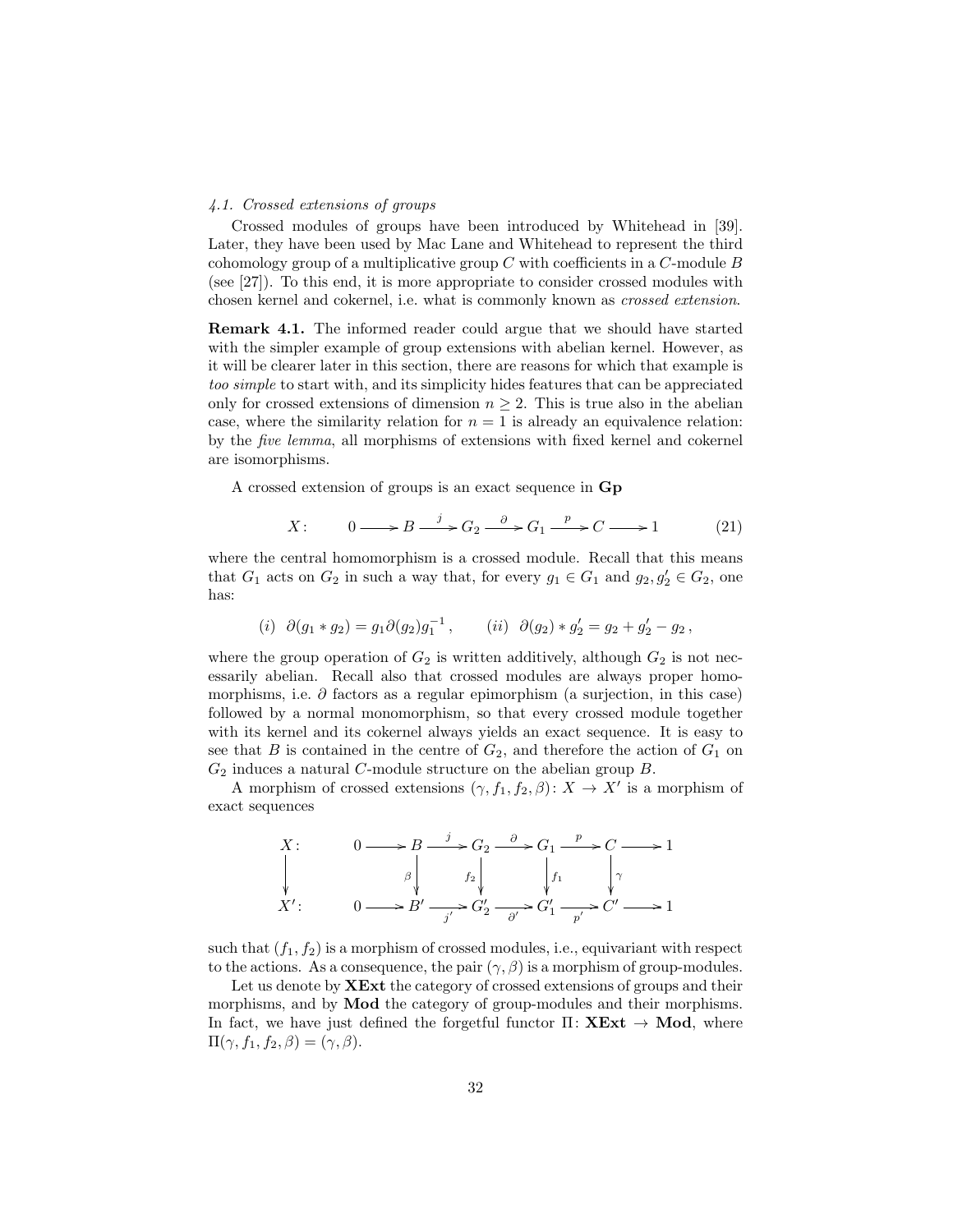### *4.1. Crossed extensions of groups*

Crossed modules of groups have been introduced by Whitehead in [39]. Later, they have been used by Mac Lane and Whitehead to represent the third cohomology group of a multiplicative group $C$ with coefficients in a $C$-module $B$ (see [27]). To this end, it is more appropriate to consider crossed modules with chosen kernel and cokernel, i.e. what is commonly known as *crossed extension*.

**Remark 4.1.** The informed reader could argue that we should have started with the simpler example of group extensions with abelian kernel. However, as it will be clearer later in this section, there are reasons for which that example is *too simple* to start with, and its simplicity hides features that can be appreciated only for crossed extensions of dimension $n \geq 2$. This is true also in the abelian case, where the similarity relation for $n = 1$ is already an equivalence relation: by the *five lemma*, all morphisms of extensions with fixed kernel and cokernel are isomorphisms.

A crossed extension of groups is an exact sequence in **Gp**

$$X\colon \qquad 0 \longrightarrow B \xrightarrow{\ j\ } G_2 \xrightarrow{\ \partial\ } G_1 \xrightarrow{\ p\ } C \longrightarrow 1 \tag{21}$$

where the central homomorphism is a crossed module. Recall that this means that $G_1$ acts on $G_2$ in such a way that, for every $g_1 \in G_1$ and $g_2, g_2' \in G_2$, one has:

$$(i)\ \ \partial(g_1 * g_2) = g_1 \partial(g_2) g_1^{-1}\,, \qquad (ii)\ \ \partial(g_2) * g_2' = g_2 + g_2' - g_2\,,$$

where the group operation of $G_2$ is written additively, although $G_2$ is not necessarily abelian. Recall also that crossed modules are always proper homomorphisms, i.e. $\partial$ factors as a regular epimorphism (a surjection, in this case) followed by a normal monomorphism, so that every crossed module together with its kernel and its cokernel always yields an exact sequence. It is easy to see that $B$ is contained in the centre of $G_2$, and therefore the action of $G_1$ on $G_2$ induces a natural $C$-module structure on the abelian group $B$.

A morphism of crossed extensions $(\gamma, f_1, f_2, \beta)\colon X \to X'$ is a morphism of exact sequences

$$\begin{array}{ccccccccccc}
X\colon & & 0 & \longrightarrow & B & \xrightarrow{\ j\ } & G_2 & \xrightarrow{\ \partial\ } & G_1 & \xrightarrow{\ p\ } & C & \longrightarrow & 1 \\
\big\downarrow & & & & \big\downarrow{\scriptstyle \beta} & & \big\downarrow{\scriptstyle f_2} & & \big\downarrow{\scriptstyle f_1} & & \big\downarrow{\scriptstyle \gamma} & & \\
X'\colon & & 0 & \longrightarrow & B' & \xrightarrow[\ j'\ ]{} & G_2' & \xrightarrow[\ \partial'\ ]{} & G_1' & \xrightarrow[\ p'\ ]{} & C' & \longrightarrow & 1
\end{array}$$

such that $(f_1, f_2)$ is a morphism of crossed modules, i.e., equivariant with respect to the actions. As a consequence, the pair $(\gamma, \beta)$ is a morphism of group-modules.

Let us denote by **XExt** the category of crossed extensions of groups and their morphisms, and by **Mod** the category of group-modules and their morphisms. In fact, we have just defined the forgetful functor $\Pi\colon \mathbf{XExt} \to \mathbf{Mod}$, where $\Pi(\gamma, f_1, f_2, \beta) = (\gamma, \beta)$.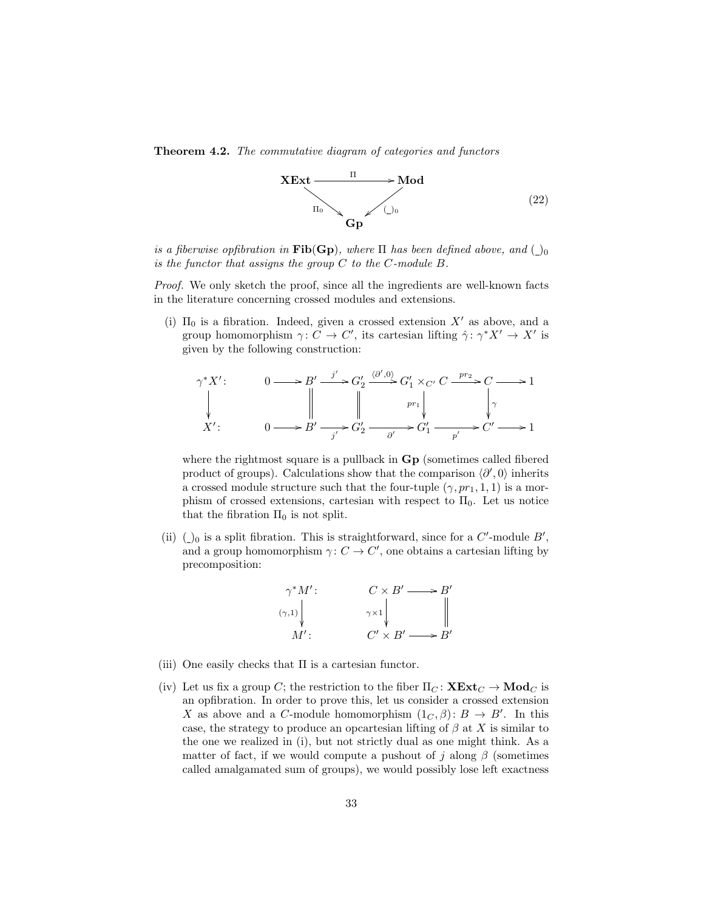**Theorem 4.2.** *The commutative diagram of categories and functors*

$$\begin{array}{ccc} \mathbf{XExt} & \xrightarrow{\ \Pi\ } & \mathbf{Mod} \\ & {\scriptstyle \Pi_0}\searrow \quad \swarrow{\scriptstyle (\_)_0} & \\ & \mathbf{Gp} & \end{array} \tag{22}$$

*is a fiberwise opfibration in* $\mathbf{Fib}(\mathbf{Gp})$*, where* $\Pi$ *has been defined above, and* $(\_)_0$ *is the functor that assigns the group* $C$ *to the* $C$*-module* $B$*.*

*Proof.* We only sketch the proof, since all the ingredients are well-known facts in the literature concerning crossed modules and extensions.

(i) $\Pi_0$ is a fibration. Indeed, given a crossed extension $X'$ as above, and a group homomorphism $\gamma\colon C \to C'$, its cartesian lifting $\hat{\gamma}\colon \gamma^* X' \to X'$ is given by the following construction:

$$\begin{array}{lccccccccccc} \gamma^*X'\colon & 0 & \longrightarrow & B' & \xrightarrow{j'} & G_2' & \xrightarrow{\langle \partial', 0\rangle} & G_1' \times_{C'} C & \xrightarrow{pr_2} & C & \longrightarrow & 1 \\ \downarrow & & & \| & & \| & & \downarrow{\scriptstyle pr_1} & & \downarrow{\scriptstyle \gamma} & & \\ X'\colon & 0 & \longrightarrow & B' & \xrightarrow[j']{} & G_2' & \xrightarrow[\partial']{} & G_1' & \xrightarrow[p']{} & C' & \longrightarrow & 1 \end{array}$$

where the rightmost square is a pullback in $\mathbf{Gp}$ (sometimes called fibered product of groups). Calculations show that the comparison $\langle \partial', 0\rangle$ inherits a crossed module structure such that the four-tuple $(\gamma, pr_1, 1, 1)$ is a morphism of crossed extensions, cartesian with respect to $\Pi_0$. Let us notice that the fibration $\Pi_0$ is not split.

(ii) $(\_)_0$ is a split fibration. This is straightforward, since for a $C'$-module $B'$, and a group homomorphism $\gamma\colon C \to C'$, one obtains a cartesian lifting by precomposition:

$$\begin{array}{lccc} \gamma^*M'\colon & C \times B' & \longrightarrow & B' \\ {\scriptstyle (\gamma,1)}\downarrow & {\scriptstyle \gamma\times 1}\downarrow & & \| \\ M'\colon & C' \times B' & \longrightarrow & B' \end{array}$$

(iii) One easily checks that $\Pi$ is a cartesian functor.

(iv) Let us fix a group $C$; the restriction to the fiber $\Pi_C\colon \mathbf{XExt}_C \to \mathbf{Mod}_C$ is an opfibration. In order to prove this, let us consider a crossed extension $X$ as above and a $C$-module homomorphism $(1_C, \beta)\colon B \to B'$. In this case, the strategy to produce an opcartesian lifting of $\beta$ at $X$ is similar to the one we realized in (i), but not strictly dual as one might think. As a matter of fact, if we would compute a pushout of $j$ along $\beta$ (sometimes called amalgamated sum of groups), we would possibly lose left exactness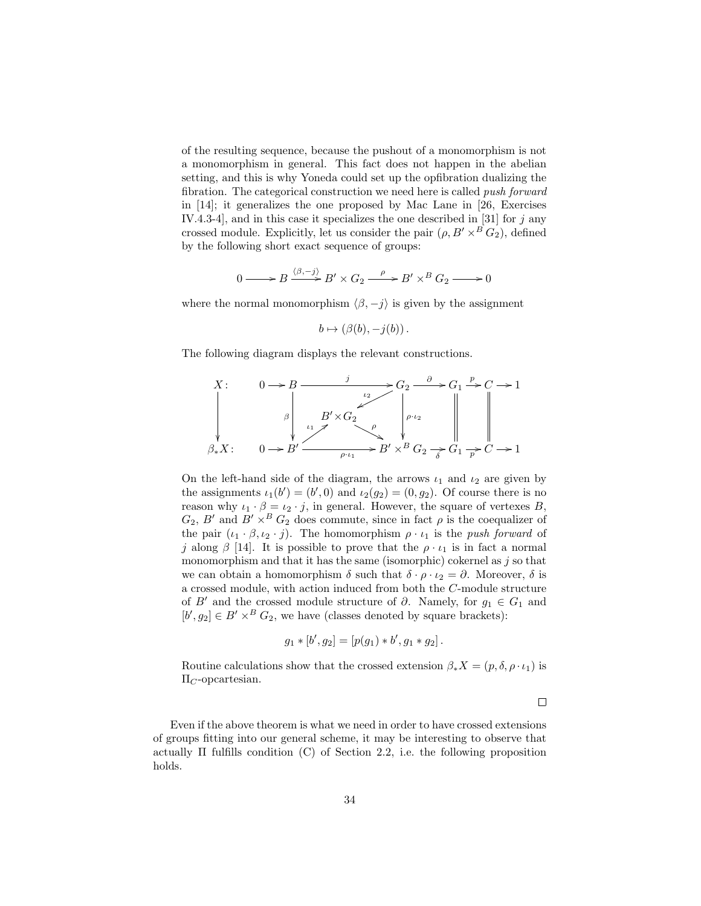of the resulting sequence, because the pushout of a monomorphism is not a monomorphism in general. This fact does not happen in the abelian setting, and this is why Yoneda could set up the opfibration dualizing the fibration. The categorical construction we need here is called *push forward* in [14]; it generalizes the one proposed by Mac Lane in [26, Exercises IV.4.3-4], and in this case it specializes the one described in [31] for $j$ any crossed module. Explicitly, let us consider the pair $(\rho, B' \times^B G_2)$, defined by the following short exact sequence of groups:

$$0 \longrightarrow B \xrightarrow{\langle \beta, -j \rangle} B' \times G_2 \xrightarrow{\rho} B' \times^B G_2 \longrightarrow 0$$

where the normal monomorphism $\langle \beta, -j \rangle$ is given by the assignment

$$b \mapsto (\beta(b), -j(b)).$$

The following diagram displays the relevant constructions.

$$\begin{array}{ccccccccccc}
X\colon & & 0 \to B & \xrightarrow{\quad j \quad} & G_2 & \xrightarrow{\partial} & G_1 & \xrightarrow{p} & C & \to 1 \\
\downarrow & & \downarrow \beta & \overset{\iota_2}{\swarrow} \; B' \times G_2 \; \overset{\rho}{\searrow} \; \underset{\iota_1}{\nearrow} & \downarrow \rho \cdot \iota_2 & & \| & & \| & \\
\beta_* X\colon & & 0 \to B' & \xrightarrow{\quad \rho \cdot \iota_1 \quad} & B' \times^B G_2 & \xrightarrow{\delta} & G_1 & \xrightarrow{p} & C & \to 1
\end{array}$$

On the left-hand side of the diagram, the arrows $\iota_1$ and $\iota_2$ are given by the assignments $\iota_1(b') = (b', 0)$ and $\iota_2(g_2) = (0, g_2)$. Of course there is no reason why $\iota_1 \cdot \beta = \iota_2 \cdot j$, in general. However, the square of vertexes $B$, $G_2$, $B'$ and $B' \times^B G_2$ does commute, since in fact $\rho$ is the coequalizer of the pair $(\iota_1 \cdot \beta, \iota_2 \cdot j)$. The homomorphism $\rho \cdot \iota_1$ is the *push forward* of $j$ along $\beta$ [14]. It is possible to prove that the $\rho \cdot \iota_1$ is in fact a normal monomorphism and that it has the same (isomorphic) cokernel as $j$ so that we can obtain a homomorphism $\delta$ such that $\delta \cdot \rho \cdot \iota_2 = \partial$. Moreover, $\delta$ is a crossed module, with action induced from both the $C$-module structure of $B'$ and the crossed module structure of $\partial$. Namely, for $g_1 \in G_1$ and $[b', g_2] \in B' \times^B G_2$, we have (classes denoted by square brackets):

$$g_1 * [b', g_2] = [p(g_1) * b', g_1 * g_2].$$

Routine calculations show that the crossed extension $\beta_* X = (p, \delta, \rho \cdot \iota_1)$ is $\Pi_C$-opcartesian.

□

Even if the above theorem is what we need in order to have crossed extensions of groups fitting into our general scheme, it may be interesting to observe that actually $\Pi$ fulfills condition (C) of Section 2.2, i.e. the following proposition holds.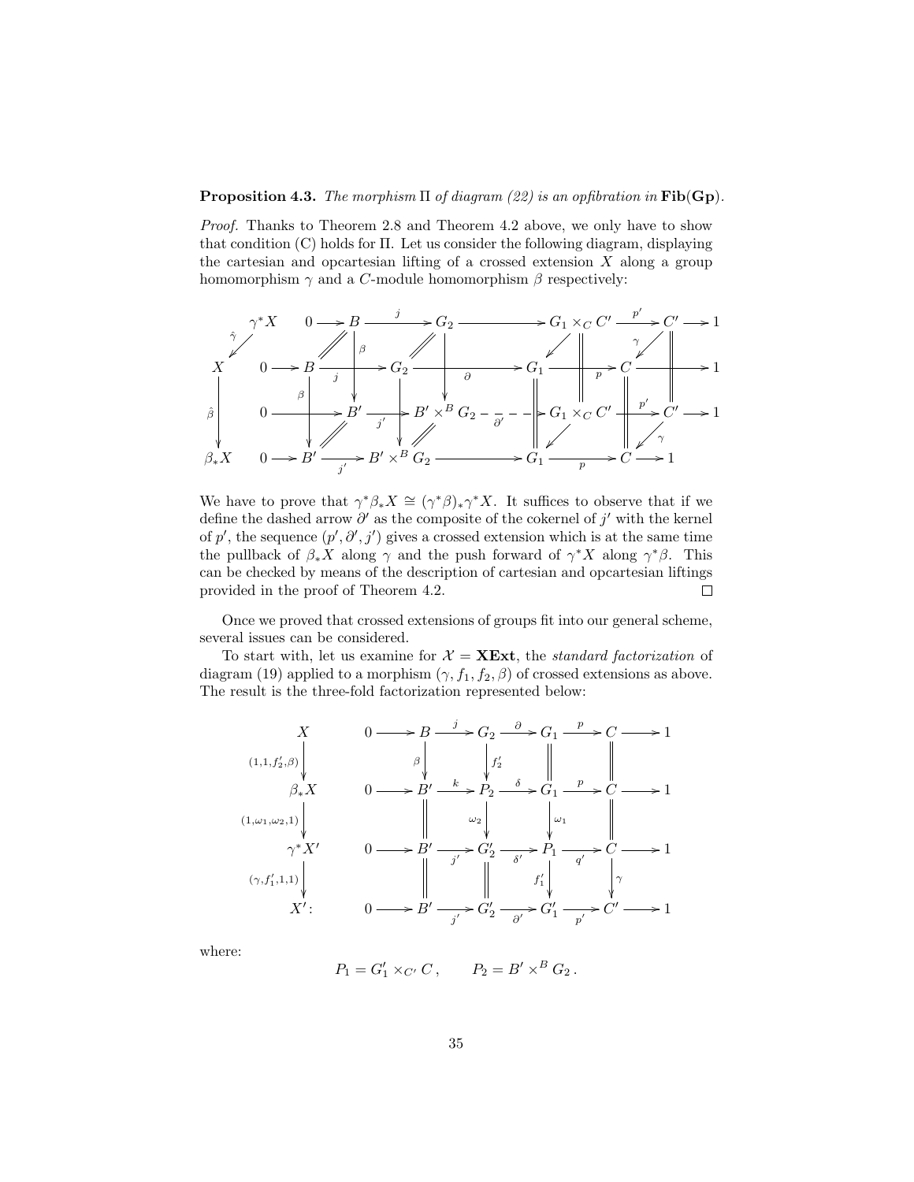**Proposition 4.3.** *The morphism* $\Pi$ *of diagram (22) is an opfibration in* $\mathbf{Fib}(\mathbf{Gp})$.

*Proof.* Thanks to Theorem 2.8 and Theorem 4.2 above, we only have to show that condition (C) holds for $\Pi$. Let us consider the following diagram, displaying the cartesian and opcartesian lifting of a crossed extension $X$ along a group homomorphism $\gamma$ and a $C$-module homomorphism $\beta$ respectively:

$$
\begin{array}{lccccccccccc}
\gamma^*X & 0 \to & B & \xrightarrow{j} & G_2 & \longrightarrow & G_1\times_C C' & \xrightarrow{p'} & C' & \to 1 \\
X & 0 \to & B & \xrightarrow{j} & G_2 & \xrightarrow{\partial} & G_1 & \xrightarrow{p} & C & \to 1 \\
 & 0 \to & B' & \xrightarrow{j'} & B'\times^B G_2 & \xrightarrow{\partial'} & G_1\times_C C' & \xrightarrow{p'} & C' & \to 1 \\
\beta_*X & 0 \to & B' & \xrightarrow{j'} & B'\times^B G_2 & \longrightarrow & G_1 & \xrightarrow{p} & C & \to 1
\end{array}
$$

(with $\hat\gamma\colon \gamma^*X \to X$, $\hat\beta\colon X \to \beta_*X$, vertical maps $\beta$ and $\gamma$.)

We have to prove that $\gamma^*\beta_*X \cong (\gamma^*\beta)_*\gamma^*X$. It suffices to observe that if we define the dashed arrow $\partial'$ as the composite of the cokernel of $j'$ with the kernel of $p'$, the sequence $(p', \partial', j')$ gives a crossed extension which is at the same time the pullback of $\beta_*X$ along $\gamma$ and the push forward of $\gamma^*X$ along $\gamma^*\beta$. This can be checked by means of the description of cartesian and opcartesian liftings provided in the proof of Theorem 4.2. $\square$

Once we proved that crossed extensions of groups fit into our general scheme, several issues can be considered.

To start with, let us examine for $\mathcal{X} = \mathbf{XExt}$, the *standard factorization* of diagram (19) applied to a morphism $(\gamma, f_1, f_2, \beta)$ of crossed extensions as above. The result is the three-fold factorization represented below:

$$
\begin{array}{lcccccccccc}
X & 0 \to & B & \xrightarrow{j} & G_2 & \xrightarrow{\partial} & G_1 & \xrightarrow{p} & C & \to 1 \\
\downarrow{\scriptstyle (1,1,f_2',\beta)} & & \downarrow{\scriptstyle\beta} & & \downarrow{\scriptstyle f_2'} & & \| & & \| & \\
\beta_*X & 0 \to & B' & \xrightarrow{k} & P_2 & \xrightarrow{\delta} & G_1 & \xrightarrow{p} & C & \to 1 \\
\downarrow{\scriptstyle (1,\omega_1,\omega_2,1)} & & \| & & \downarrow{\scriptstyle\omega_2} & & \downarrow{\scriptstyle\omega_1} & & \| & \\
\gamma^*X' & 0 \to & B' & \xrightarrow{j'} & G_2' & \xrightarrow{\delta'} & P_1 & \xrightarrow{q'} & C & \to 1 \\
\downarrow{\scriptstyle (\gamma,f_1',1,1)} & & \| & & \| & & \downarrow{\scriptstyle f_1'} & & \downarrow{\scriptstyle\gamma} & \\
X'\colon & 0 \to & B' & \xrightarrow{j'} & G_2' & \xrightarrow{\partial'} & G_1' & \xrightarrow{p'} & C' & \to 1
\end{array}
$$

where:

$$
P_1 = G_1' \times_{C'} C\,, \qquad P_2 = B' \times^B G_2\,.
$$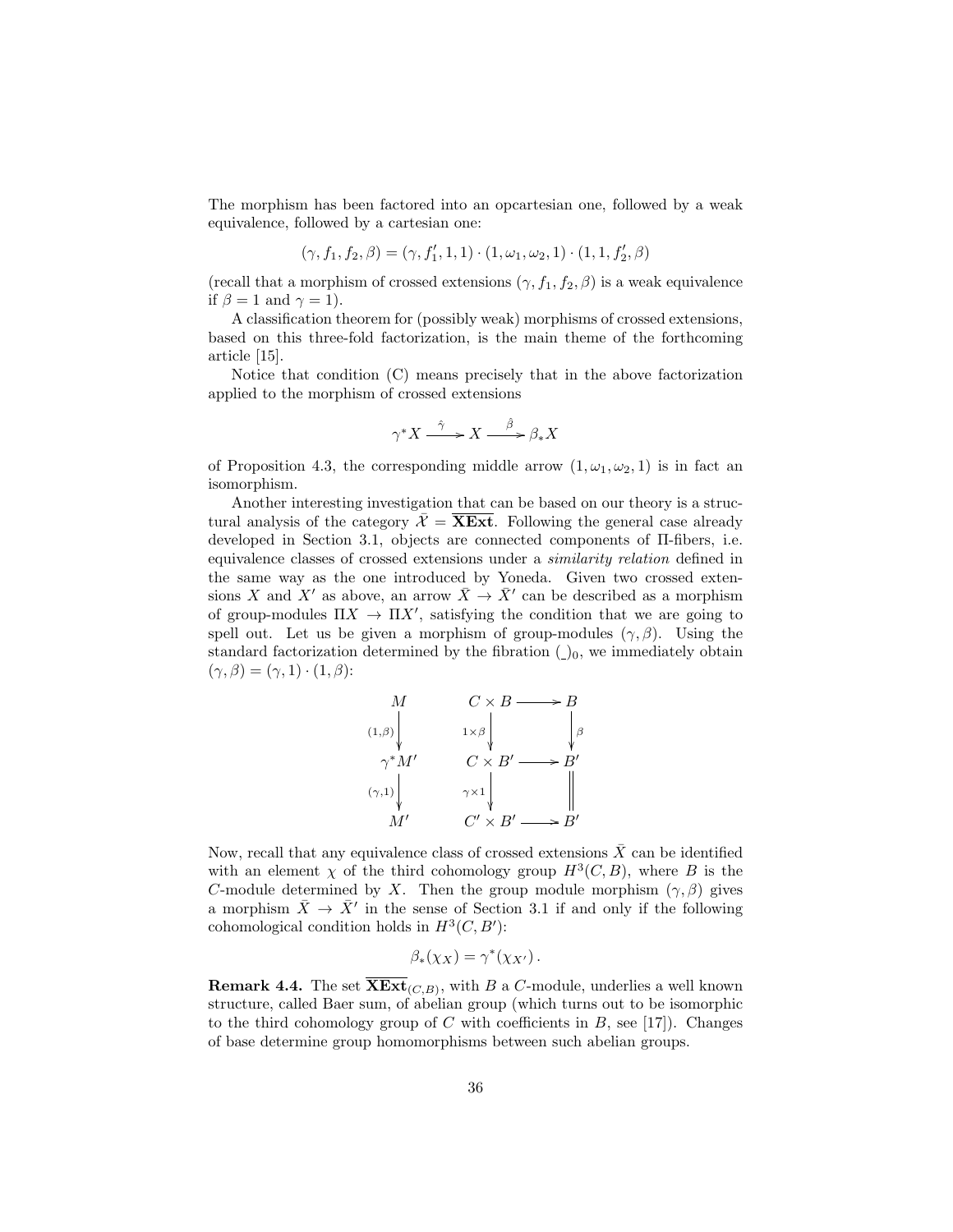The morphism has been factored into an opcartesian one, followed by a weak equivalence, followed by a cartesian one:

$$(\gamma, f_1, f_2, \beta) = (\gamma, f_1', 1, 1) \cdot (1, \omega_1, \omega_2, 1) \cdot (1, 1, f_2', \beta)$$

(recall that a morphism of crossed extensions $(\gamma, f_1, f_2, \beta)$ is a weak equivalence if $\beta = 1$ and $\gamma = 1$).

A classification theorem for (possibly weak) morphisms of crossed extensions, based on this three-fold factorization, is the main theme of the forthcoming article [15].

Notice that condition (C) means precisely that in the above factorization applied to the morphism of crossed extensions

$$\gamma^* X \xrightarrow{\hat{\gamma}} X \xrightarrow{\hat{\beta}} \beta_* X$$

of Proposition 4.3, the corresponding middle arrow $(1, \omega_1, \omega_2, 1)$ is in fact an isomorphism.

Another interesting investigation that can be based on our theory is a structural analysis of the category $\bar{\mathcal{X}} = \overline{\mathbf{XExt}}$. Following the general case already developed in Section 3.1, objects are connected components of $\Pi$-fibers, i.e. equivalence classes of crossed extensions under a *similarity relation* defined in the same way as the one introduced by Yoneda. Given two crossed extensions $X$ and $X'$ as above, an arrow $\bar{X} \to \bar{X}'$ can be described as a morphism of group-modules $\Pi X \to \Pi X'$, satisfying the condition that we are going to spell out. Let us be given a morphism of group-modules $(\gamma, \beta)$. Using the standard factorization determined by the fibration $(\_)_0$, we immediately obtain $(\gamma, \beta) = (\gamma, 1) \cdot (1, \beta)$:

$$\begin{array}{ccccc}
M & \qquad & C \times B & \longrightarrow & B \\
\downarrow {\scriptstyle (1,\beta)} & & \downarrow {\scriptstyle 1\times\beta} & & \downarrow {\scriptstyle \beta} \\
\gamma^* M' & & C \times B' & \longrightarrow & B' \\
\downarrow {\scriptstyle (\gamma,1)} & & \downarrow {\scriptstyle \gamma\times 1} & & \parallel \\
M' & & C' \times B' & \longrightarrow & B'
\end{array}$$

Now, recall that any equivalence class of crossed extensions $\bar{X}$ can be identified with an element $\chi$ of the third cohomology group $H^3(C, B)$, where $B$ is the $C$-module determined by $X$. Then the group module morphism $(\gamma, \beta)$ gives a morphism $\bar{X} \to \bar{X}'$ in the sense of Section 3.1 if and only if the following cohomological condition holds in $H^3(C, B')$:

$$\beta_*(\chi_X) = \gamma^*(\chi_{X'}) \, .$$

**Remark 4.4.** The set $\overline{\mathbf{XExt}}_{(C,B)}$, with $B$ a $C$-module, underlies a well known structure, called Baer sum, of abelian group (which turns out to be isomorphic to the third cohomology group of $C$ with coefficients in $B$, see [17]). Changes of base determine group homomorphisms between such abelian groups.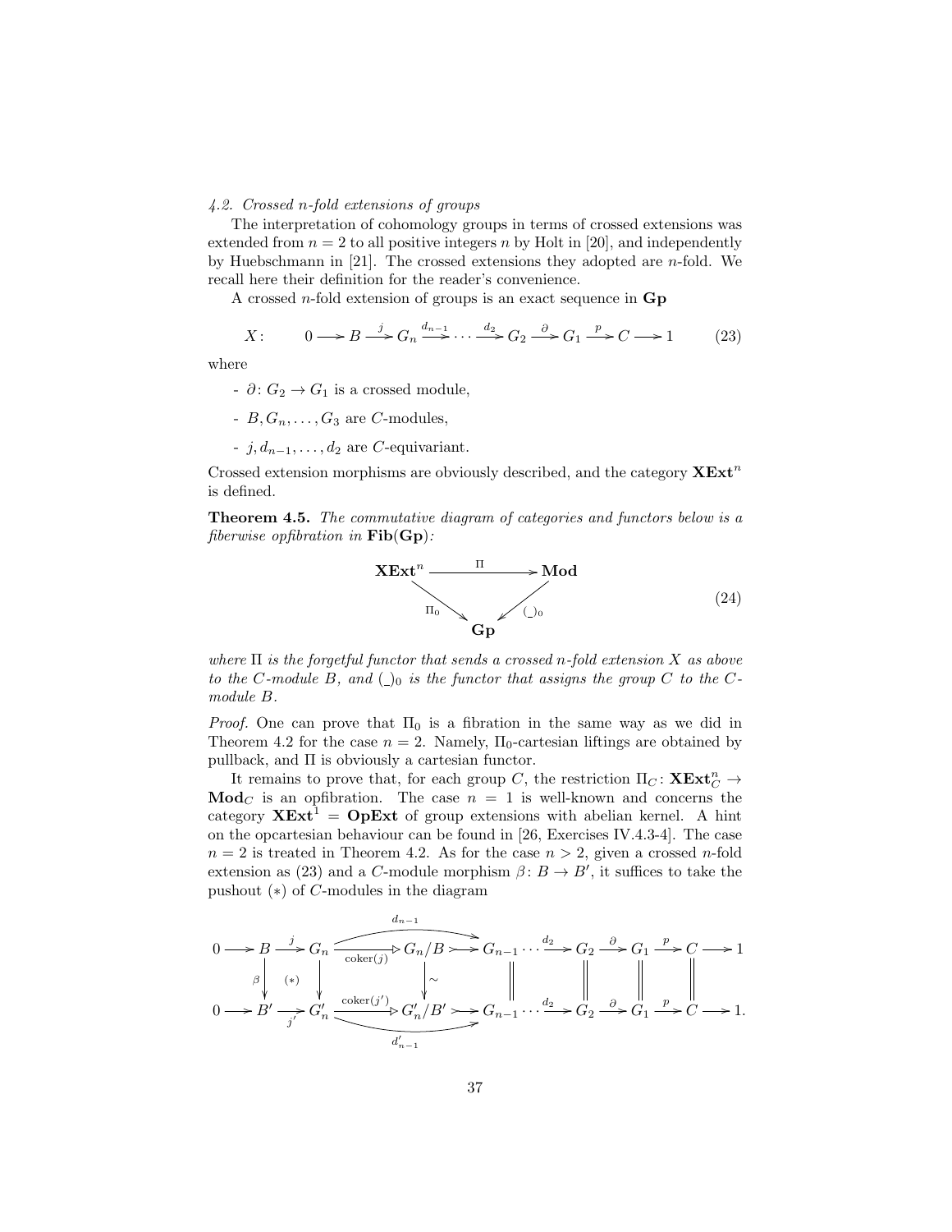*4.2. Crossed n-fold extensions of groups*

The interpretation of cohomology groups in terms of crossed extensions was extended from $n = 2$ to all positive integers $n$ by Holt in [20], and independently by Huebschmann in [21]. The crossed extensions they adopted are $n$-fold. We recall here their definition for the reader's convenience.

A crossed $n$-fold extension of groups is an exact sequence in **Gp**

$$X\colon \qquad 0 \longrightarrow B \xrightarrow{j} G_n \xrightarrow{d_{n-1}} \cdots \xrightarrow{d_2} G_2 \xrightarrow{\partial} G_1 \xrightarrow{p} C \longrightarrow 1 \qquad (23)$$

where

- $\partial\colon G_2 \to G_1$ is a crossed module,
- $B, G_n, \ldots, G_3$ are $C$-modules,
- $j, d_{n-1}, \ldots, d_2$ are $C$-equivariant.

Crossed extension morphisms are obviously described, and the category $\mathbf{XExt}^n$ is defined.

**Theorem 4.5.** *The commutative diagram of categories and functors below is a fiberwise opfibration in* $\mathbf{Fib}(\mathbf{Gp})$*:*

$$\begin{array}{ccc} \mathbf{XExt}^n & \xrightarrow{\quad \Pi \quad} & \mathbf{Mod} \\ & {\scriptstyle \Pi_0} \searrow \quad \swarrow {\scriptstyle (\_)_0} & \\ & \mathbf{Gp} & \end{array} \qquad (24)$$

*where $\Pi$ is the forgetful functor that sends a crossed $n$-fold extension $X$ as above to the $C$-module $B$, and $(\_)_0$ is the functor that assigns the group $C$ to the $C$-module $B$.*

*Proof.* One can prove that $\Pi_0$ is a fibration in the same way as we did in Theorem 4.2 for the case $n = 2$. Namely, $\Pi_0$-cartesian liftings are obtained by pullback, and $\Pi$ is obviously a cartesian functor.

It remains to prove that, for each group $C$, the restriction $\Pi_C\colon \mathbf{XExt}^n_C \to \mathbf{Mod}_C$ is an opfibration. The case $n = 1$ is well-known and concerns the category $\mathbf{XExt}^1 = \mathbf{OpExt}$ of group extensions with abelian kernel. A hint on the opcartesian behaviour can be found in [26, Exercises IV.4.3-4]. The case $n = 2$ is treated in Theorem 4.2. As for the case $n > 2$, given a crossed $n$-fold extension as (23) and a $C$-module morphism $\beta\colon B \to B'$, it suffices to take the pushout $(*)$ of $C$-modules in the diagram

$$\begin{array}{ccccccccccccccccc}
0 \longrightarrow & B & \xrightarrow{j} & G_n & \xrightarrow{\mathrm{coker}(j)} & G_n/B & \rightarrowtail & G_{n-1} & \cdots \xrightarrow{d_2} & G_2 & \xrightarrow{\partial} & G_1 & \xrightarrow{p} & C & \longrightarrow 1 \\
& {\scriptstyle \beta}\downarrow & (*) & \downarrow & & \downarrow \wr & & \| & & \| & & \| & & \| & \\
0 \longrightarrow & B' & \xrightarrow[j']{} & G'_n & \xrightarrow{\mathrm{coker}(j')} & G'_n/B' & \rightarrowtail & G_{n-1} & \cdots \xrightarrow{d_2} & G_2 & \xrightarrow{\partial} & G_1 & \xrightarrow{p} & C & \longrightarrow 1.
\end{array}$$

(where the top composite $G_n \to G_n/B \rightarrowtail G_{n-1}$ is $d_{n-1}$ and the bottom composite $G'_n \to G'_n/B' \rightarrowtail G_{n-1}$ is $d'_{n-1}$)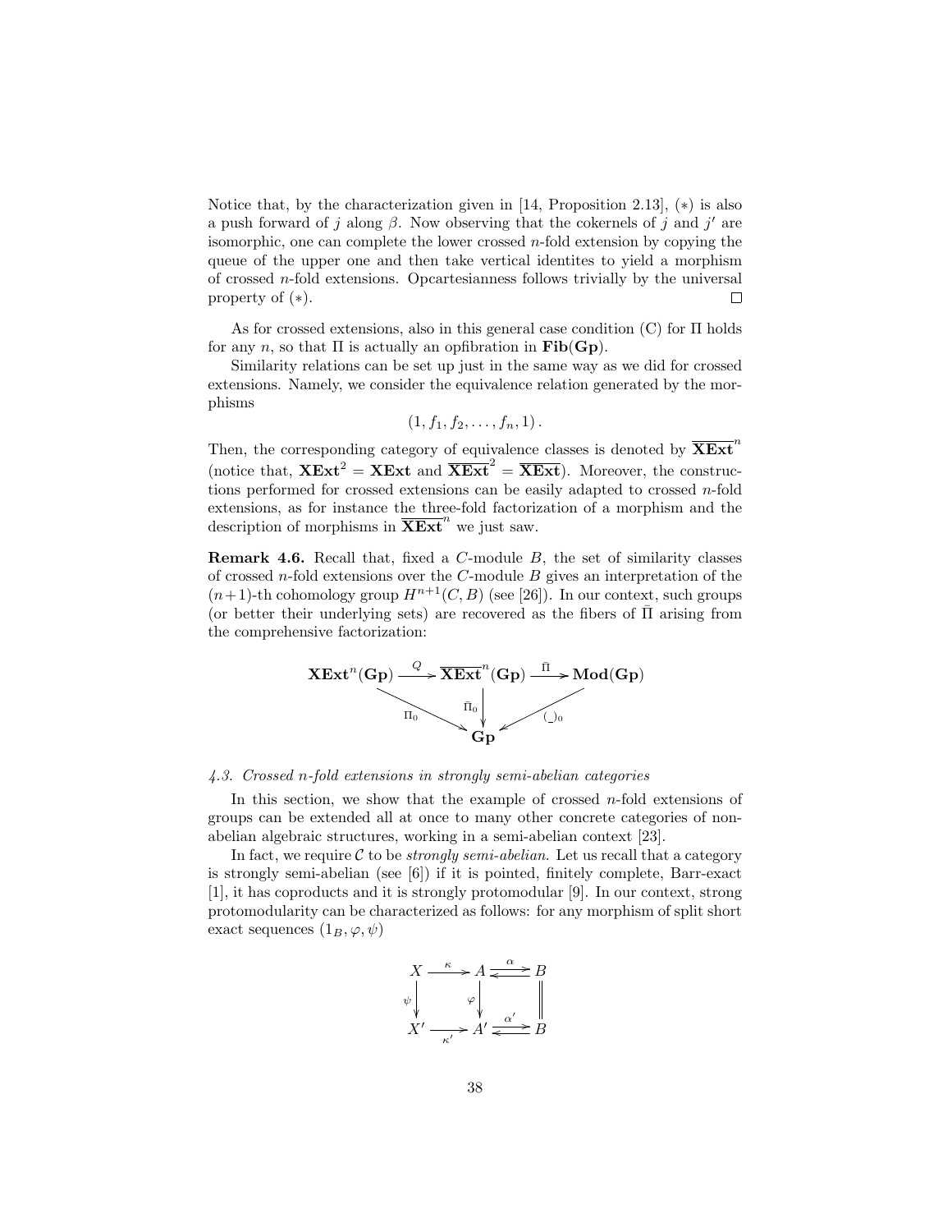Notice that, by the characterization given in [14, Proposition 2.13], $(*)$ is also a push forward of $j$ along $\beta$. Now observing that the cokernels of $j$ and $j'$ are isomorphic, one can complete the lower crossed $n$-fold extension by copying the queue of the upper one and then take vertical identites to yield a morphism of crossed $n$-fold extensions. Opcartesianness follows trivially by the universal property of $(*)$. $\square$

As for crossed extensions, also in this general case condition (C) for $\Pi$ holds for any $n$, so that $\Pi$ is actually an opfibration in $\mathbf{Fib}(\mathbf{Gp})$.

Similarity relations can be set up just in the same way as we did for crossed extensions. Namely, we consider the equivalence relation generated by the morphisms

$$(1, f_1, f_2, \ldots, f_n, 1)\,.$$

Then, the corresponding category of equivalence classes is denoted by $\overline{\mathbf{XExt}}^n$ (notice that, $\mathbf{XExt}^2 = \mathbf{XExt}$ and $\overline{\mathbf{XExt}}^2 = \overline{\mathbf{XExt}}$). Moreover, the constructions performed for crossed extensions can be easily adapted to crossed $n$-fold extensions, as for instance the three-fold factorization of a morphism and the description of morphisms in $\overline{\mathbf{XExt}}^n$ we just saw.

**Remark 4.6.** Recall that, fixed a $C$-module $B$, the set of similarity classes of crossed $n$-fold extensions over the $C$-module $B$ gives an interpretation of the $(n+1)$-th cohomology group $H^{n+1}(C, B)$ (see [26]). In our context, such groups (or better their underlying sets) are recovered as the fibers of $\bar{\Pi}$ arising from the comprehensive factorization:

$$\begin{array}{ccccc}
\mathbf{XExt}^n(\mathbf{Gp}) & \xrightarrow{Q} & \overline{\mathbf{XExt}}^n(\mathbf{Gp}) & \xrightarrow{\bar{\Pi}} & \mathbf{Mod}(\mathbf{Gp}) \\
& {\scriptstyle \Pi_0} \searrow & \downarrow {\scriptstyle \bar{\Pi}_0} & \swarrow {\scriptstyle (\_)_0} & \\
& & \mathbf{Gp} & &
\end{array}$$

*4.3. Crossed n-fold extensions in strongly semi-abelian categories*

In this section, we show that the example of crossed $n$-fold extensions of groups can be extended all at once to many other concrete categories of non-abelian algebraic structures, working in a semi-abelian context [23].

In fact, we require $\mathcal{C}$ to be *strongly semi-abelian*. Let us recall that a category is strongly semi-abelian (see [6]) if it is pointed, finitely complete, Barr-exact [1], it has coproducts and it is strongly protomodular [9]. In our context, strong protomodularity can be characterized as follows: for any morphism of split short exact sequences $(1_B, \varphi, \psi)$

$$\begin{array}{ccccc}
X & \xrightarrow{\kappa} & A & \overset{\alpha}{\rightleftarrows} & B \\
{\scriptstyle \psi}\downarrow & & {\scriptstyle \varphi}\downarrow & & \| \\
X' & \xrightarrow[\kappa']{} & A' & \overset{\alpha'}{\rightleftarrows} & B
\end{array}$$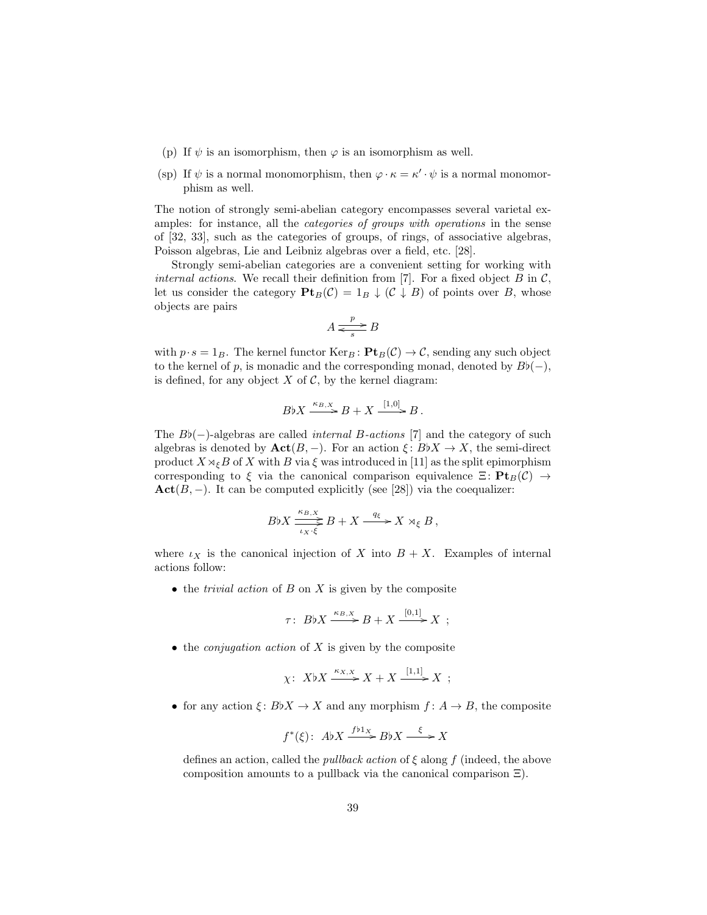(p) If $\psi$ is an isomorphism, then $\varphi$ is an isomorphism as well.

(sp) If $\psi$ is a normal monomorphism, then $\varphi \cdot \kappa = \kappa' \cdot \psi$ is a normal monomorphism as well.

The notion of strongly semi-abelian category encompasses several varietal examples: for instance, all the *categories of groups with operations* in the sense of [32, 33], such as the categories of groups, of rings, of associative algebras, Poisson algebras, Lie and Leibniz algebras over a field, etc. [28].

Strongly semi-abelian categories are a convenient setting for working with *internal actions*. We recall their definition from [7]. For a fixed object $B$ in $\mathcal{C}$, let us consider the category $\mathbf{Pt}_B(\mathcal{C}) = 1_B \downarrow (\mathcal{C} \downarrow B)$ of points over $B$, whose objects are pairs

$$A \underset{s}{\overset{p}{\rightleftarrows}} B$$

with $p \cdot s = 1_B$. The kernel functor $\mathrm{Ker}_B \colon \mathbf{Pt}_B(\mathcal{C}) \to \mathcal{C}$, sending any such object to the kernel of $p$, is monadic and the corresponding monad, denoted by $B\flat(-)$, is defined, for any object $X$ of $\mathcal{C}$, by the kernel diagram:

$$B\flat X \xrightarrow{\kappa_{B,X}} B + X \xrightarrow{[1,0]} B\,.$$

The $B\flat(-)$-algebras are called *internal $B$-actions* [7] and the category of such algebras is denoted by $\mathbf{Act}(B,-)$. For an action $\xi \colon B\flat X \to X$, the semi-direct product $X \rtimes_\xi B$ of $X$ with $B$ via $\xi$ was introduced in [11] as the split epimorphism corresponding to $\xi$ via the canonical comparison equivalence $\Xi \colon \mathbf{Pt}_B(\mathcal{C}) \to \mathbf{Act}(B,-)$. It can be computed explicitly (see [28]) via the coequalizer:

$$B\flat X \underset{\iota_X \cdot \xi}{\overset{\kappa_{B,X}}{\rightrightarrows}} B + X \xrightarrow{q_\xi} X \rtimes_\xi B\,,$$

where $\iota_X$ is the canonical injection of $X$ into $B + X$. Examples of internal actions follow:

- the *trivial action* of $B$ on $X$ is given by the composite

$$\tau \colon\ B\flat X \xrightarrow{\kappa_{B,X}} B + X \xrightarrow{[0,1]} X\ ;$$

- the *conjugation action* of $X$ is given by the composite

$$\chi \colon\ X\flat X \xrightarrow{\kappa_{X,X}} X + X \xrightarrow{[1,1]} X\ ;$$

- for any action $\xi \colon B\flat X \to X$ and any morphism $f \colon A \to B$, the composite

$$f^*(\xi) \colon\ A\flat X \xrightarrow{f\flat 1_X} B\flat X \xrightarrow{\xi} X$$

  defines an action, called the *pullback action* of $\xi$ along $f$ (indeed, the above composition amounts to a pullback via the canonical comparison $\Xi$).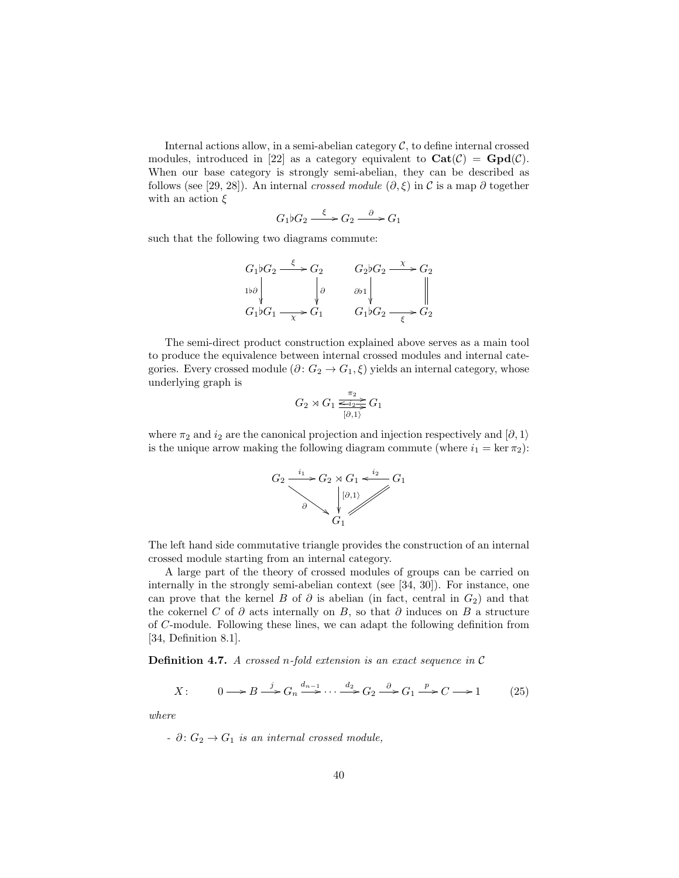Internal actions allow, in a semi-abelian category $\mathcal{C}$, to define internal crossed modules, introduced in [22] as a category equivalent to $\mathbf{Cat}(\mathcal{C}) = \mathbf{Gpd}(\mathcal{C})$. When our base category is strongly semi-abelian, they can be described as follows (see [29, 28]). An internal *crossed module* $(\partial, \xi)$ in $\mathcal{C}$ is a map $\partial$ together with an action $\xi$

$$G_1 \flat G_2 \xrightarrow{\ \xi\ } G_2 \xrightarrow{\ \partial\ } G_1$$

such that the following two diagrams commute:

$$\begin{array}{ccc} G_1 \flat G_2 & \xrightarrow{\ \xi\ } & G_2 \\ {\scriptstyle 1\flat\partial}\downarrow & & \downarrow{\scriptstyle \partial} \\ G_1 \flat G_1 & \xrightarrow[\ \chi\ ]{} & G_1 \end{array} \qquad \begin{array}{ccc} G_2 \flat G_2 & \xrightarrow{\ \chi\ } & G_2 \\ {\scriptstyle \partial\flat 1}\downarrow & & \| \\ G_1 \flat G_2 & \xrightarrow[\ \xi\ ]{} & G_2 \end{array}$$

The semi-direct product construction explained above serves as a main tool to produce the equivalence between internal crossed modules and internal categories. Every crossed module $(\partial \colon G_2 \to G_1, \xi)$ yields an internal category, whose underlying graph is

$$G_2 \rtimes G_1 \underset{[\partial,1\rangle}{\overset{\pi_2}{\underset{\longleftarrow i_2 \longleftarrow}{\rightrightarrows}}} G_1$$

where $\pi_2$ and $i_2$ are the canonical projection and injection respectively and $[\partial, 1\rangle$ is the unique arrow making the following diagram commute (where $i_1 = \ker \pi_2$):

$$\begin{array}{ccccc} G_2 & \xrightarrow{\ i_1\ } & G_2 \rtimes G_1 & \xleftarrow{\ i_2\ } & G_1 \\ & {\scriptstyle \partial}\searrow & \downarrow{\scriptstyle [\partial,1\rangle} & \swarrow\!\!\!\!= & \\ & & G_1 & & \end{array}$$

The left hand side commutative triangle provides the construction of an internal crossed module starting from an internal category.

A large part of the theory of crossed modules of groups can be carried on internally in the strongly semi-abelian context (see [34, 30]). For instance, one can prove that the kernel $B$ of $\partial$ is abelian (in fact, central in $G_2$) and that the cokernel $C$ of $\partial$ acts internally on $B$, so that $\partial$ induces on $B$ a structure of $C$-module. Following these lines, we can adapt the following definition from [34, Definition 8.1].

**Definition 4.7.** *A crossed $n$-fold extension is an exact sequence in $\mathcal{C}$*

$$X\colon \qquad 0 \longrightarrow B \xrightarrow{\ j\ } G_n \xrightarrow{\ d_{n-1}\ } \cdots \xrightarrow{\ d_2\ } G_2 \xrightarrow{\ \partial\ } G_1 \xrightarrow{\ p\ } C \longrightarrow 1 \qquad (25)$$

*where*

- *$\partial \colon G_2 \to G_1$ is an internal crossed module,*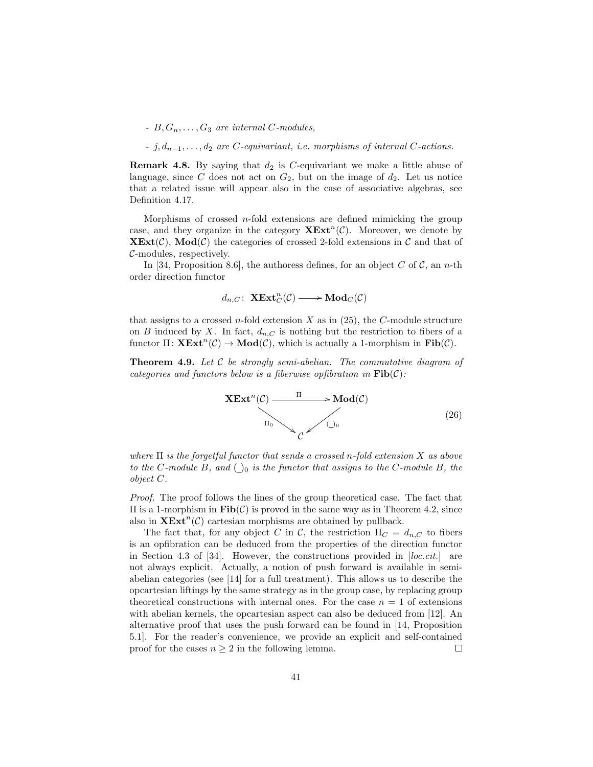- $B, G_n, \ldots, G_3$ *are internal* $C$*-modules,*

- $j, d_{n-1}, \ldots, d_2$ *are* $C$*-equivariant, i.e. morphisms of internal* $C$*-actions.*

**Remark 4.8.** By saying that $d_2$ is $C$-equivariant we make a little abuse of language, since $C$ does not act on $G_2$, but on the image of $d_2$. Let us notice that a related issue will appear also in the case of associative algebras, see Definition 4.17.

Morphisms of crossed $n$-fold extensions are defined mimicking the group case, and they organize in the category $\mathbf{XExt}^n(\mathcal{C})$. Moreover, we denote by $\mathbf{XExt}(\mathcal{C})$, $\mathbf{Mod}(\mathcal{C})$ the categories of crossed 2-fold extensions in $\mathcal{C}$ and that of $\mathcal{C}$-modules, respectively.

In [34, Proposition 8.6], the authoress defines, for an object $C$ of $\mathcal{C}$, an $n$-th order direction functor

$$d_{n,C} \colon \mathbf{XExt}^n_C(\mathcal{C}) \longrightarrow \mathbf{Mod}_C(\mathcal{C})$$

that assigns to a crossed $n$-fold extension $X$ as in (25), the $C$-module structure on $B$ induced by $X$. In fact, $d_{n,C}$ is nothing but the restriction to fibers of a functor $\Pi \colon \mathbf{XExt}^n(\mathcal{C}) \to \mathbf{Mod}(\mathcal{C})$, which is actually a 1-morphism in $\mathbf{Fib}(\mathcal{C})$.

**Theorem 4.9.** *Let* $\mathcal{C}$ *be strongly semi-abelian. The commutative diagram of categories and functors below is a fiberwise opfibration in* $\mathbf{Fib}(\mathcal{C})$*:*

$$\begin{array}{ccc} \mathbf{XExt}^n(\mathcal{C}) & \xrightarrow{\quad \Pi \quad} & \mathbf{Mod}(\mathcal{C}) \\ & {\scriptstyle \Pi_0} \searrow \quad \swarrow {\scriptstyle (\_)_0} & \\ & \mathcal{C} & \end{array} \tag{26}$$

*where* $\Pi$ *is the forgetful functor that sends a crossed* $n$*-fold extension* $X$ *as above to the* $C$*-module* $B$*, and* $(\_)_0$ *is the functor that assigns to the* $C$*-module* $B$*, the object* $C$*.*

*Proof.* The proof follows the lines of the group theoretical case. The fact that $\Pi$ is a 1-morphism in $\mathbf{Fib}(\mathcal{C})$ is proved in the same way as in Theorem 4.2, since also in $\mathbf{XExt}^n(\mathcal{C})$ cartesian morphisms are obtained by pullback.

The fact that, for any object $C$ in $\mathcal{C}$, the restriction $\Pi_C = d_{n,C}$ to fibers is an opfibration can be deduced from the properties of the direction functor in Section 4.3 of [34]. However, the constructions provided in [*loc.cit.*] are not always explicit. Actually, a notion of push forward is available in semi-abelian categories (see [14] for a full treatment). This allows us to describe the opcartesian liftings by the same strategy as in the group case, by replacing group theoretical constructions with internal ones. For the case $n = 1$ of extensions with abelian kernels, the opcartesian aspect can also be deduced from [12]. An alternative proof that uses the push forward can be found in [14, Proposition 5.1]. For the reader's convenience, we provide an explicit and self-contained proof for the cases $n \geq 2$ in the following lemma. ◻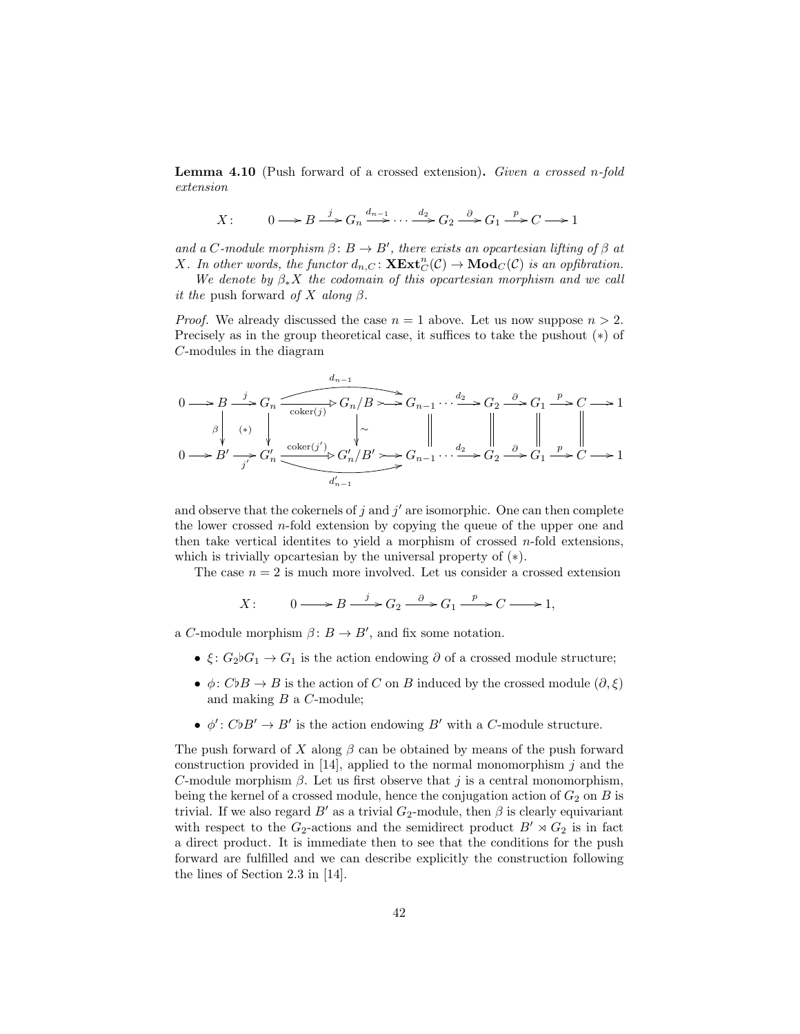**Lemma 4.10** (Push forward of a crossed extension)**.** *Given a crossed n-fold extension*

$$X\colon \qquad 0 \longrightarrow B \xrightarrow{j} G_n \xrightarrow{d_{n-1}} \cdots \xrightarrow{d_2} G_2 \xrightarrow{\partial} G_1 \xrightarrow{p} C \longrightarrow 1$$

*and a $C$-module morphism $\beta\colon B \to B'$, there exists an opcartesian lifting of $\beta$ at $X$. In other words, the functor $d_{n,C}\colon \mathbf{XExt}^n_C(\mathcal{C}) \to \mathbf{Mod}_C(\mathcal{C})$ is an opfibration.*

*We denote by $\beta_* X$ the codomain of this opcartesian morphism and we call it the* push forward *of $X$ along $\beta$.*

*Proof.* We already discussed the case $n = 1$ above. Let us now suppose $n > 2$. Precisely as in the group theoretical case, it suffices to take the pushout $(*)$ of $C$-modules in the diagram

$$\begin{array}{ccccccccccccccccc}
0 & \longrightarrow & B & \xrightarrow{j} & G_n & \xrightarrow{\mathrm{coker}(j)} & G_n/B & \rightarrowtail & G_{n-1} & \cdots \xrightarrow{d_2} & G_2 & \xrightarrow{\partial} & G_1 & \xrightarrow{p} & C & \longrightarrow & 1 \\
 & & \beta\downarrow & (*) & \downarrow & & \downarrow\sim & & \| & & \| & & \| & & \| & & \\
0 & \longrightarrow & B' & \xrightarrow{j'} & G'_n & \xrightarrow{\mathrm{coker}(j')} & G'_n/B' & \rightarrowtail & G_{n-1} & \cdots \xrightarrow{d_2} & G_2 & \xrightarrow{\partial} & G_1 & \xrightarrow{p} & C & \longrightarrow & 1
\end{array}$$

(where the composite $G_n \to G_n/B \rightarrowtail G_{n-1}$ is $d_{n-1}$ and the composite $G'_n \to G'_n/B' \rightarrowtail G_{n-1}$ is $d'_{n-1}$) and observe that the cokernels of $j$ and $j'$ are isomorphic. One can then complete the lower crossed $n$-fold extension by copying the queue of the upper one and then take vertical identites to yield a morphism of crossed $n$-fold extensions, which is trivially opcartesian by the universal property of $(*)$.

The case $n = 2$ is much more involved. Let us consider a crossed extension

$$X\colon \qquad 0 \longrightarrow B \xrightarrow{j} G_2 \xrightarrow{\partial} G_1 \xrightarrow{p} C \longrightarrow 1,$$

a $C$-module morphism $\beta\colon B \to B'$, and fix some notation.

- $\xi\colon G_2 \flat G_1 \to G_1$ is the action endowing $\partial$ of a crossed module structure;
- $\phi\colon C \flat B \to B$ is the action of $C$ on $B$ induced by the crossed module $(\partial, \xi)$ and making $B$ a $C$-module;
- $\phi'\colon C \flat B' \to B'$ is the action endowing $B'$ with a $C$-module structure.

The push forward of $X$ along $\beta$ can be obtained by means of the push forward construction provided in [14], applied to the normal monomorphism $j$ and the $C$-module morphism $\beta$. Let us first observe that $j$ is a central monomorphism, being the kernel of a crossed module, hence the conjugation action of $G_2$ on $B$ is trivial. If we also regard $B'$ as a trivial $G_2$-module, then $\beta$ is clearly equivariant with respect to the $G_2$-actions and the semidirect product $B' \rtimes G_2$ is in fact a direct product. It is immediate then to see that the conditions for the push forward are fulfilled and we can describe explicitly the construction following the lines of Section 2.3 in [14].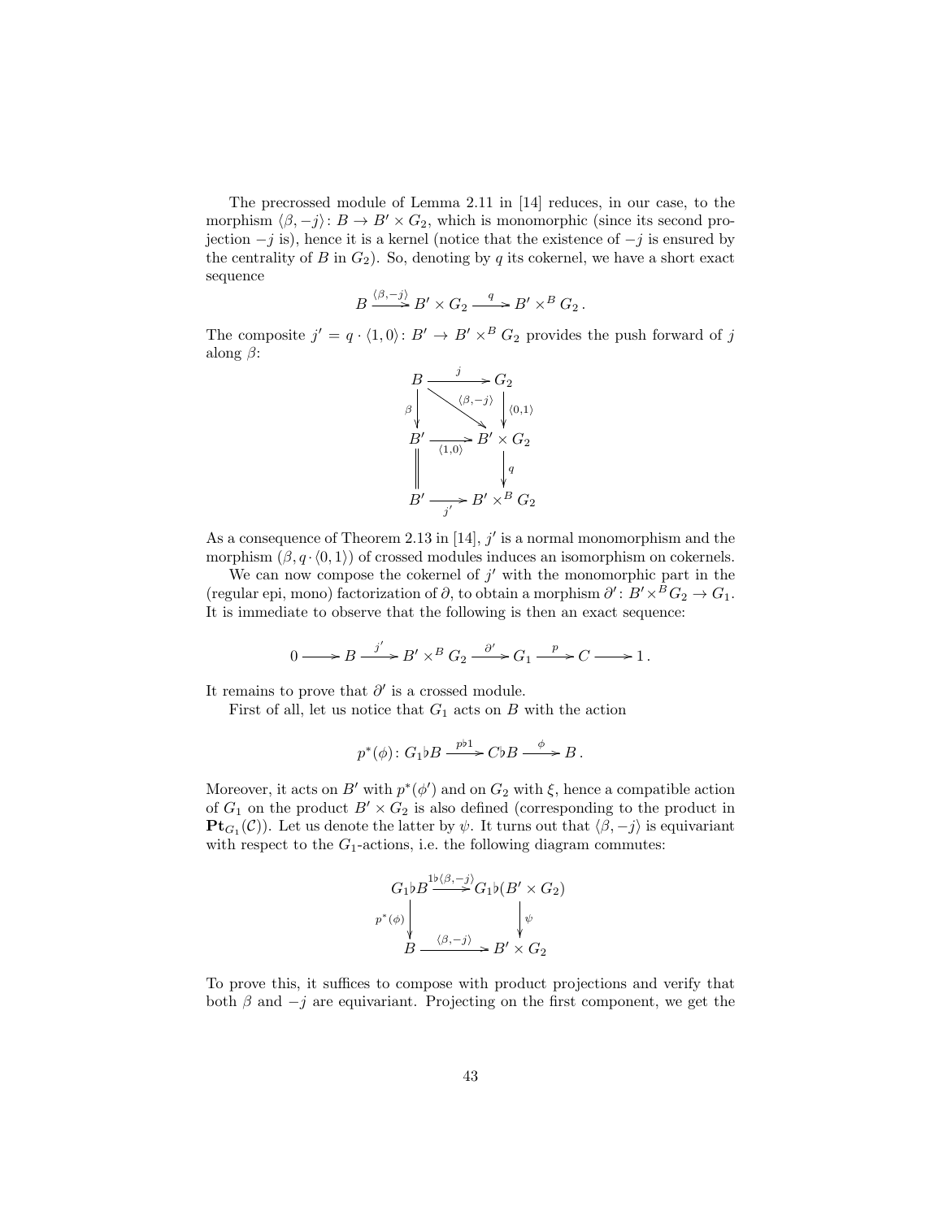The precrossed module of Lemma 2.11 in [14] reduces, in our case, to the morphism $\langle \beta, -j\rangle \colon B \to B' \times G_2$, which is monomorphic (since its second projection $-j$ is), hence it is a kernel (notice that the existence of $-j$ is ensured by the centrality of $B$ in $G_2$). So, denoting by $q$ its cokernel, we have a short exact sequence

$$B \xrightarrow{\langle \beta, -j\rangle} B' \times G_2 \xrightarrow{\ q\ } B' \times^B G_2 \,.$$

The composite $j' = q \cdot \langle 1, 0\rangle \colon B' \to B' \times^B G_2$ provides the push forward of $j$ along $\beta$:

$$\begin{array}{ccc}
B & \xrightarrow{\ j\ } & G_2 \\
{\scriptstyle \beta}\downarrow & \searrow^{\langle \beta, -j\rangle} & \downarrow{\scriptstyle \langle 0,1\rangle} \\
B' & \xrightarrow[\langle 1,0\rangle]{} & B' \times G_2 \\
\| & & \downarrow{\scriptstyle q} \\
B' & \xrightarrow[j']{} & B' \times^B G_2
\end{array}$$

As a consequence of Theorem 2.13 in [14], $j'$ is a normal monomorphism and the morphism $(\beta, q \cdot \langle 0, 1\rangle)$ of crossed modules induces an isomorphism on cokernels.

We can now compose the cokernel of $j'$ with the monomorphic part in the (regular epi, mono) factorization of $\partial$, to obtain a morphism $\partial' \colon B' \times^B G_2 \to G_1$. It is immediate to observe that the following is then an exact sequence:

$$0 \longrightarrow B \xrightarrow{\ j'\ } B' \times^B G_2 \xrightarrow{\ \partial'\ } G_1 \xrightarrow{\ p\ } C \longrightarrow 1 \,.$$

It remains to prove that $\partial'$ is a crossed module.

First of all, let us notice that $G_1$ acts on $B$ with the action

$$p^*(\phi) \colon G_1 \flat B \xrightarrow{\ p\flat 1\ } C \flat B \xrightarrow{\ \phi\ } B \,.$$

Moreover, it acts on $B'$ with $p^*(\phi')$ and on $G_2$ with $\xi$, hence a compatible action of $G_1$ on the product $B' \times G_2$ is also defined (corresponding to the product in $\mathbf{Pt}_{G_1}(\mathcal{C})$). Let us denote the latter by $\psi$. It turns out that $\langle \beta, -j\rangle$ is equivariant with respect to the $G_1$-actions, i.e. the following diagram commutes:

$$\begin{array}{ccc}
G_1 \flat B & \xrightarrow{1\flat\langle \beta, -j\rangle} & G_1 \flat (B' \times G_2) \\
{\scriptstyle p^*(\phi)}\downarrow & & \downarrow{\scriptstyle \psi} \\
B & \xrightarrow[\langle \beta, -j\rangle]{} & B' \times G_2
\end{array}$$

To prove this, it suffices to compose with product projections and verify that both $\beta$ and $-j$ are equivariant. Projecting on the first component, we get the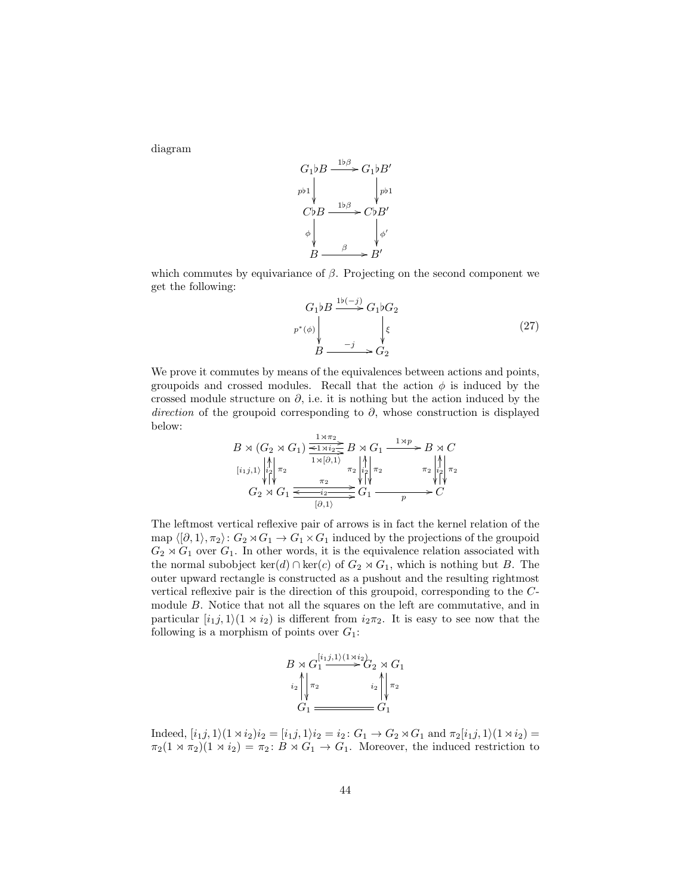diagram

$$\begin{array}{ccc}
G_1\flat B & \xrightarrow{1\flat\beta} & G_1\flat B' \\
{\scriptstyle p\flat 1}\downarrow & & \downarrow{\scriptstyle p\flat 1} \\
C\flat B & \xrightarrow{1\flat\beta} & C\flat B' \\
{\scriptstyle \phi}\downarrow & & \downarrow{\scriptstyle \phi'} \\
B & \xrightarrow{\beta} & B'
\end{array}$$

which commutes by equivariance of $\beta$. Projecting on the second component we get the following:

$$\begin{array}{ccc}
G_1\flat B & \xrightarrow{1\flat(-j)} & G_1\flat G_2 \\
{\scriptstyle p^*(\phi)}\downarrow & & \downarrow{\scriptstyle \xi} \\
B & \xrightarrow{-j} & G_2
\end{array} \tag{27}$$

We prove it commutes by means of the equivalences between actions and points, groupoids and crossed modules. Recall that the action $\phi$ is induced by the crossed module structure on $\partial$, i.e. it is nothing but the action induced by the *direction* of the groupoid corresponding to $\partial$, whose construction is displayed below:

$$\begin{array}{ccccc}
B \rtimes (G_2 \rtimes G_1) & \underset{1\rtimes[\partial,1\rangle}{\overset{1\rtimes\pi_2}{\underset{\longleftarrow 1\rtimes i_2}{\rightrightarrows}}} & B \rtimes G_1 & \xrightarrow{1\rtimes p} & B \rtimes C \\
{\scriptstyle [i_1 j,1\rangle}\downarrow\uparrow{\scriptstyle i_2}\downarrow{\scriptstyle \pi_2} & & {\scriptstyle \pi_2}\downarrow\uparrow{\scriptstyle i_2}\downarrow{\scriptstyle \pi_2} & & {\scriptstyle \pi_2}\downarrow\uparrow{\scriptstyle i_2}\downarrow{\scriptstyle \pi_2} \\
G_2 \rtimes G_1 & \underset{[\partial,1\rangle}{\overset{\pi_2}{\underset{\longleftarrow i_2}{\rightrightarrows}}} & G_1 & \xrightarrow{p} & C
\end{array}$$

The leftmost vertical reflexive pair of arrows is in fact the kernel relation of the map $\langle[\partial,1\rangle,\pi_2\rangle\colon G_2 \rtimes G_1 \to G_1 \times G_1$ induced by the projections of the groupoid $G_2 \rtimes G_1$ over $G_1$. In other words, it is the equivalence relation associated with the normal subobject $\ker(d) \cap \ker(c)$ of $G_2 \rtimes G_1$, which is nothing but $B$. The outer upward rectangle is constructed as a pushout and the resulting rightmost vertical reflexive pair is the direction of this groupoid, corresponding to the $C$-module $B$. Notice that not all the squares on the left are commutative, and in particular $[i_1 j, 1\rangle(1 \rtimes i_2)$ is different from $i_2\pi_2$. It is easy to see now that the following is a morphism of points over $G_1$:

$$\begin{array}{ccc}
B \rtimes G_1 & \xrightarrow{[i_1 j,1\rangle(1\rtimes i_2)} & G_2 \rtimes G_1 \\
{\scriptstyle i_2}\uparrow\downarrow{\scriptstyle \pi_2} & & {\scriptstyle i_2}\uparrow\downarrow{\scriptstyle \pi_2} \\
G_1 & = & G_1
\end{array}$$

Indeed, $[i_1 j,1\rangle(1 \rtimes i_2)i_2 = [i_1 j,1\rangle i_2 = i_2 \colon G_1 \to G_2 \rtimes G_1$ and $\pi_2[i_1 j,1\rangle(1 \rtimes i_2) = \pi_2(1 \rtimes \pi_2)(1 \rtimes i_2) = \pi_2 \colon B \rtimes G_1 \to G_1$. Moreover, the induced restriction to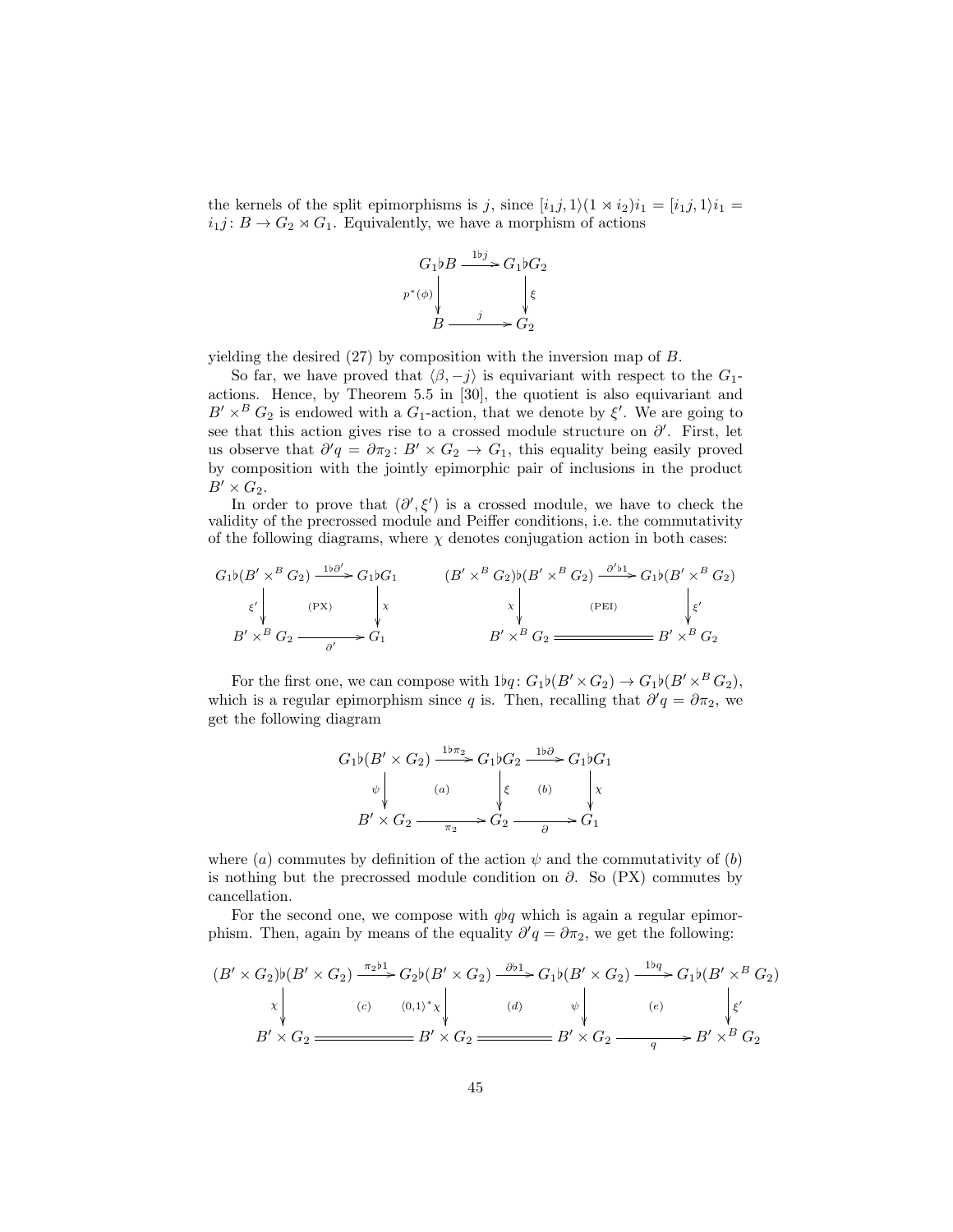the kernels of the split epimorphisms is $j$, since $[i_1 j, 1\rangle(1 \rtimes i_2)i_1 = [i_1 j, 1\rangle i_1 = i_1 j\colon B \to G_2 \rtimes G_1$. Equivalently, we have a morphism of actions

$$\begin{array}{ccc}
G_1\flat B & \xrightarrow{1\flat j} & G_1\flat G_2 \\
{\scriptstyle p^*(\phi)}\downarrow & & \downarrow{\scriptstyle \xi} \\
B & \xrightarrow[\;j\;]{} & G_2
\end{array}$$

yielding the desired (27) by composition with the inversion map of $B$.

So far, we have proved that $\langle \beta, -j\rangle$ is equivariant with respect to the $G_1$-actions. Hence, by Theorem 5.5 in [30], the quotient is also equivariant and $B' \times^B G_2$ is endowed with a $G_1$-action, that we denote by $\xi'$. We are going to see that this action gives rise to a crossed module structure on $\partial'$. First, let us observe that $\partial' q = \partial \pi_2 \colon B' \times G_2 \to G_1$, this equality being easily proved by composition with the jointly epimorphic pair of inclusions in the product $B' \times G_2$.

In order to prove that $(\partial', \xi')$ is a crossed module, we have to check the validity of the precrossed module and Peiffer conditions, i.e. the commutativity of the following diagrams, where $\chi$ denotes conjugation action in both cases:

$$\begin{array}{ccc}
G_1\flat(B' \times^B G_2) & \xrightarrow{1\flat\partial'} & G_1\flat G_1 \\
{\scriptstyle \xi'}\downarrow & \text{(PX)} & \downarrow{\scriptstyle \chi} \\
B' \times^B G_2 & \xrightarrow[\;\partial'\;]{} & G_1
\end{array}
\qquad
\begin{array}{ccc}
(B' \times^B G_2)\flat(B' \times^B G_2) & \xrightarrow{\partial'\flat 1} & G_1\flat(B' \times^B G_2) \\
{\scriptstyle \chi}\downarrow & \text{(PEI)} & \downarrow{\scriptstyle \xi'} \\
B' \times^B G_2 & = & B' \times^B G_2
\end{array}$$

For the first one, we can compose with $1\flat q\colon G_1\flat(B' \times G_2) \to G_1\flat(B' \times^B G_2)$, which is a regular epimorphism since $q$ is. Then, recalling that $\partial' q = \partial \pi_2$, we get the following diagram

$$\begin{array}{ccccc}
G_1\flat(B' \times G_2) & \xrightarrow{1\flat\pi_2} & G_1\flat G_2 & \xrightarrow{1\flat\partial} & G_1\flat G_1 \\
{\scriptstyle \psi}\downarrow & (a) & \downarrow{\scriptstyle \xi} & (b) & \downarrow{\scriptstyle \chi} \\
B' \times G_2 & \xrightarrow[\;\pi_2\;]{} & G_2 & \xrightarrow[\;\partial\;]{} & G_1
\end{array}$$

where $(a)$ commutes by definition of the action $\psi$ and the commutativity of $(b)$ is nothing but the precrossed module condition on $\partial$. So (PX) commutes by cancellation.

For the second one, we compose with $q\flat q$ which is again a regular epimorphism. Then, again by means of the equality $\partial' q = \partial \pi_2$, we get the following:

$$\begin{array}{ccccccc}
(B' \times G_2)\flat(B' \times G_2) & \xrightarrow{\pi_2\flat 1} & G_2\flat(B' \times G_2) & \xrightarrow{\partial\flat 1} & G_1\flat(B' \times G_2) & \xrightarrow{1\flat q} & G_1\flat(B' \times^B G_2) \\
{\scriptstyle \chi}\downarrow & (c) & \downarrow{\scriptstyle \langle 0,1\rangle^*\chi} & (d) & \downarrow{\scriptstyle \psi} & (e) & \downarrow{\scriptstyle \xi'} \\
B' \times G_2 & = & B' \times G_2 & = & B' \times G_2 & \xrightarrow[\;q\;]{} & B' \times^B G_2
\end{array}$$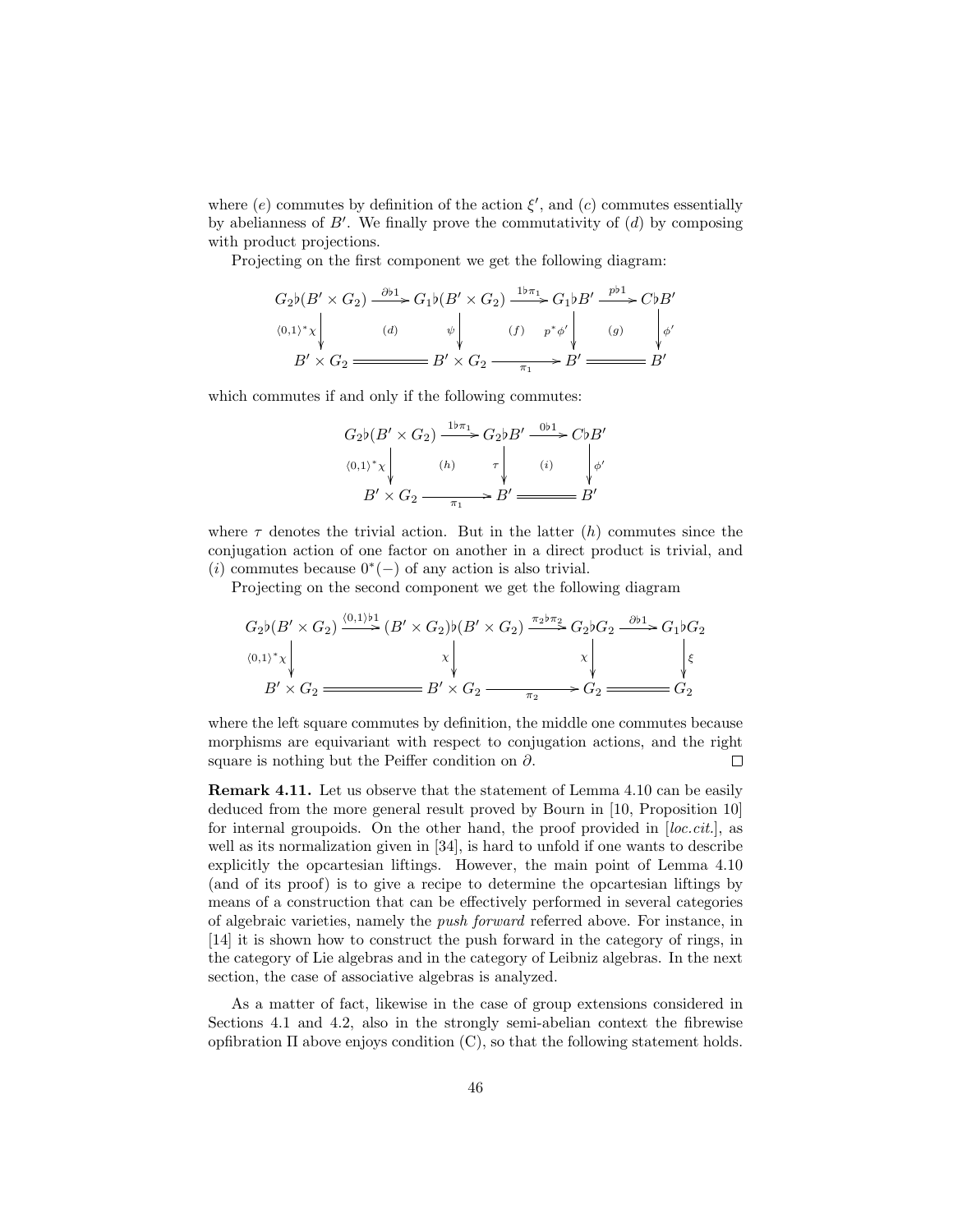where $(e)$ commutes by definition of the action $\xi'$, and $(c)$ commutes essentially by abelianness of $B'$. We finally prove the commutativity of $(d)$ by composing with product projections.

Projecting on the first component we get the following diagram:

$$\begin{array}{ccccccc}
G_2\flat(B'\times G_2) & \xrightarrow{\partial\flat 1} & G_1\flat(B'\times G_2) & \xrightarrow{1\flat\pi_1} & G_1\flat B' & \xrightarrow{p\flat 1} & C\flat B' \\
\downarrow{\scriptstyle \langle 0,1\rangle^*\chi} & (d) & \downarrow{\scriptstyle \psi} & (f) & \downarrow{\scriptstyle p^*\phi'} & (g) & \downarrow{\scriptstyle \phi'} \\
B'\times G_2 & = & B'\times G_2 & \xrightarrow[\pi_1]{} & B' & = & B'
\end{array}$$

which commutes if and only if the following commutes:

$$\begin{array}{ccccc}
G_2\flat(B'\times G_2) & \xrightarrow{1\flat\pi_1} & G_2\flat B' & \xrightarrow{0\flat 1} & C\flat B' \\
\downarrow{\scriptstyle \langle 0,1\rangle^*\chi} & (h) & \downarrow{\scriptstyle \tau} & (i) & \downarrow{\scriptstyle \phi'} \\
B'\times G_2 & \xrightarrow[\pi_1]{} & B' & = & B'
\end{array}$$

where $\tau$ denotes the trivial action. But in the latter $(h)$ commutes since the conjugation action of one factor on another in a direct product is trivial, and $(i)$ commutes because $0^*(-)$ of any action is also trivial.

Projecting on the second component we get the following diagram

$$\begin{array}{ccccccc}
G_2\flat(B'\times G_2) & \xrightarrow{\langle 0,1\rangle\flat 1} & (B'\times G_2)\flat(B'\times G_2) & \xrightarrow{\pi_2\flat\pi_2} & G_2\flat G_2 & \xrightarrow{\partial\flat 1} & G_1\flat G_2 \\
\downarrow{\scriptstyle \langle 0,1\rangle^*\chi} & & \downarrow{\scriptstyle \chi} & & \downarrow{\scriptstyle \chi} & & \downarrow{\scriptstyle \xi} \\
B'\times G_2 & = & B'\times G_2 & \xrightarrow[\pi_2]{} & G_2 & = & G_2
\end{array}$$

where the left square commutes by definition, the middle one commutes because morphisms are equivariant with respect to conjugation actions, and the right square is nothing but the Peiffer condition on $\partial$. □

**Remark 4.11.** Let us observe that the statement of Lemma 4.10 can be easily deduced from the more general result proved by Bourn in [10, Proposition 10] for internal groupoids. On the other hand, the proof provided in [*loc.cit.*], as well as its normalization given in [34], is hard to unfold if one wants to describe explicitly the opcartesian liftings. However, the main point of Lemma 4.10 (and of its proof) is to give a recipe to determine the opcartesian liftings by means of a construction that can be effectively performed in several categories of algebraic varieties, namely the *push forward* referred above. For instance, in [14] it is shown how to construct the push forward in the category of rings, in the category of Lie algebras and in the category of Leibniz algebras. In the next section, the case of associative algebras is analyzed.

As a matter of fact, likewise in the case of group extensions considered in Sections 4.1 and 4.2, also in the strongly semi-abelian context the fibrewise opfibration $\Pi$ above enjoys condition (C), so that the following statement holds.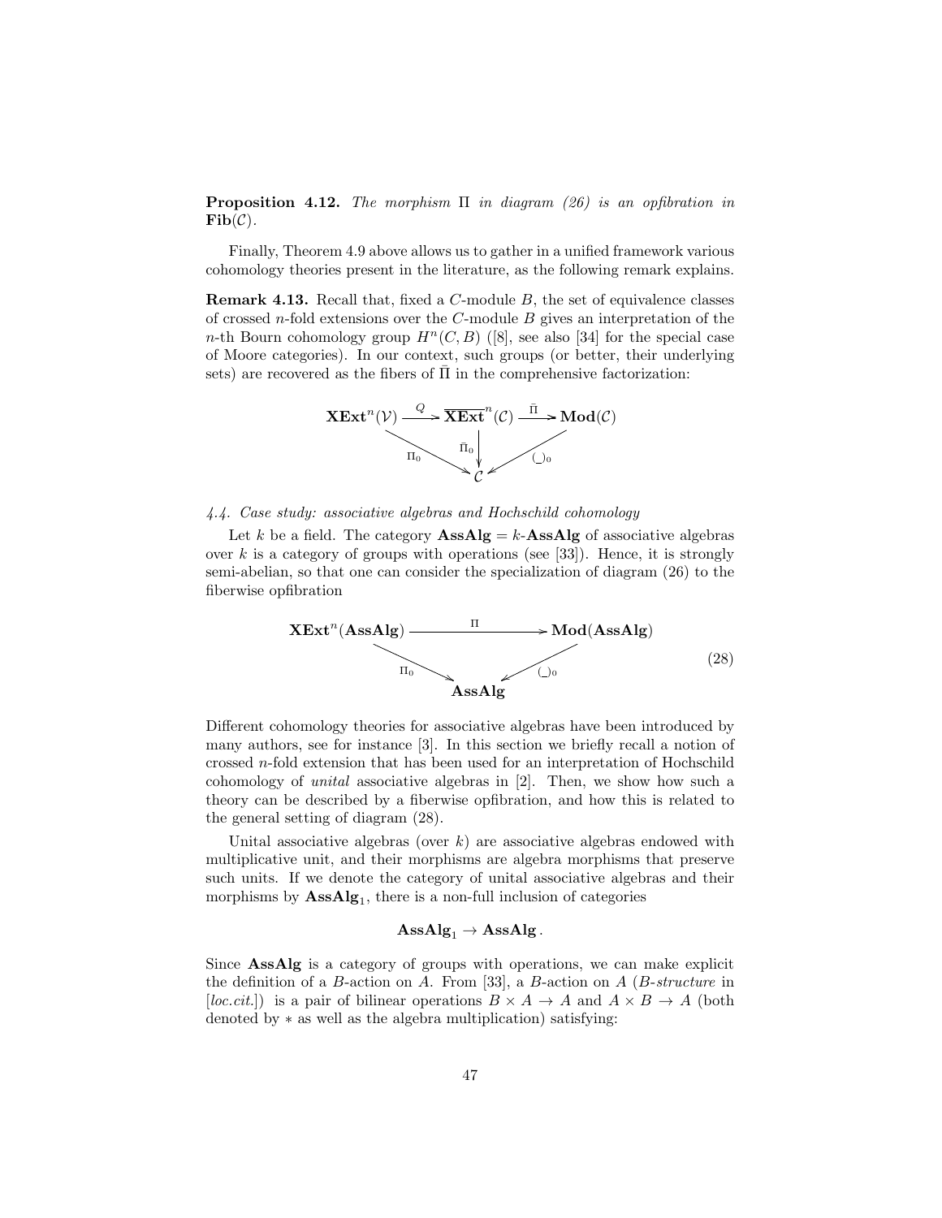**Proposition 4.12.** *The morphism* $\Pi$ *in diagram (26) is an opfibration in* $\mathbf{Fib}(\mathcal{C})$.

Finally, Theorem 4.9 above allows us to gather in a unified framework various cohomology theories present in the literature, as the following remark explains.

**Remark 4.13.** Recall that, fixed a $C$-module $B$, the set of equivalence classes of crossed $n$-fold extensions over the $C$-module $B$ gives an interpretation of the $n$-th Bourn cohomology group $H^n(C, B)$ ([8], see also [34] for the special case of Moore categories). In our context, such groups (or better, their underlying sets) are recovered as the fibers of $\bar{\Pi}$ in the comprehensive factorization:

$$
\begin{array}{ccccc}
\mathbf{XExt}^n(\mathcal{V}) & \xrightarrow{Q} & \overline{\mathbf{XExt}}^n(\mathcal{C}) & \xrightarrow{\bar{\Pi}} & \mathbf{Mod}(\mathcal{C}) \\
& {\scriptstyle \Pi_0} \searrow & \downarrow {\scriptstyle \bar{\Pi}_0} & \swarrow {\scriptstyle (\_)_0} & \\
& & \mathcal{C} & &
\end{array}
$$

*4.4. Case study: associative algebras and Hochschild cohomology*

Let $k$ be a field. The category $\mathbf{AssAlg} = k\text{-}\mathbf{AssAlg}$ of associative algebras over $k$ is a category of groups with operations (see [33]). Hence, it is strongly semi-abelian, so that one can consider the specialization of diagram (26) to the fiberwise opfibration

$$
\begin{array}{ccc}
\mathbf{XExt}^n(\mathbf{AssAlg}) & \xrightarrow{\quad\Pi\quad} & \mathbf{Mod}(\mathbf{AssAlg}) \\
& {\scriptstyle \Pi_0} \searrow \quad \swarrow {\scriptstyle (\_)_0} & \\
& \mathbf{AssAlg} &
\end{array}
\tag{28}
$$

Different cohomology theories for associative algebras have been introduced by many authors, see for instance [3]. In this section we briefly recall a notion of crossed $n$-fold extension that has been used for an interpretation of Hochschild cohomology of *unital* associative algebras in [2]. Then, we show how such a theory can be described by a fiberwise opfibration, and how this is related to the general setting of diagram (28).

Unital associative algebras (over $k$) are associative algebras endowed with multiplicative unit, and their morphisms are algebra morphisms that preserve such units. If we denote the category of unital associative algebras and their morphisms by $\mathbf{AssAlg}_1$, there is a non-full inclusion of categories

$$
\mathbf{AssAlg}_1 \to \mathbf{AssAlg}\,.
$$

Since $\mathbf{AssAlg}$ is a category of groups with operations, we can make explicit the definition of a $B$-action on $A$. From [33], a $B$-action on $A$ ($B$-*structure* in [*loc.cit.*]) is a pair of bilinear operations $B \times A \to A$ and $A \times B \to A$ (both denoted by $*$ as well as the algebra multiplication) satisfying: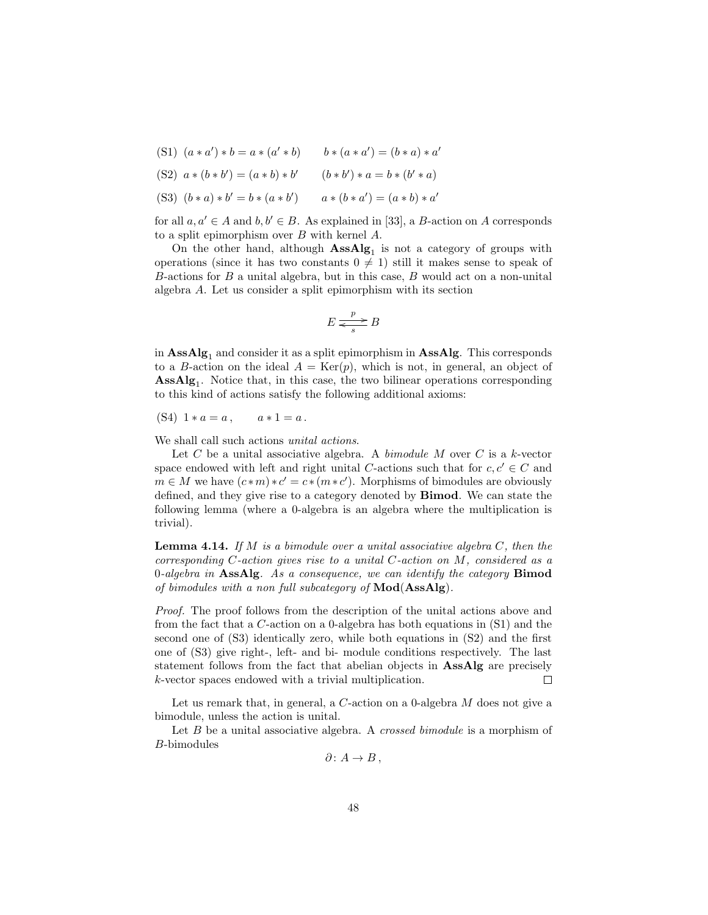(S1) $(a * a') * b = a * (a' * b) \qquad b * (a * a') = (b * a) * a'$

(S2) $a * (b * b') = (a * b) * b' \qquad (b * b') * a = b * (b' * a)$

(S3) $(b * a) * b' = b * (a * b') \qquad a * (b * a') = (a * b) * a'$

for all $a, a' \in A$ and $b, b' \in B$. As explained in [33], a $B$-action on $A$ corresponds to a split epimorphism over $B$ with kernel $A$.

On the other hand, although $\mathbf{AssAlg_1}$ is not a category of groups with operations (since it has two constants $0 \neq 1$) still it makes sense to speak of $B$-actions for $B$ a unital algebra, but in this case, $B$ would act on a non-unital algebra $A$. Let us consider a split epimorphism with its section

$$E \underset{s}{\overset{p}{\rightleftarrows}} B$$

in $\mathbf{AssAlg_1}$ and consider it as a split epimorphism in $\mathbf{AssAlg}$. This corresponds to a $B$-action on the ideal $A = \mathrm{Ker}(p)$, which is not, in general, an object of $\mathbf{AssAlg_1}$. Notice that, in this case, the two bilinear operations corresponding to this kind of actions satisfy the following additional axioms:

(S4) $1 * a = a\,, \qquad a * 1 = a\,.$

We shall call such actions *unital actions*.

Let $C$ be a unital associative algebra. A *bimodule* $M$ over $C$ is a $k$-vector space endowed with left and right unital $C$-actions such that for $c, c' \in C$ and $m \in M$ we have $(c*m)*c' = c*(m*c')$. Morphisms of bimodules are obviously defined, and they give rise to a category denoted by $\mathbf{Bimod}$. We can state the following lemma (where a 0-algebra is an algebra where the multiplication is trivial).

**Lemma 4.14.** *If $M$ is a bimodule over a unital associative algebra $C$, then the corresponding $C$-action gives rise to a unital $C$-action on $M$, considered as a 0-algebra in $\mathbf{AssAlg}$. As a consequence, we can identify the category $\mathbf{Bimod}$ of bimodules with a non full subcategory of $\mathbf{Mod}(\mathbf{AssAlg})$.*

*Proof.* The proof follows from the description of the unital actions above and from the fact that a $C$-action on a 0-algebra has both equations in (S1) and the second one of (S3) identically zero, while both equations in (S2) and the first one of (S3) give right-, left- and bi- module conditions respectively. The last statement follows from the fact that abelian objects in $\mathbf{AssAlg}$ are precisely $k$-vector spaces endowed with a trivial multiplication. $\square$

Let us remark that, in general, a $C$-action on a 0-algebra $M$ does not give a bimodule, unless the action is unital.

Let $B$ be a unital associative algebra. A *crossed bimodule* is a morphism of $B$-bimodules

$$\partial \colon A \to B\,,$$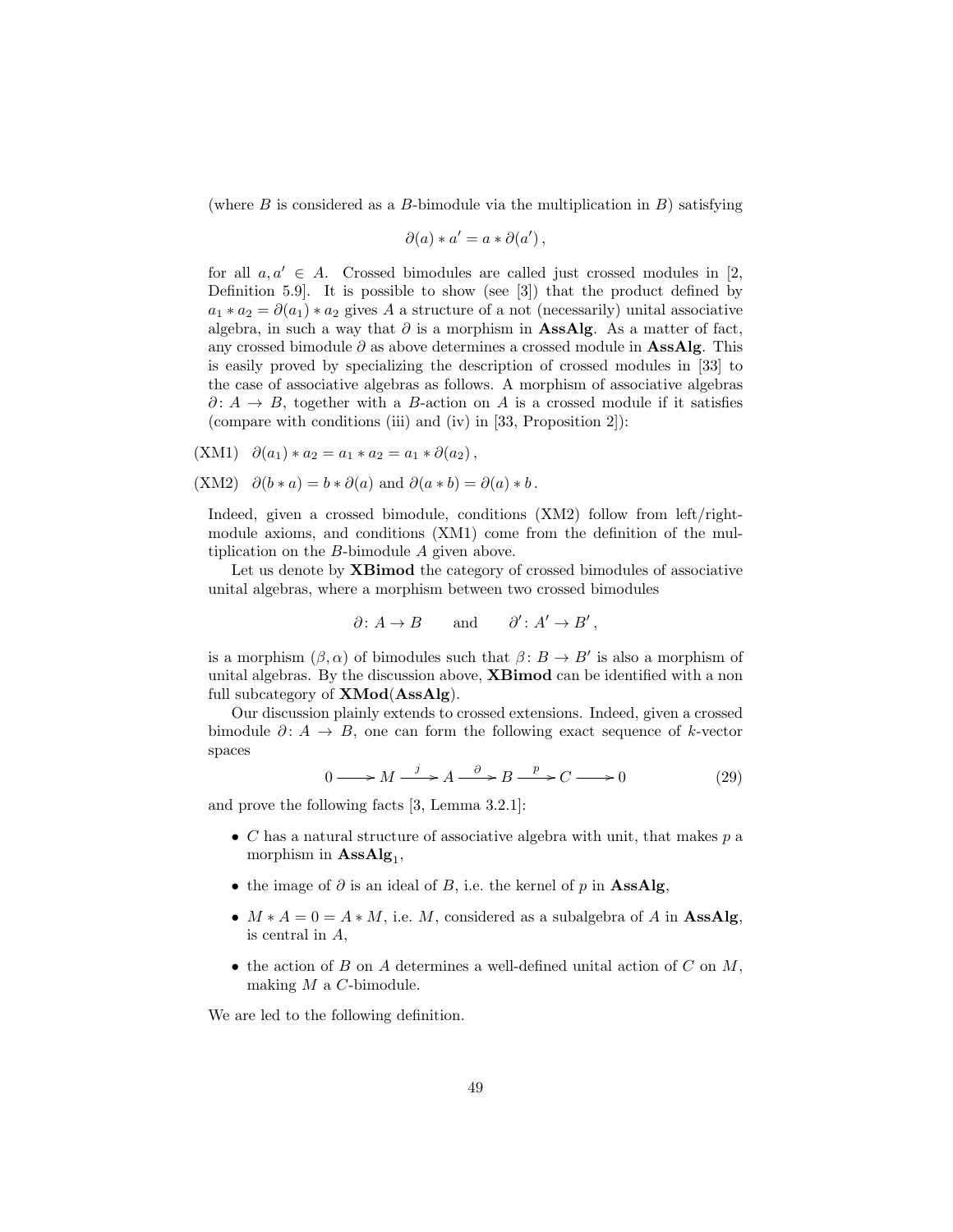(where $B$ is considered as a $B$-bimodule via the multiplication in $B$) satisfying

$$\partial(a) * a' = a * \partial(a'),$$

for all $a, a' \in A$. Crossed bimodules are called just crossed modules in [2, Definition 5.9]. It is possible to show (see [3]) that the product defined by $a_1 * a_2 = \partial(a_1) * a_2$ gives $A$ a structure of a not (necessarily) unital associative algebra, in such a way that $\partial$ is a morphism in **AssAlg**. As a matter of fact, any crossed bimodule $\partial$ as above determines a crossed module in **AssAlg**. This is easily proved by specializing the description of crossed modules in [33] to the case of associative algebras as follows. A morphism of associative algebras $\partial \colon A \to B$, together with a $B$-action on $A$ is a crossed module if it satisfies (compare with conditions (iii) and (iv) in [33, Proposition 2]):

(XM1) $\partial(a_1) * a_2 = a_1 * a_2 = a_1 * \partial(a_2)$,

(XM2) $\partial(b * a) = b * \partial(a)$ and $\partial(a * b) = \partial(a) * b$.

Indeed, given a crossed bimodule, conditions (XM2) follow from left/right-module axioms, and conditions (XM1) come from the definition of the multiplication on the $B$-bimodule $A$ given above.

Let us denote by **XBimod** the category of crossed bimodules of associative unital algebras, where a morphism between two crossed bimodules

$$\partial \colon A \to B \qquad \text{and} \qquad \partial' \colon A' \to B',$$

is a morphism $(\beta, \alpha)$ of bimodules such that $\beta \colon B \to B'$ is also a morphism of unital algebras. By the discussion above, **XBimod** can be identified with a non full subcategory of **XMod(AssAlg)**.

Our discussion plainly extends to crossed extensions. Indeed, given a crossed bimodule $\partial \colon A \to B$, one can form the following exact sequence of $k$-vector spaces

$$0 \longrightarrow M \xrightarrow{\ j\ } A \xrightarrow{\ \partial\ } B \xrightarrow{\ p\ } C \longrightarrow 0 \tag{29}$$

and prove the following facts [3, Lemma 3.2.1]:

- $C$ has a natural structure of associative algebra with unit, that makes $p$ a morphism in $\mathbf{AssAlg}_1$,
- the image of $\partial$ is an ideal of $B$, i.e. the kernel of $p$ in **AssAlg**,
- $M * A = 0 = A * M$, i.e. $M$, considered as a subalgebra of $A$ in **AssAlg**, is central in $A$,
- the action of $B$ on $A$ determines a well-defined unital action of $C$ on $M$, making $M$ a $C$-bimodule.

We are led to the following definition.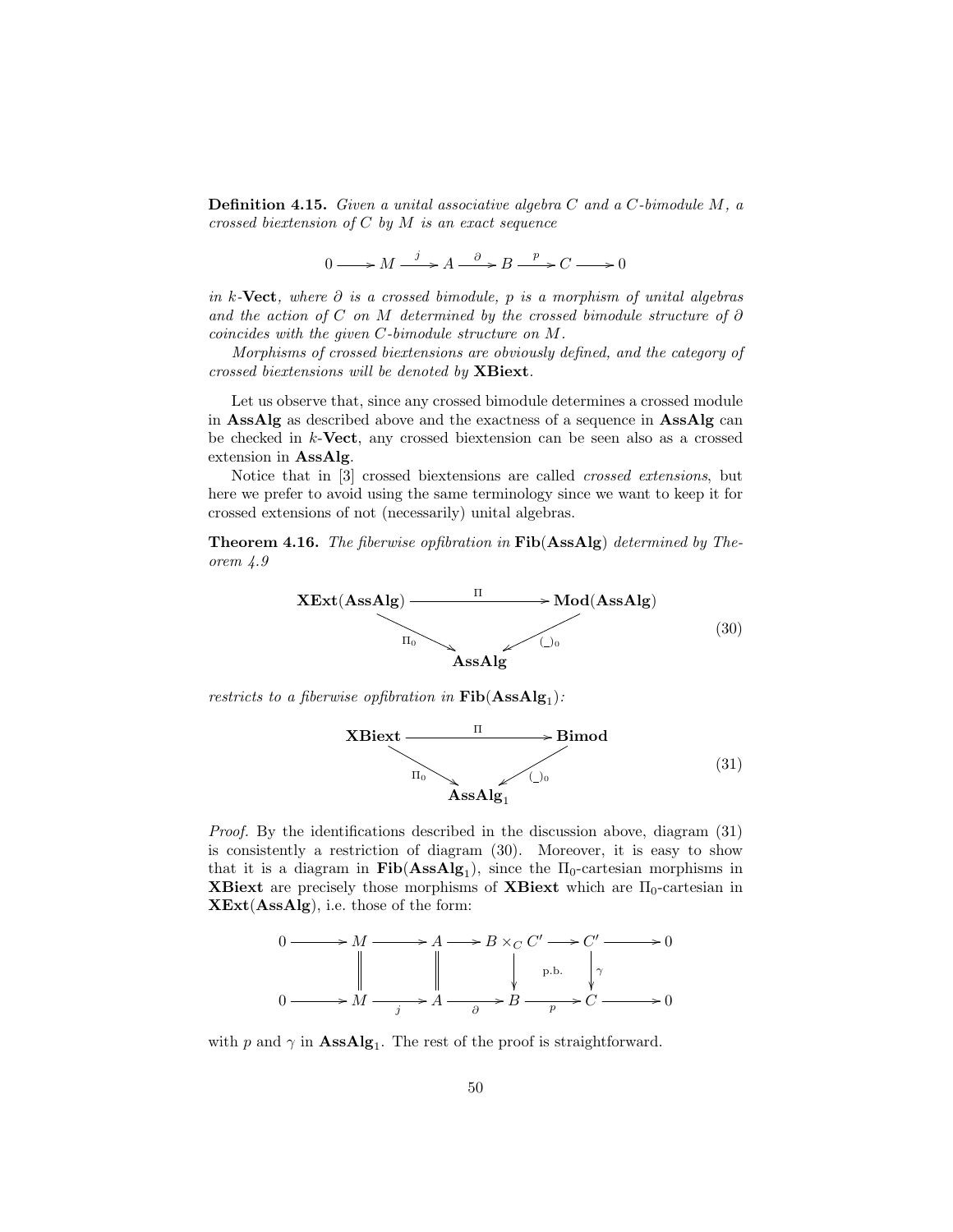**Definition 4.15.** *Given a unital associative algebra $C$ and a $C$-bimodule $M$, a crossed biextension of $C$ by $M$ is an exact sequence*

$$0 \longrightarrow M \xrightarrow{\ j\ } A \xrightarrow{\ \partial\ } B \xrightarrow{\ p\ } C \longrightarrow 0$$

*in $k$-**Vect**, where $\partial$ is a crossed bimodule, $p$ is a morphism of unital algebras and the action of $C$ on $M$ determined by the crossed bimodule structure of $\partial$ coincides with the given $C$-bimodule structure on $M$.*

*Morphisms of crossed biextensions are obviously defined, and the category of crossed biextensions will be denoted by **XBiext**.*

Let us observe that, since any crossed bimodule determines a crossed module in **AssAlg** as described above and the exactness of a sequence in **AssAlg** can be checked in $k$-**Vect**, any crossed biextension can be seen also as a crossed extension in **AssAlg**.

Notice that in [3] crossed biextensions are called *crossed extensions*, but here we prefer to avoid using the same terminology since we want to keep it for crossed extensions of not (necessarily) unital algebras.

**Theorem 4.16.** *The fiberwise opfibration in $\mathbf{Fib}(\mathbf{AssAlg})$ determined by Theorem 4.9*

$$\begin{array}{ccc} \mathbf{XExt}(\mathbf{AssAlg}) & \xrightarrow{\quad \Pi \quad} & \mathbf{Mod}(\mathbf{AssAlg}) \\ & {\scriptstyle \Pi_0} \searrow \quad \swarrow {\scriptstyle (\_)_0} & \\ & \mathbf{AssAlg} & \end{array} \tag{30}$$

*restricts to a fiberwise opfibration in $\mathbf{Fib}(\mathbf{AssAlg}_1)$:*

$$\begin{array}{ccc} \mathbf{XBiext} & \xrightarrow{\quad \Pi \quad} & \mathbf{Bimod} \\ & {\scriptstyle \Pi_0} \searrow \quad \swarrow {\scriptstyle (\_)_0} & \\ & \mathbf{AssAlg}_1 & \end{array} \tag{31}$$

*Proof.* By the identifications described in the discussion above, diagram (31) is consistently a restriction of diagram (30). Moreover, it is easy to show that it is a diagram in $\mathbf{Fib}(\mathbf{AssAlg}_1)$, since the $\Pi_0$-cartesian morphisms in **XBiext** are precisely those morphisms of **XBiext** which are $\Pi_0$-cartesian in $\mathbf{XExt}(\mathbf{AssAlg})$, i.e. those of the form:

$$\begin{array}{ccccccccccc} 0 & \longrightarrow & M & \longrightarrow & A & \longrightarrow & B \times_C C' & \longrightarrow & C' & \longrightarrow & 0 \\ & & \| & & \| & & \downarrow & \text{p.b.} & \downarrow{\scriptstyle \gamma} & & \\ 0 & \longrightarrow & M & \xrightarrow[j]{} & A & \xrightarrow[\partial]{} & B & \xrightarrow[p]{} & C & \longrightarrow & 0 \end{array}$$

with $p$ and $\gamma$ in $\mathbf{AssAlg}_1$. The rest of the proof is straightforward.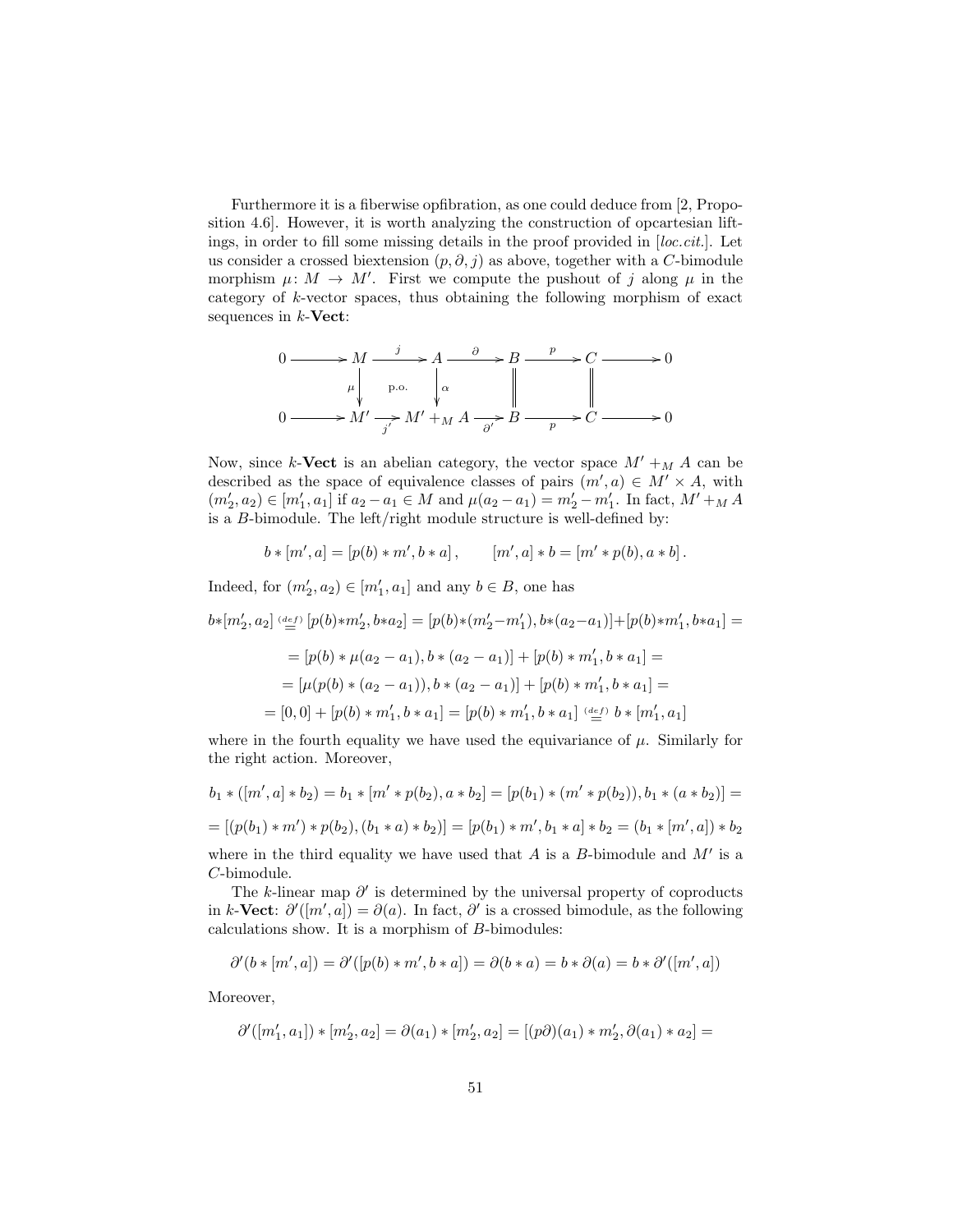Furthermore it is a fiberwise opfibration, as one could deduce from [2, Proposition 4.6]. However, it is worth analyzing the construction of opcartesian liftings, in order to fill some missing details in the proof provided in [*loc.cit.*]. Let us consider a crossed biextension $(p, \partial, j)$ as above, together with a $C$-bimodule morphism $\mu\colon M \to M'$. First we compute the pushout of $j$ along $\mu$ in the category of $k$-vector spaces, thus obtaining the following morphism of exact sequences in $k$-**Vect**:

$$
\begin{array}{ccccccccccc}
0 & \longrightarrow & M & \xrightarrow{j} & A & \xrightarrow{\partial} & B & \xrightarrow{p} & C & \longrightarrow & 0 \\
 & & \Big\downarrow{\scriptstyle \mu} & \text{p.o.} & \Big\downarrow{\scriptstyle \alpha} & & \Big\| & & \Big\| & & \\
0 & \longrightarrow & M' & \xrightarrow[j']{} & M' +_M A & \xrightarrow[\partial']{} & B & \xrightarrow[p]{} & C & \longrightarrow & 0
\end{array}
$$

Now, since $k$-**Vect** is an abelian category, the vector space $M' +_M A$ can be described as the space of equivalence classes of pairs $(m', a) \in M' \times A$, with $(m'_2, a_2) \in [m'_1, a_1]$ if $a_2 - a_1 \in M$ and $\mu(a_2 - a_1) = m'_2 - m'_1$. In fact, $M' +_M A$ is a $B$-bimodule. The left/right module structure is well-defined by:

$$
b * [m', a] = [p(b) * m', b * a]\,, \qquad [m', a] * b = [m' * p(b), a * b]\,.
$$

Indeed, for $(m'_2, a_2) \in [m'_1, a_1]$ and any $b \in B$, one has

$$
b*[m'_2, a_2] \overset{(def)}{=} [p(b)*m'_2, b*a_2] = [p(b)*(m'_2-m'_1), b*(a_2-a_1)] + [p(b)*m'_1, b*a_1] =
$$

$$
= [p(b) * \mu(a_2 - a_1), b * (a_2 - a_1)] + [p(b) * m'_1, b * a_1] =
$$

$$
= [\mu(p(b) * (a_2 - a_1)), b * (a_2 - a_1)] + [p(b) * m'_1, b * a_1] =
$$

$$
= [0, 0] + [p(b) * m'_1, b * a_1] = [p(b) * m'_1, b * a_1] \overset{(def)}{=} b * [m'_1, a_1]
$$

where in the fourth equality we have used the equivariance of $\mu$. Similarly for the right action. Moreover,

$$
b_1 * ([m', a] * b_2) = b_1 * [m' * p(b_2), a * b_2] = [p(b_1) * (m' * p(b_2)), b_1 * (a * b_2)] =
$$

$$
= [(p(b_1) * m') * p(b_2), (b_1 * a) * b_2)] = [p(b_1) * m', b_1 * a] * b_2 = (b_1 * [m', a]) * b_2
$$

where in the third equality we have used that $A$ is a $B$-bimodule and $M'$ is a $C$-bimodule.

The $k$-linear map $\partial'$ is determined by the universal property of coproducts in $k$-**Vect**: $\partial'([m', a]) = \partial(a)$. In fact, $\partial'$ is a crossed bimodule, as the following calculations show. It is a morphism of $B$-bimodules:

$$
\partial'(b * [m', a]) = \partial'([p(b) * m', b * a]) = \partial(b * a) = b * \partial(a) = b * \partial'([m', a])
$$

Moreover,

$$
\partial'([m'_1, a_1]) * [m'_2, a_2] = \partial(a_1) * [m'_2, a_2] = [(p\partial)(a_1) * m'_2, \partial(a_1) * a_2] =
$$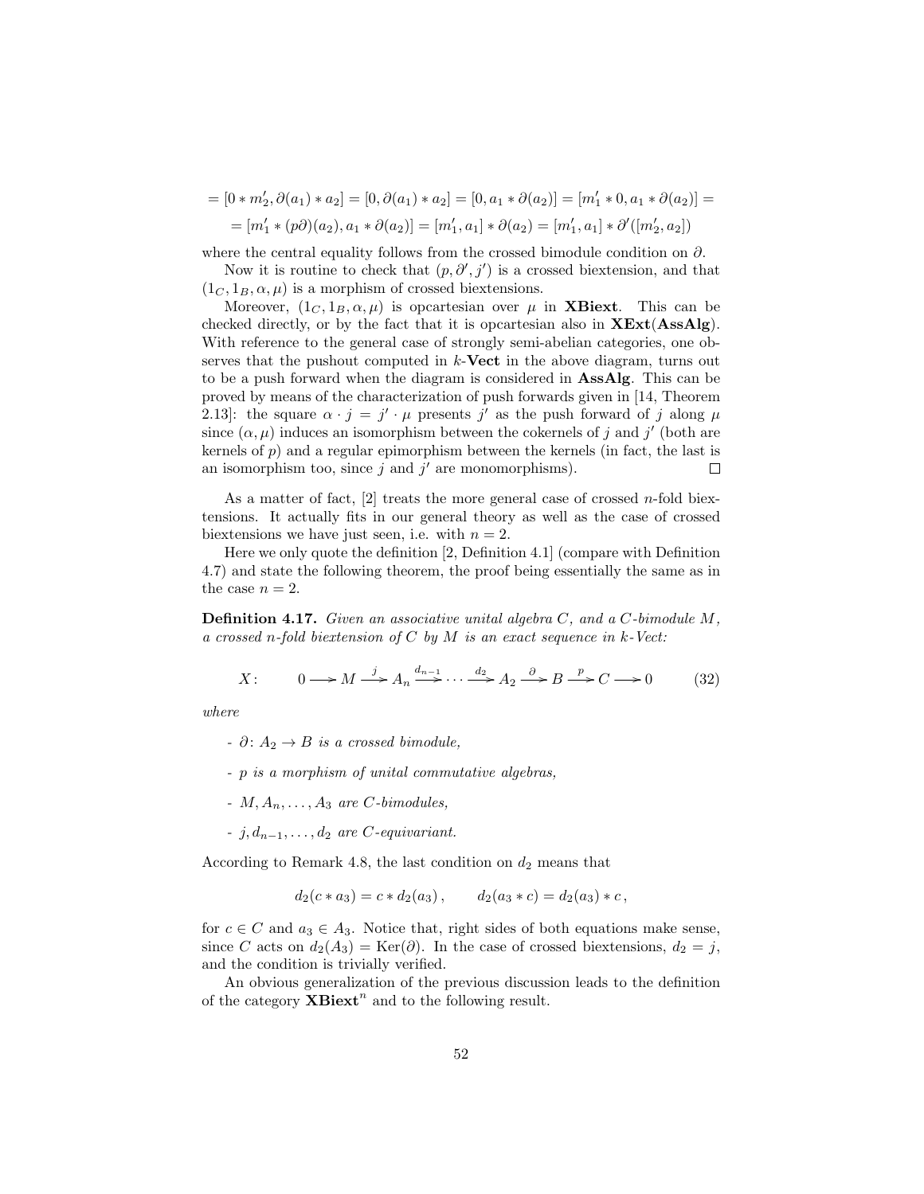$$= [0 * m_2', \partial(a_1) * a_2] = [0, \partial(a_1) * a_2] = [0, a_1 * \partial(a_2)] = [m_1' * 0, a_1 * \partial(a_2)] =$$

$$= [m_1' * (p\partial)(a_2), a_1 * \partial(a_2)] = [m_1', a_1] * \partial(a_2) = [m_1', a_1] * \partial'([m_2', a_2])$$

where the central equality follows from the crossed bimodule condition on $\partial$.

Now it is routine to check that $(p, \partial', j')$ is a crossed biextension, and that $(1_C, 1_B, \alpha, \mu)$ is a morphism of crossed biextensions.

Moreover, $(1_C, 1_B, \alpha, \mu)$ is opcartesian over $\mu$ in **XBiext**. This can be checked directly, or by the fact that it is opcartesian also in **XExt**(**AssAlg**). With reference to the general case of strongly semi-abelian categories, one observes that the pushout computed in $k$-**Vect** in the above diagram, turns out to be a push forward when the diagram is considered in **AssAlg**. This can be proved by means of the characterization of push forwards given in [14, Theorem 2.13]: the square $\alpha \cdot j = j' \cdot \mu$ presents $j'$ as the push forward of $j$ along $\mu$ since $(\alpha, \mu)$ induces an isomorphism between the cokernels of $j$ and $j'$ (both are kernels of $p$) and a regular epimorphism between the kernels (in fact, the last is an isomorphism too, since $j$ and $j'$ are monomorphisms). □

As a matter of fact, [2] treats the more general case of crossed $n$-fold biextensions. It actually fits in our general theory as well as the case of crossed biextensions we have just seen, i.e. with $n = 2$.

Here we only quote the definition [2, Definition 4.1] (compare with Definition 4.7) and state the following theorem, the proof being essentially the same as in the case $n = 2$.

**Definition 4.17.** *Given an associative unital algebra $C$, and a $C$-bimodule $M$, a crossed $n$-fold biextension of $C$ by $M$ is an exact sequence in $k$-Vect:*

$$X\colon \qquad 0 \longrightarrow M \xrightarrow{\;j\;} A_n \xrightarrow{\;d_{n-1}\;} \cdots \xrightarrow{\;d_2\;} A_2 \xrightarrow{\;\partial\;} B \xrightarrow{\;p\;} C \longrightarrow 0 \tag{32}$$

*where*

- *$\partial\colon A_2 \to B$ is a crossed bimodule,*
- *$p$ is a morphism of unital commutative algebras,*
- *$M, A_n, \ldots, A_3$ are $C$-bimodules,*
- *$j, d_{n-1}, \ldots, d_2$ are $C$-equivariant.*

According to Remark 4.8, the last condition on $d_2$ means that

$$d_2(c * a_3) = c * d_2(a_3)\,, \qquad d_2(a_3 * c) = d_2(a_3) * c\,,$$

for $c \in C$ and $a_3 \in A_3$. Notice that, right sides of both equations make sense, since $C$ acts on $d_2(A_3) = \mathrm{Ker}(\partial)$. In the case of crossed biextensions, $d_2 = j$, and the condition is trivially verified.

An obvious generalization of the previous discussion leads to the definition of the category $\mathbf{XBiext}^n$ and to the following result.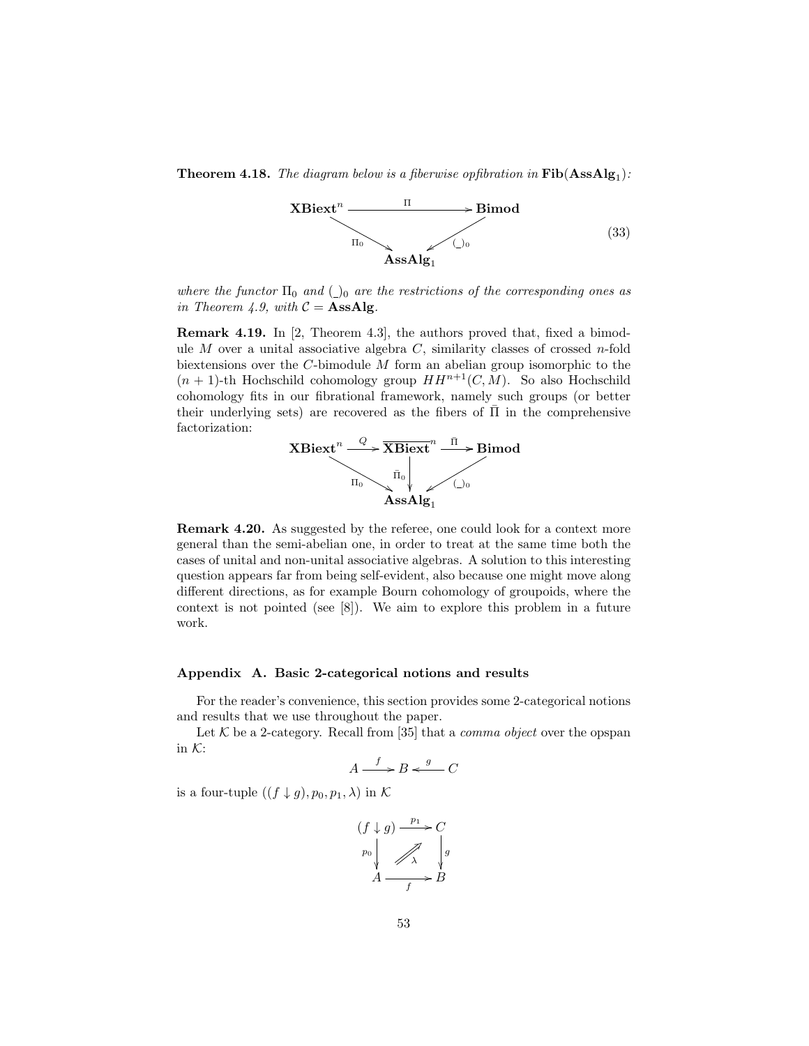**Theorem 4.18.** *The diagram below is a fiberwise opfibration in* $\mathbf{Fib}(\mathbf{AssAlg}_1)$*:*

$$\begin{array}{ccc} \mathbf{XBiext}^n & \xrightarrow{\quad \Pi \quad} & \mathbf{Bimod} \\ & \searrow^{\Pi_0} \quad {}^{(\_)_0}\swarrow & \\ & \mathbf{AssAlg}_1 & \end{array} \tag{33}$$

*where the functor* $\Pi_0$ *and* $(\_)_0$ *are the restrictions of the corresponding ones as in Theorem 4.9, with* $\mathcal{C} = \mathbf{AssAlg}$.

**Remark 4.19.** In [2, Theorem 4.3], the authors proved that, fixed a bimodule $M$ over a unital associative algebra $C$, similarity classes of crossed $n$-fold biextensions over the $C$-bimodule $M$ form an abelian group isomorphic to the $(n+1)$-th Hochschild cohomology group $HH^{n+1}(C, M)$. So also Hochschild cohomology fits in our fibrational framework, namely such groups (or better their underlying sets) are recovered as the fibers of $\bar{\Pi}$ in the comprehensive factorization:

$$\begin{array}{ccccc} \mathbf{XBiext}^n & \xrightarrow{Q} & \overline{\mathbf{XBiext}}^n & \xrightarrow{\bar{\Pi}} & \mathbf{Bimod} \\ & \searrow^{\Pi_0} & \downarrow{\scriptstyle \bar{\Pi}_0} & \swarrow^{(\_)_0} & \\ & & \mathbf{AssAlg}_1 & & \end{array}$$

**Remark 4.20.** As suggested by the referee, one could look for a context more general than the semi-abelian one, in order to treat at the same time both the cases of unital and non-unital associative algebras. A solution to this interesting question appears far from being self-evident, also because one might move along different directions, as for example Bourn cohomology of groupoids, where the context is not pointed (see [8]). We aim to explore this problem in a future work.

## Appendix A. Basic 2-categorical notions and results

For the reader's convenience, this section provides some 2-categorical notions and results that we use throughout the paper.

Let $\mathcal{K}$ be a 2-category. Recall from [35] that a *comma object* over the opspan in $\mathcal{K}$:

$$A \xrightarrow{f} B \xleftarrow{g} C$$

is a four-tuple $((f \downarrow g), p_0, p_1, \lambda)$ in $\mathcal{K}$

$$\begin{array}{ccc} (f \downarrow g) & \xrightarrow{p_1} & C \\ {\scriptstyle p_0}\downarrow & \overset{\lambda}{\nearrow\!\!\!\nearrow} & \downarrow{\scriptstyle g} \\ A & \xrightarrow[f]{} & B \end{array}$$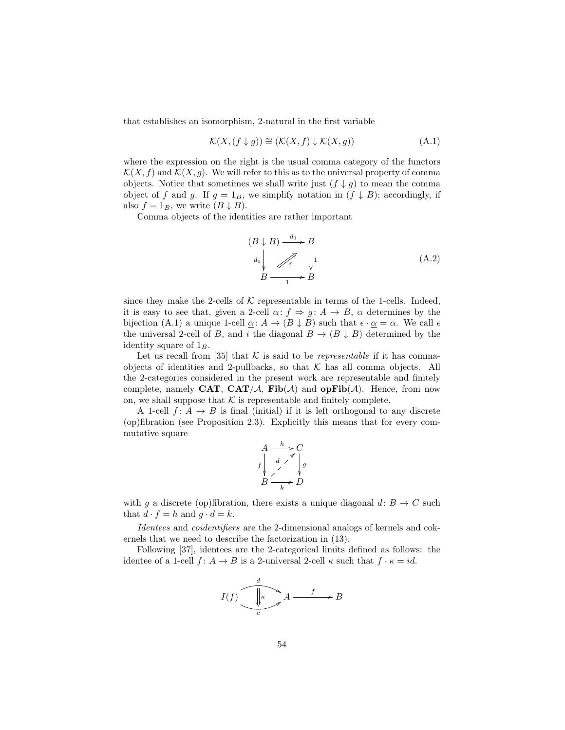that establishes an isomorphism, 2-natural in the first variable

$$\mathcal{K}(X, (f \downarrow g)) \cong (\mathcal{K}(X, f) \downarrow \mathcal{K}(X, g)) \tag{A.1}$$

where the expression on the right is the usual comma category of the functors $\mathcal{K}(X, f)$ and $\mathcal{K}(X, g)$. We will refer to this as to the universal property of comma objects. Notice that sometimes we shall write just $(f \downarrow g)$ to mean the comma object of $f$ and $g$. If $g = 1_B$, we simplify notation in $(f \downarrow B)$; accordingly, if also $f = 1_B$, we write $(B \downarrow B)$.

Comma objects of the identities are rather important

$$\begin{array}{ccc} (B \downarrow B) & \xrightarrow{d_1} & B \\ {\scriptstyle d_0}\downarrow & \overset{\epsilon}{\nearrow} & \downarrow{\scriptstyle 1} \\ B & \xrightarrow[1]{} & B \end{array} \tag{A.2}$$

since they make the 2-cells of $\mathcal{K}$ representable in terms of the 1-cells. Indeed, it is easy to see that, given a 2-cell $\alpha\colon f \Rightarrow g\colon A \to B$, $\alpha$ determines by the bijection (A.1) a unique 1-cell $\underline{\alpha}\colon A \to (B \downarrow B)$ such that $\epsilon \cdot \underline{\alpha} = \alpha$. We call $\epsilon$ the universal 2-cell of $B$, and $i$ the diagonal $B \to (B \downarrow B)$ determined by the identity square of $1_B$.

Let us recall from [35] that $\mathcal{K}$ is said to be *representable* if it has comma-objects of identities and 2-pullbacks, so that $\mathcal{K}$ has all comma objects. All the 2-categories considered in the present work are representable and finitely complete, namely **CAT**, **CAT**$/\mathcal{A}$, **Fib**$(\mathcal{A})$ and **opFib**$(\mathcal{A})$. Hence, from now on, we shall suppose that $\mathcal{K}$ is representable and finitely complete.

A 1-cell $f\colon A \to B$ is final (initial) if it is left orthogonal to any discrete (op)fibration (see Proposition 2.3). Explicitly this means that for every commutative square

$$\begin{array}{ccc} A & \xrightarrow{h} & C \\ {\scriptstyle f}\downarrow & \overset{d}{\nearrow} & \downarrow{\scriptstyle g} \\ B & \xrightarrow[k]{} & D \end{array}$$

with $g$ a discrete (op)fibration, there exists a unique diagonal $d\colon B \to C$ such that $d \cdot f = h$ and $g \cdot d = k$.

*Identees* and *coidentifiers* are the 2-dimensional analogs of kernels and cokernels that we need to describe the factorization in (13).

Following [37], identees are the 2-categorical limits defined as follows: the identee of a 1-cell $f\colon A \to B$ is a 2-universal 2-cell $\kappa$ such that $f \cdot \kappa = id$.

$$I(f) \underset{c}{\overset{d}{\rightrightarrows}} A \xrightarrow{f} B \qquad (\kappa\colon d \Rightarrow c)$$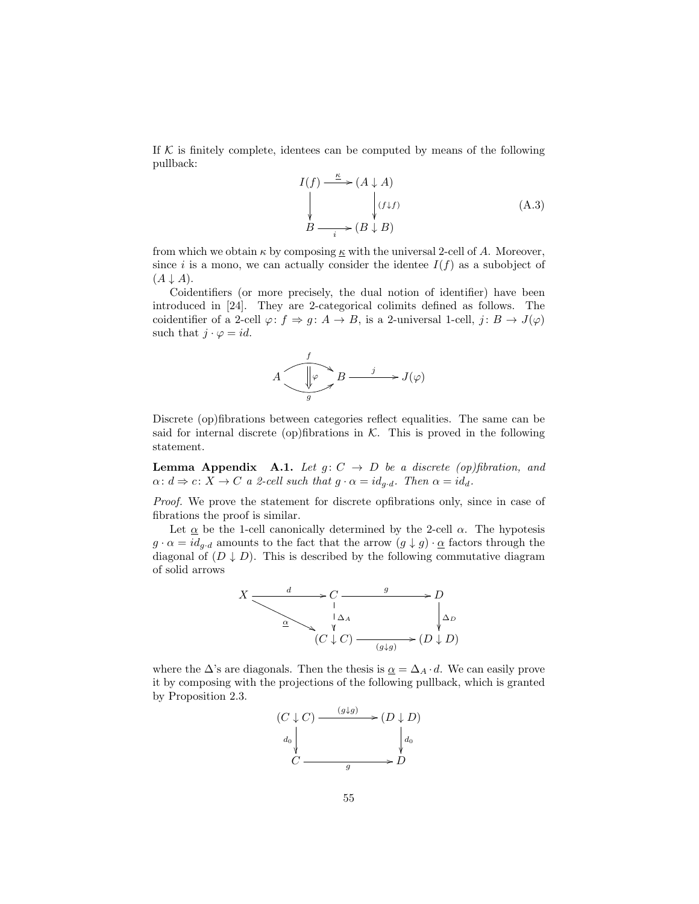If $\mathcal{K}$ is finitely complete, identees can be computed by means of the following pullback:

$$
\begin{array}{ccc}
I(f) & \xrightarrow{\underline{\kappa}} & (A \downarrow A) \\
\big\downarrow & & \big\downarrow{\scriptstyle (f\downarrow f)} \\
B & \xrightarrow[i]{} & (B \downarrow B)
\end{array}
\tag{A.3}
$$

from which we obtain $\kappa$ by composing $\underline{\kappa}$ with the universal 2-cell of $A$. Moreover, since $i$ is a mono, we can actually consider the identee $I(f)$ as a subobject of $(A \downarrow A)$.

Coidentifiers (or more precisely, the dual notion of identifier) have been introduced in [24]. They are 2-categorical colimits defined as follows. The coidentifier of a 2-cell $\varphi\colon f \Rightarrow g\colon A \to B$, is a 2-universal 1-cell, $j\colon B \to J(\varphi)$ such that $j \cdot \varphi = id$.

$$
A \underset{g}{\overset{f}{\rightrightarrows}} B \xrightarrow{\;j\;} J(\varphi) \qquad (\varphi\colon f \Rightarrow g)
$$

Discrete (op)fibrations between categories reflect equalities. The same can be said for internal discrete (op)fibrations in $\mathcal{K}$. This is proved in the following statement.

**Lemma Appendix A.1.** *Let $g\colon C \to D$ be a discrete (op)fibration, and $\alpha\colon d \Rightarrow c\colon X \to C$ a 2-cell such that $g \cdot \alpha = id_{g \cdot d}$. Then $\alpha = id_d$.*

*Proof.* We prove the statement for discrete opfibrations only, since in case of fibrations the proof is similar.

Let $\underline{\alpha}$ be the 1-cell canonically determined by the 2-cell $\alpha$. The hypothesis $g \cdot \alpha = id_{g \cdot d}$ amounts to the fact that the arrow $(g \downarrow g) \cdot \underline{\alpha}$ factors through the diagonal of $(D \downarrow D)$. This is described by the following commutative diagram of solid arrows

$$
\begin{array}{ccccc}
X & \xrightarrow{d} & C & \xrightarrow{g} & D \\
& \searrow^{\underline{\alpha}} & \big\downarrow{\scriptstyle \Delta_A} & & \big\downarrow{\scriptstyle \Delta_D} \\
& & (C \downarrow C) & \xrightarrow[(g\downarrow g)]{} & (D \downarrow D)
\end{array}
$$

where the $\Delta$'s are diagonals. Then the thesis is $\underline{\alpha} = \Delta_A \cdot d$. We can easily prove it by composing with the projections of the following pullback, which is granted by Proposition 2.3.

$$
\begin{array}{ccc}
(C \downarrow C) & \xrightarrow{(g\downarrow g)} & (D \downarrow D) \\
{\scriptstyle d_0}\big\downarrow & & \big\downarrow{\scriptstyle d_0} \\
C & \xrightarrow[g]{} & D
\end{array}
$$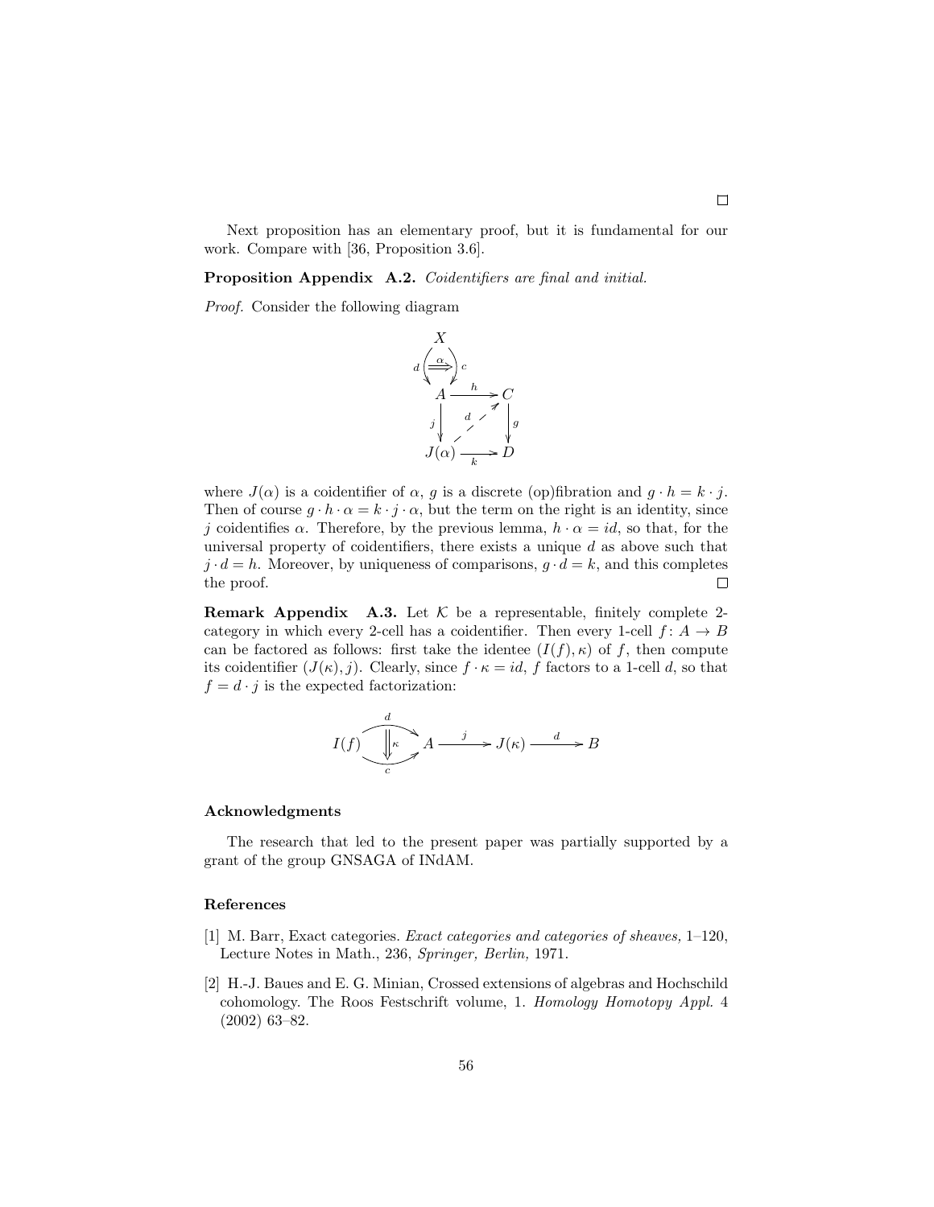□

Next proposition has an elementary proof, but it is fundamental for our work. Compare with [36, Proposition 3.6].

**Proposition Appendix A.2.** *Coidentifiers are final and initial.*

*Proof.* Consider the following diagram

$$\begin{array}{ccc} & X & \\ & d \Big( \overset{\alpha}{\Longrightarrow} \Big) c & \\ & A \xrightarrow{\ h\ } C & \\ & j \Big\downarrow \quad \overset{d}{\nearrow} \quad \Big\downarrow g & \\ & J(\alpha) \xrightarrow[k]{} D & \end{array}$$

where $J(\alpha)$ is a coidentifier of $\alpha$, $g$ is a discrete (op)fibration and $g \cdot h = k \cdot j$. Then of course $g \cdot h \cdot \alpha = k \cdot j \cdot \alpha$, but the term on the right is an identity, since $j$ coidentifies $\alpha$. Therefore, by the previous lemma, $h \cdot \alpha = id$, so that, for the universal property of coidentifiers, there exists a unique $d$ as above such that $j \cdot d = h$. Moreover, by uniqueness of comparisons, $g \cdot d = k$, and this completes the proof. □

**Remark Appendix A.3.** Let $\mathcal{K}$ be a representable, finitely complete 2-category in which every 2-cell has a coidentifier. Then every 1-cell $f \colon A \to B$ can be factored as follows: first take the identee $(I(f), \kappa)$ of $f$, then compute its coidentifier $(J(\kappa), j)$. Clearly, since $f \cdot \kappa = id$, $f$ factors to a 1-cell $d$, so that $f = d \cdot j$ is the expected factorization:

$$I(f) \underset{c}{\overset{d}{\Downarrow \kappa}} A \xrightarrow{\ j\ } J(\kappa) \xrightarrow{\ d\ } B$$

## Acknowledgments

The research that led to the present paper was partially supported by a grant of the group GNSAGA of INdAM.

## References

[1] M. Barr, Exact categories. *Exact categories and categories of sheaves,* 1–120, Lecture Notes in Math., 236, *Springer, Berlin,* 1971.

[2] H.-J. Baues and E. G. Minian, Crossed extensions of algebras and Hochschild cohomology. The Roos Festschrift volume, 1. *Homology Homotopy Appl.* 4 (2002) 63–82.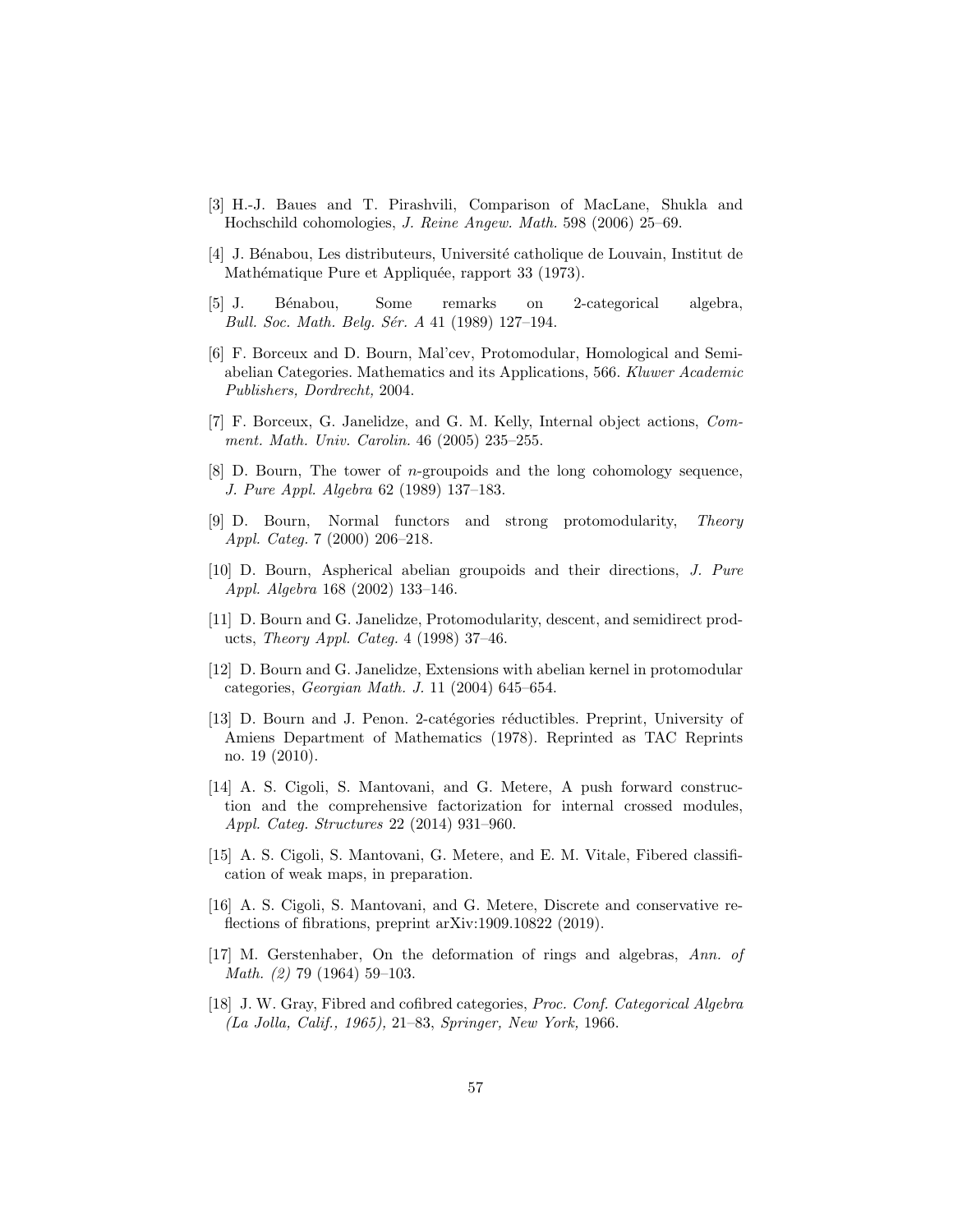[3] H.-J. Baues and T. Pirashvili, Comparison of MacLane, Shukla and Hochschild cohomologies, *J. Reine Angew. Math.* 598 (2006) 25–69.

[4] J. Bénabou, Les distributeurs, Université catholique de Louvain, Institut de Mathématique Pure et Appliquée, rapport 33 (1973).

[5] J. Bénabou, Some remarks on 2-categorical algebra, *Bull. Soc. Math. Belg. Sér. A* 41 (1989) 127–194.

[6] F. Borceux and D. Bourn, Mal'cev, Protomodular, Homological and Semi-abelian Categories. Mathematics and its Applications, 566. *Kluwer Academic Publishers, Dordrecht,* 2004.

[7] F. Borceux, G. Janelidze, and G. M. Kelly, Internal object actions, *Comment. Math. Univ. Carolin.* 46 (2005) 235–255.

[8] D. Bourn, The tower of $n$-groupoids and the long cohomology sequence, *J. Pure Appl. Algebra* 62 (1989) 137–183.

[9] D. Bourn, Normal functors and strong protomodularity, *Theory Appl. Categ.* 7 (2000) 206–218.

[10] D. Bourn, Aspherical abelian groupoids and their directions, *J. Pure Appl. Algebra* 168 (2002) 133–146.

[11] D. Bourn and G. Janelidze, Protomodularity, descent, and semidirect products, *Theory Appl. Categ.* 4 (1998) 37–46.

[12] D. Bourn and G. Janelidze, Extensions with abelian kernel in protomodular categories, *Georgian Math. J.* 11 (2004) 645–654.

[13] D. Bourn and J. Penon. 2-catégories réductibles. Preprint, University of Amiens Department of Mathematics (1978). Reprinted as TAC Reprints no. 19 (2010).

[14] A. S. Cigoli, S. Mantovani, and G. Metere, A push forward construction and the comprehensive factorization for internal crossed modules, *Appl. Categ. Structures* 22 (2014) 931–960.

[15] A. S. Cigoli, S. Mantovani, G. Metere, and E. M. Vitale, Fibered classification of weak maps, in preparation.

[16] A. S. Cigoli, S. Mantovani, and G. Metere, Discrete and conservative reflections of fibrations, preprint arXiv:1909.10822 (2019).

[17] M. Gerstenhaber, On the deformation of rings and algebras, *Ann. of Math. (2)* 79 (1964) 59–103.

[18] J. W. Gray, Fibred and cofibred categories, *Proc. Conf. Categorical Algebra (La Jolla, Calif., 1965),* 21–83, *Springer, New York,* 1966.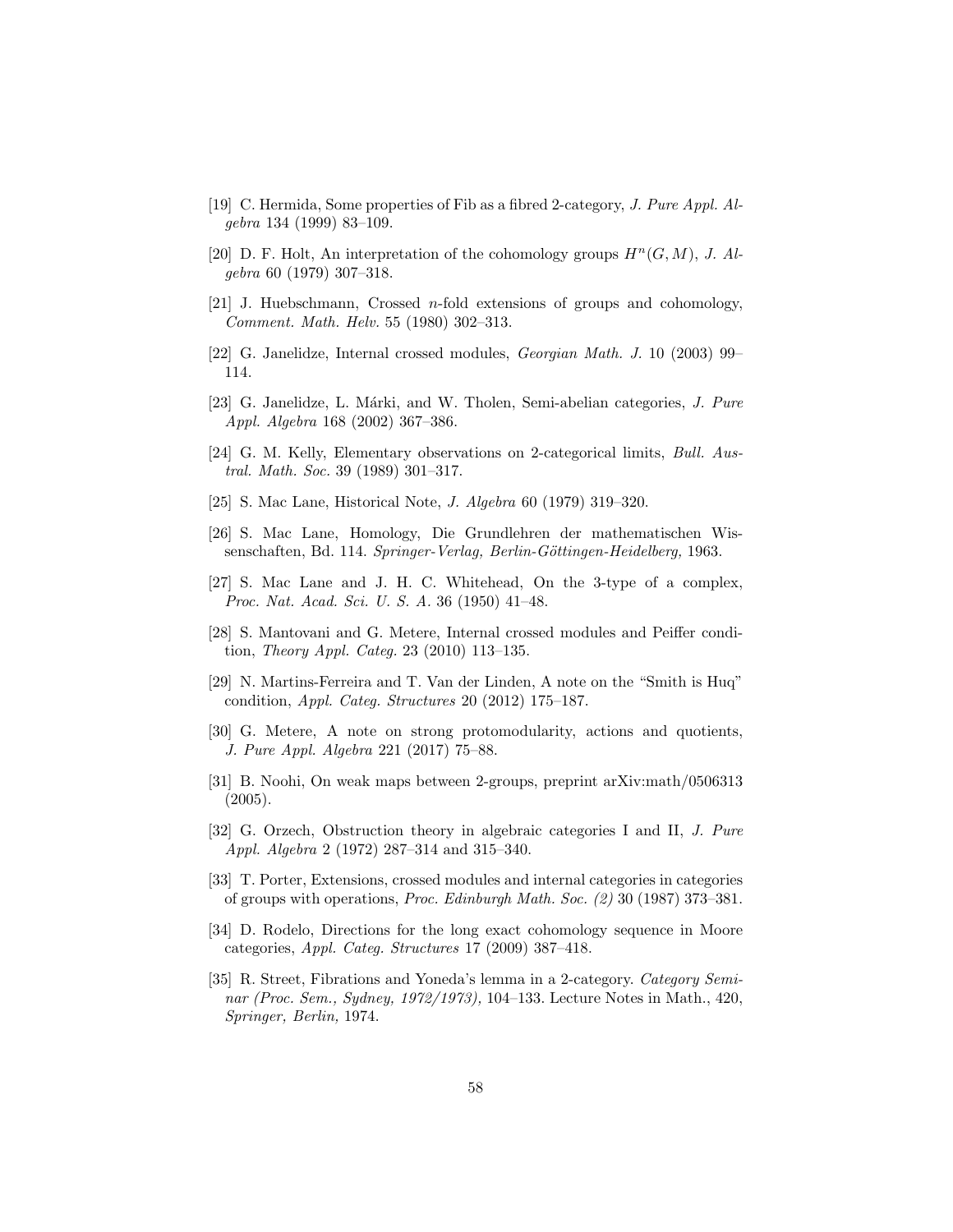[19] C. Hermida, Some properties of Fib as a fibred 2-category, *J. Pure Appl. Algebra* 134 (1999) 83–109.

[20] D. F. Holt, An interpretation of the cohomology groups $H^n(G, M)$, *J. Algebra* 60 (1979) 307–318.

[21] J. Huebschmann, Crossed $n$-fold extensions of groups and cohomology, *Comment. Math. Helv.* 55 (1980) 302–313.

[22] G. Janelidze, Internal crossed modules, *Georgian Math. J.* 10 (2003) 99–114.

[23] G. Janelidze, L. Márki, and W. Tholen, Semi-abelian categories, *J. Pure Appl. Algebra* 168 (2002) 367–386.

[24] G. M. Kelly, Elementary observations on 2-categorical limits, *Bull. Austral. Math. Soc.* 39 (1989) 301–317.

[25] S. Mac Lane, Historical Note, *J. Algebra* 60 (1979) 319–320.

[26] S. Mac Lane, Homology, Die Grundlehren der mathematischen Wissenschaften, Bd. 114. *Springer-Verlag, Berlin-Göttingen-Heidelberg,* 1963.

[27] S. Mac Lane and J. H. C. Whitehead, On the 3-type of a complex, *Proc. Nat. Acad. Sci. U. S. A.* 36 (1950) 41–48.

[28] S. Mantovani and G. Metere, Internal crossed modules and Peiffer condition, *Theory Appl. Categ.* 23 (2010) 113–135.

[29] N. Martins-Ferreira and T. Van der Linden, A note on the "Smith is Huq" condition, *Appl. Categ. Structures* 20 (2012) 175–187.

[30] G. Metere, A note on strong protomodularity, actions and quotients, *J. Pure Appl. Algebra* 221 (2017) 75–88.

[31] B. Noohi, On weak maps between 2-groups, preprint arXiv:math/0506313 (2005).

[32] G. Orzech, Obstruction theory in algebraic categories I and II, *J. Pure Appl. Algebra* 2 (1972) 287–314 and 315–340.

[33] T. Porter, Extensions, crossed modules and internal categories in categories of groups with operations, *Proc. Edinburgh Math. Soc. (2)* 30 (1987) 373–381.

[34] D. Rodelo, Directions for the long exact cohomology sequence in Moore categories, *Appl. Categ. Structures* 17 (2009) 387–418.

[35] R. Street, Fibrations and Yoneda's lemma in a 2-category. *Category Seminar (Proc. Sem., Sydney, 1972/1973),* 104–133. Lecture Notes in Math., 420, *Springer, Berlin,* 1974.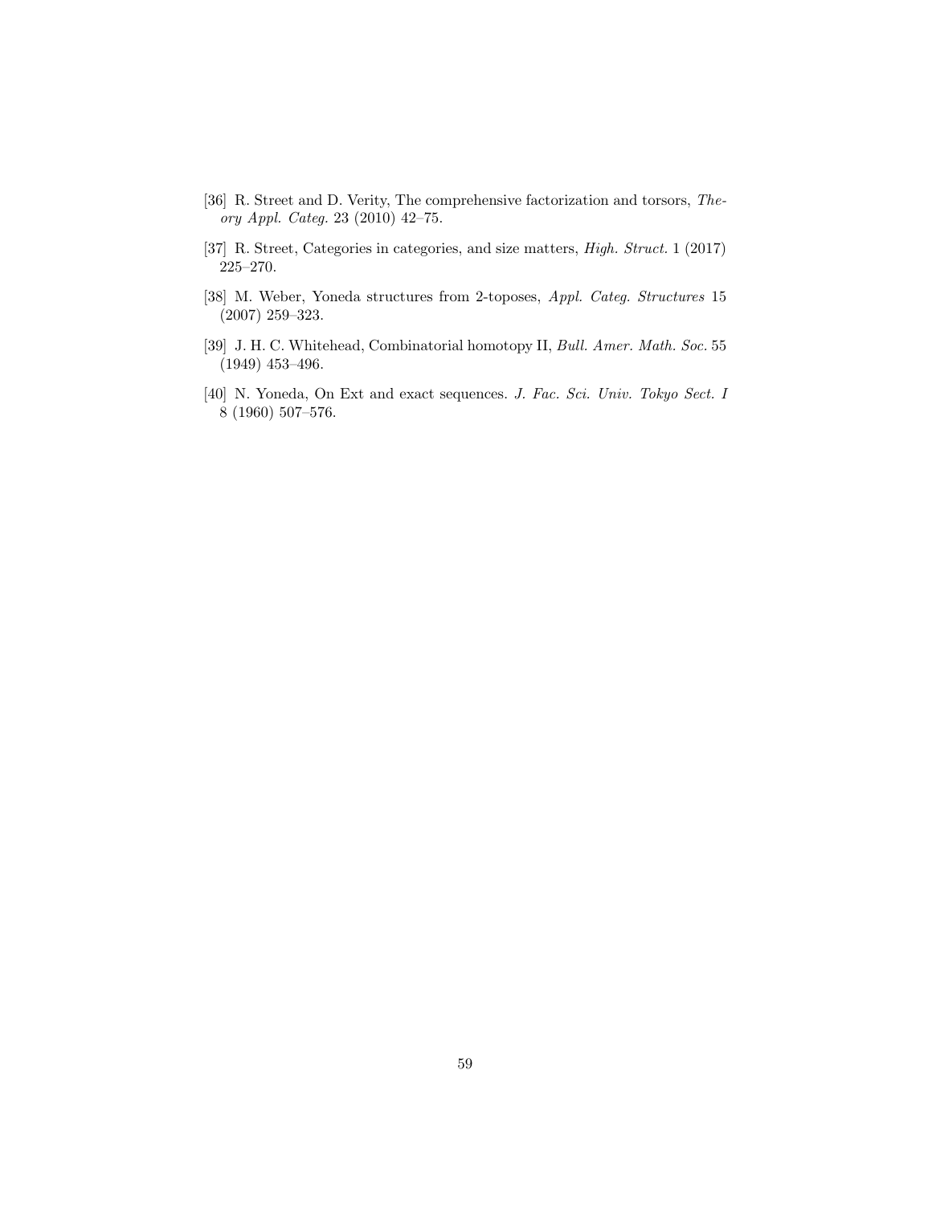[36] R. Street and D. Verity, The comprehensive factorization and torsors, *Theory Appl. Categ.* 23 (2010) 42–75.

[37] R. Street, Categories in categories, and size matters, *High. Struct.* 1 (2017) 225–270.

[38] M. Weber, Yoneda structures from 2-toposes, *Appl. Categ. Structures* 15 (2007) 259–323.

[39] J. H. C. Whitehead, Combinatorial homotopy II, *Bull. Amer. Math. Soc.* 55 (1949) 453–496.

[40] N. Yoneda, On Ext and exact sequences. *J. Fac. Sci. Univ. Tokyo Sect. I* 8 (1960) 507–576.